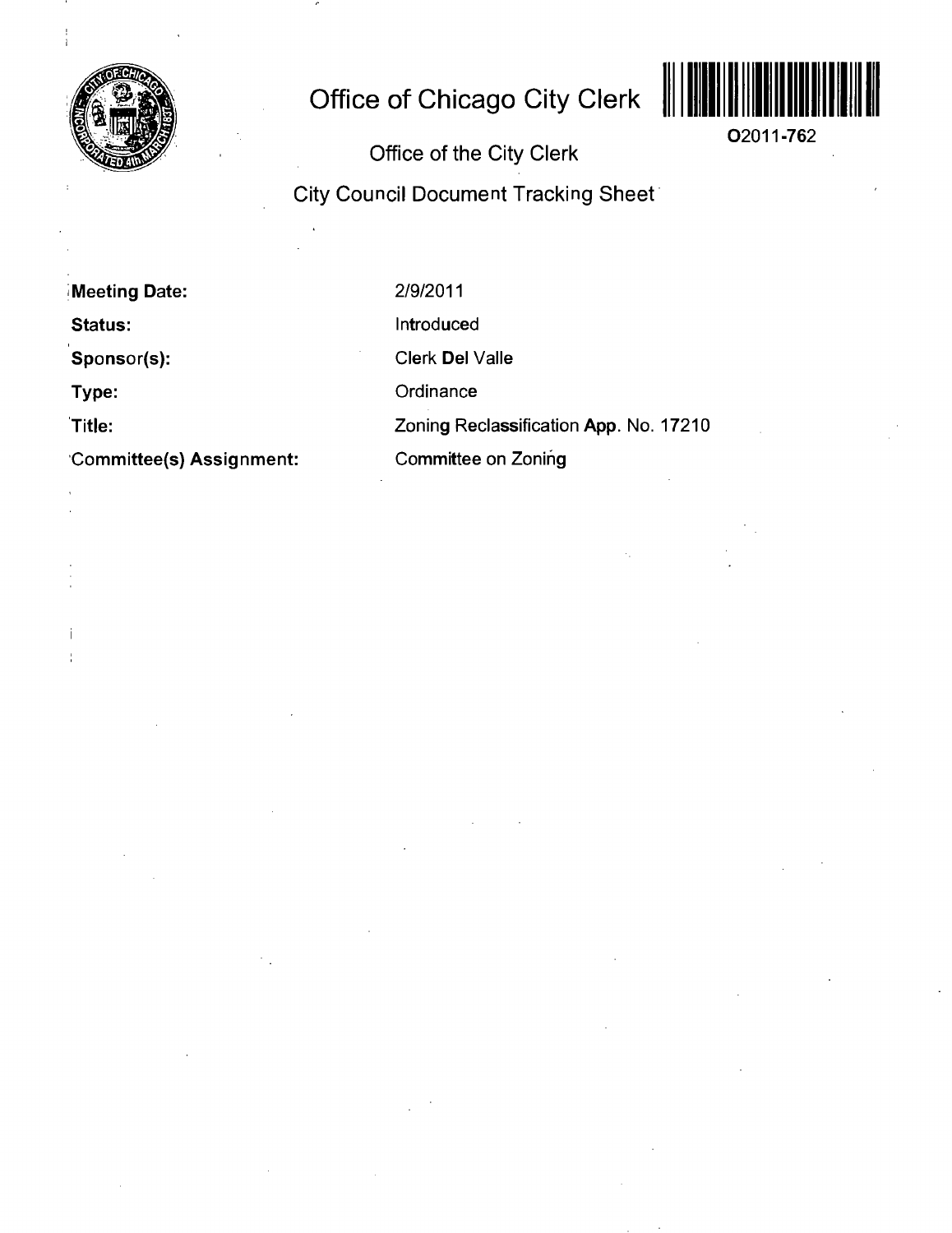# Office of Chicago City Clerk

O2011-762

## Office of the City Clerk

## City Council Document Tracking Sheet

| | |
|---|---|
| **Meeting Date:** | 2/9/2011 |
| **Status:** | Introduced |
| **Sponsor(s):** | Clerk Del Valle |
| **Type:** | Ordinance |
| **Title:** | Zoning Reclassification App. No. 17210 |
| **Committee(s) Assignment:** | Committee on Zoning |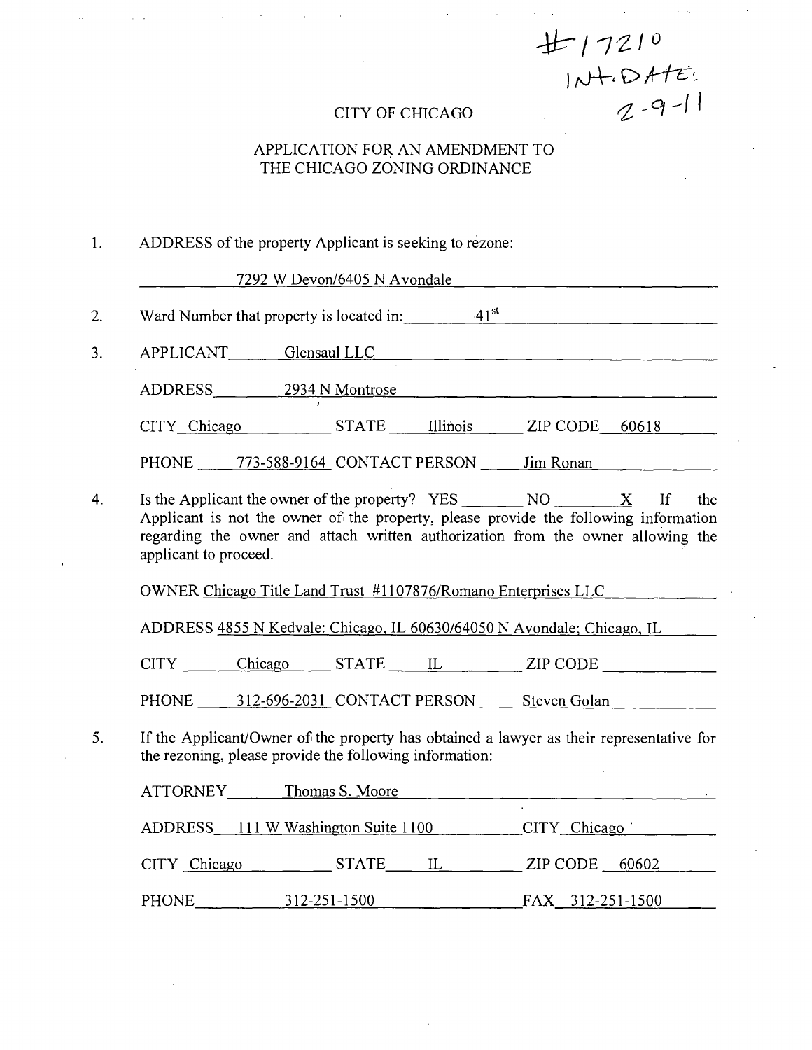#17210
INT. DATE:
2-9-11

# CITY OF CHICAGO

## APPLICATION FOR AN AMENDMENT TO THE CHICAGO ZONING ORDINANCE

1. ADDRESS of the property Applicant is seeking to rezone:

   7292 W Devon/6405 N Avondale

2. Ward Number that property is located in: 41st

3. APPLICANT Glensaul LLC

   ADDRESS 2934 N Montrose

   CITY Chicago STATE Illinois ZIP CODE 60618

   PHONE 773-588-9164 CONTACT PERSON Jim Ronan

4. Is the Applicant the owner of the property? YES ______ NO X If the Applicant is not the owner of the property, please provide the following information regarding the owner and attach written authorization from the owner allowing the applicant to proceed.

   OWNER Chicago Title Land Trust #1107876/Romano Enterprises LLC

   ADDRESS 4855 N Kedvale: Chicago, IL 60630/64050 N Avondale; Chicago, IL

   CITY Chicago STATE IL ZIP CODE ______

   PHONE 312-696-2031 CONTACT PERSON Steven Golan

5. If the Applicant/Owner of the property has obtained a lawyer as their representative for the rezoning, please provide the following information:

   ATTORNEY Thomas S. Moore

   ADDRESS 111 W Washington Suite 1100 CITY Chicago

   CITY Chicago STATE IL ZIP CODE 60602

   PHONE 312-251-1500 FAX 312-251-1500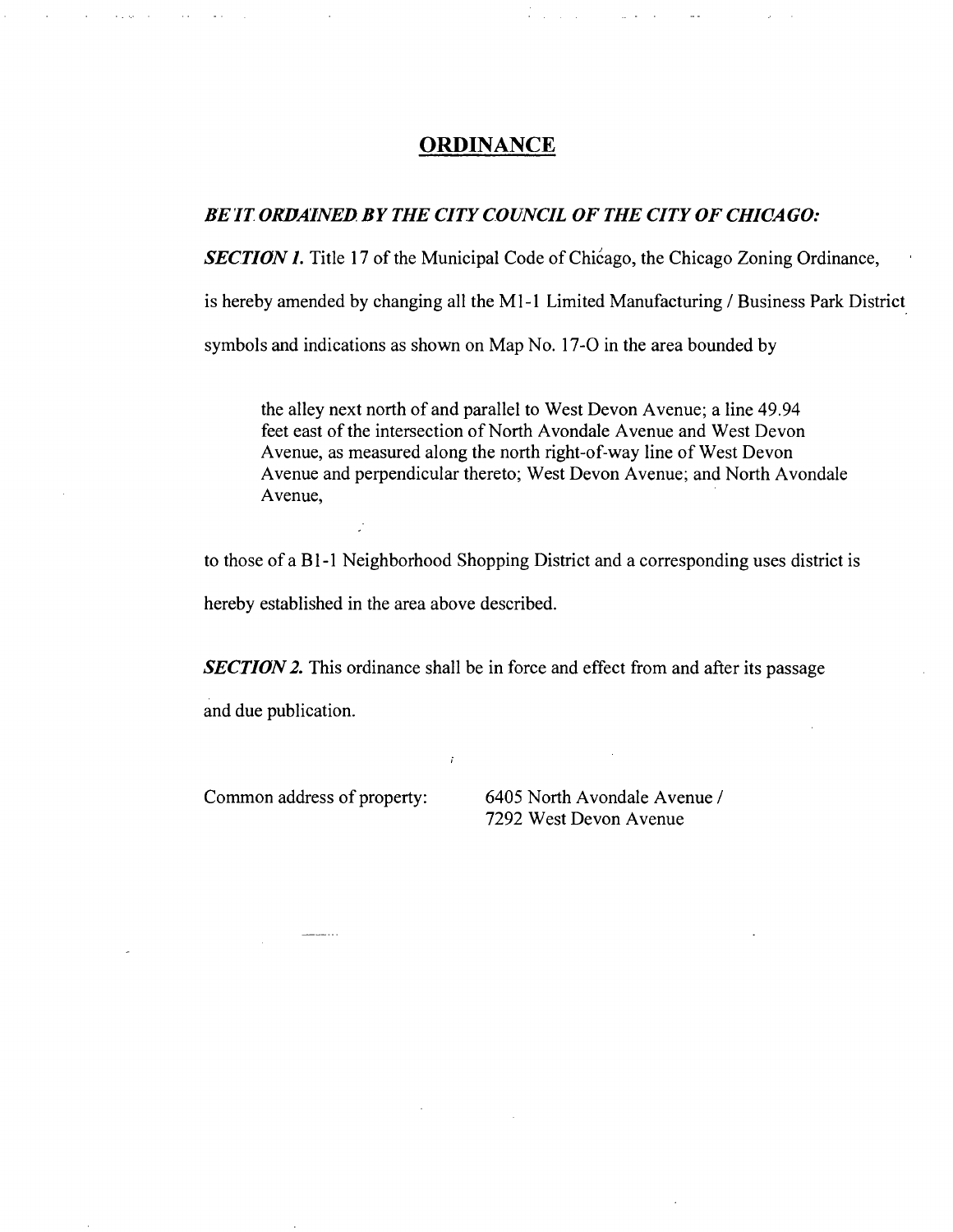# ORDINANCE

***BE IT ORDAINED BY THE CITY COUNCIL OF THE CITY OF CHICAGO:***

***SECTION 1.*** Title 17 of the Municipal Code of Chicago, the Chicago Zoning Ordinance, is hereby amended by changing all the M1-1 Limited Manufacturing / Business Park District symbols and indications as shown on Map No. 17-O in the area bounded by

> the alley next north of and parallel to West Devon Avenue; a line 49.94 feet east of the intersection of North Avondale Avenue and West Devon Avenue, as measured along the north right-of-way line of West Devon Avenue and perpendicular thereto; West Devon Avenue; and North Avondale Avenue,

to those of a B1-1 Neighborhood Shopping District and a corresponding uses district is hereby established in the area above described.

***SECTION 2.*** This ordinance shall be in force and effect from and after its passage and due publication.

Common address of property: 6405 North Avondale Avenue / 7292 West Devon Avenue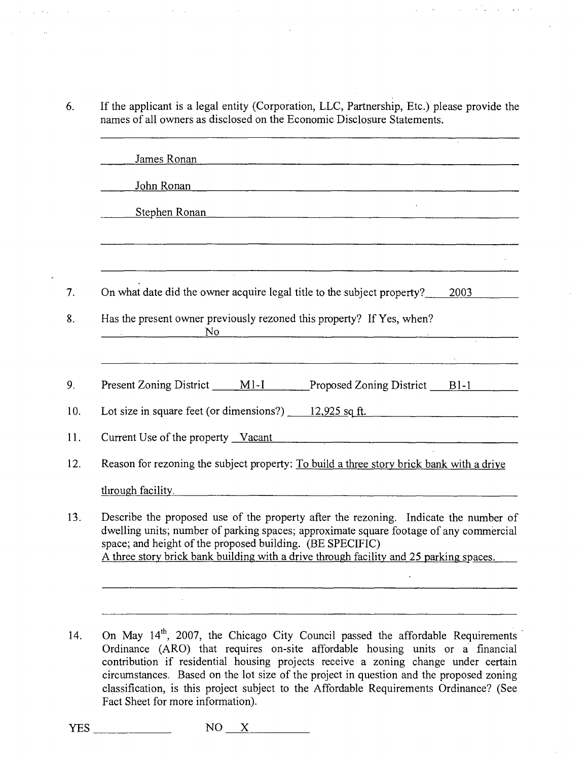6. If the applicant is a legal entity (Corporation, LLC, Partnership, Etc.) please provide the names of all owners as disclosed on the Economic Disclosure Statements.

   James Ronan

   John Ronan

   Stephen Ronan

7. On what date did the owner acquire legal title to the subject property? 2003

8. Has the present owner previously rezoned this property? If Yes, when?
   No

9. Present Zoning District M1-I Proposed Zoning District B1-1

10. Lot size in square feet (or dimensions?) 12,925 sq ft.

11. Current Use of the property Vacant

12. Reason for rezoning the subject property: To build a three story brick bank with a drive through facility.

13. Describe the proposed use of the property after the rezoning. Indicate the number of dwelling units; number of parking spaces; approximate square footage of any commercial space; and height of the proposed building. (BE SPECIFIC)
    A three story brick bank building with a drive through facility and 25 parking spaces.

14. On May 14th, 2007, the Chicago City Council passed the affordable Requirements Ordinance (ARO) that requires on-site affordable housing units or a financial contribution if residential housing projects receive a zoning change under certain circumstances. Based on the lot size of the project in question and the proposed zoning classification, is this project subject to the Affordable Requirements Ordinance? (See Fact Sheet for more information).

YES ______ NO X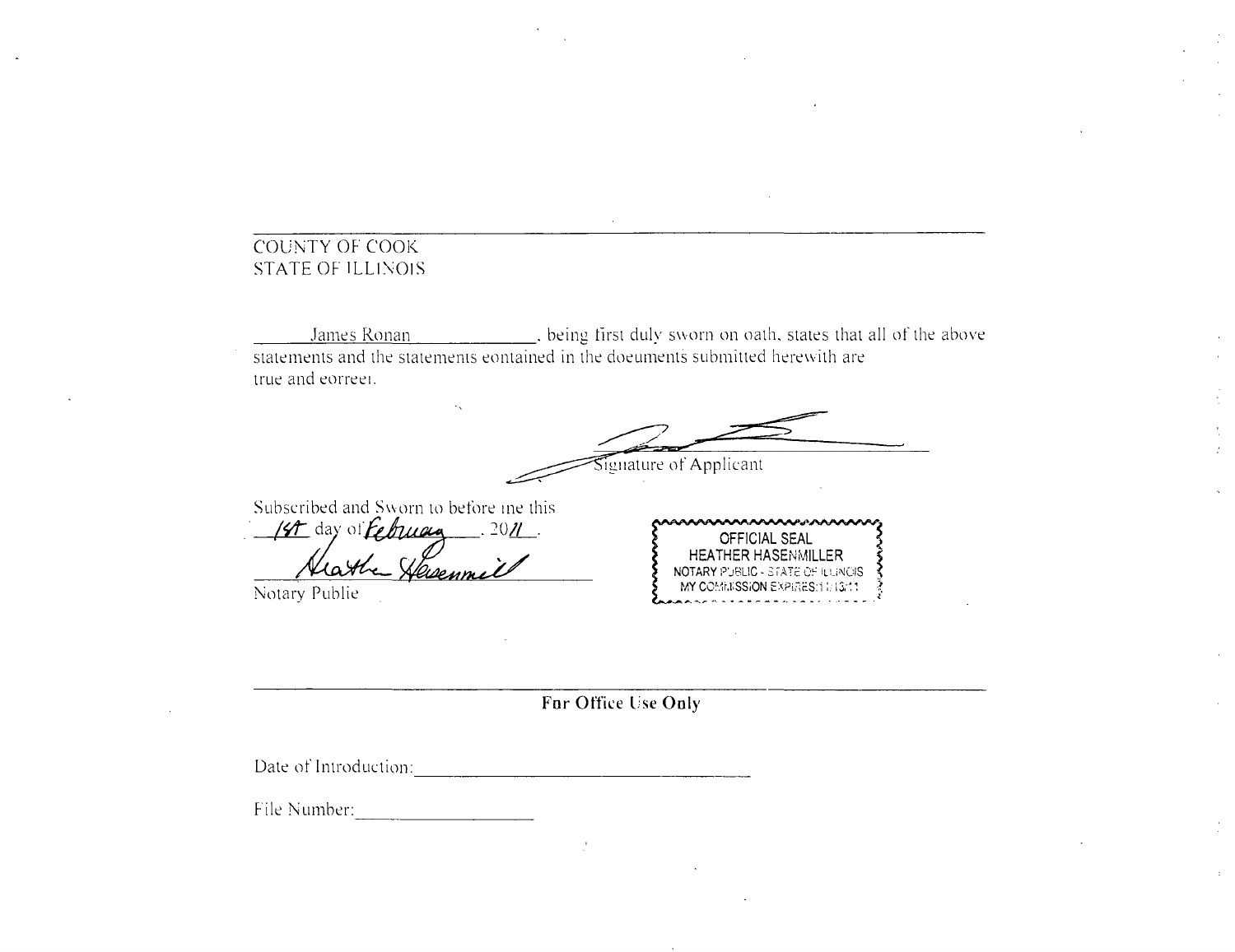---

COUNTY OF COOK
STATE OF ILLINOIS

James Ronan, being first duly sworn on oath, states that all of the above statements and the statements eontained in the doeuments submitted herewith are true and eorreet.

Signature of Applicant

Subscribed and Sworn to before me this 1st day of February, 2011.

Heather Hasenmiller
Notary Publie

OFFICIAL SEAL
HEATHER HASENMILLER
NOTARY PUBLIC - STATE OF ILLINOIS
MY COMMISSION EXPIRES:11/13/11

---

**For Office Use Only**

Date of Introduction: ______________________

File Number: ______________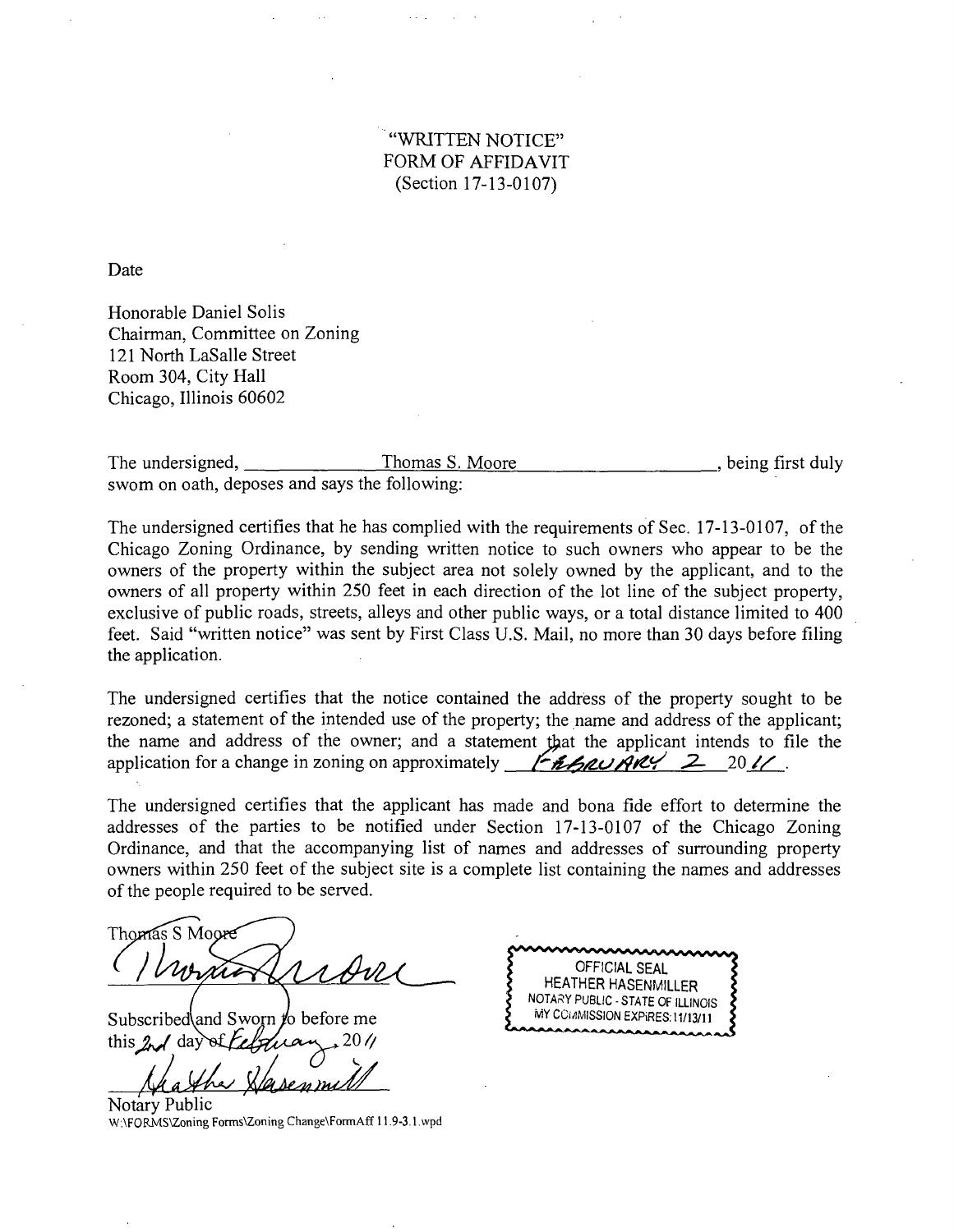"WRITTEN NOTICE"
FORM OF AFFIDAVIT
(Section 17-13-0107)

Date

Honorable Daniel Solis
Chairman, Committee on Zoning
121 North LaSalle Street
Room 304, City Hall
Chicago, Illinois 60602

The undersigned, Thomas S. Moore, being first duly swom on oath, deposes and says the following:

The undersigned certifies that he has complied with the requirements of Sec. 17-13-0107, of the Chicago Zoning Ordinance, by sending written notice to such owners who appear to be the owners of the property within the subject area not solely owned by the applicant, and to the owners of all property within 250 feet in each direction of the lot line of the subject property, exclusive of public roads, streets, alleys and other public ways, or a total distance limited to 400 feet. Said "written notice" was sent by First Class U.S. Mail, no more than 30 days before filing the application.

The undersigned certifies that the notice contained the address of the property sought to be rezoned; a statement of the intended use of the property; the name and address of the applicant; the name and address of the owner; and a statement that the applicant intends to file the application for a change in zoning on approximately FEBRUARY 2 2011.

The undersigned certifies that the applicant has made and bona fide effort to determine the addresses of the parties to be notified under Section 17-13-0107 of the Chicago Zoning Ordinance, and that the accompanying list of names and addresses of surrounding property owners within 250 feet of the subject site is a complete list containing the names and addresses of the people required to be served.

Thomas S Moore

Subscribed and Sworn to before me this 2nd day of February, 2011

Notary Public

OFFICIAL SEAL
HEATHER HASENMILLER
NOTARY PUBLIC - STATE OF ILLINOIS
MY COMMISSION EXPIRES: 11/13/11

W:\FORMS\Zoning Forms\Zoning Change\FormAff 11.9-3.1.wpd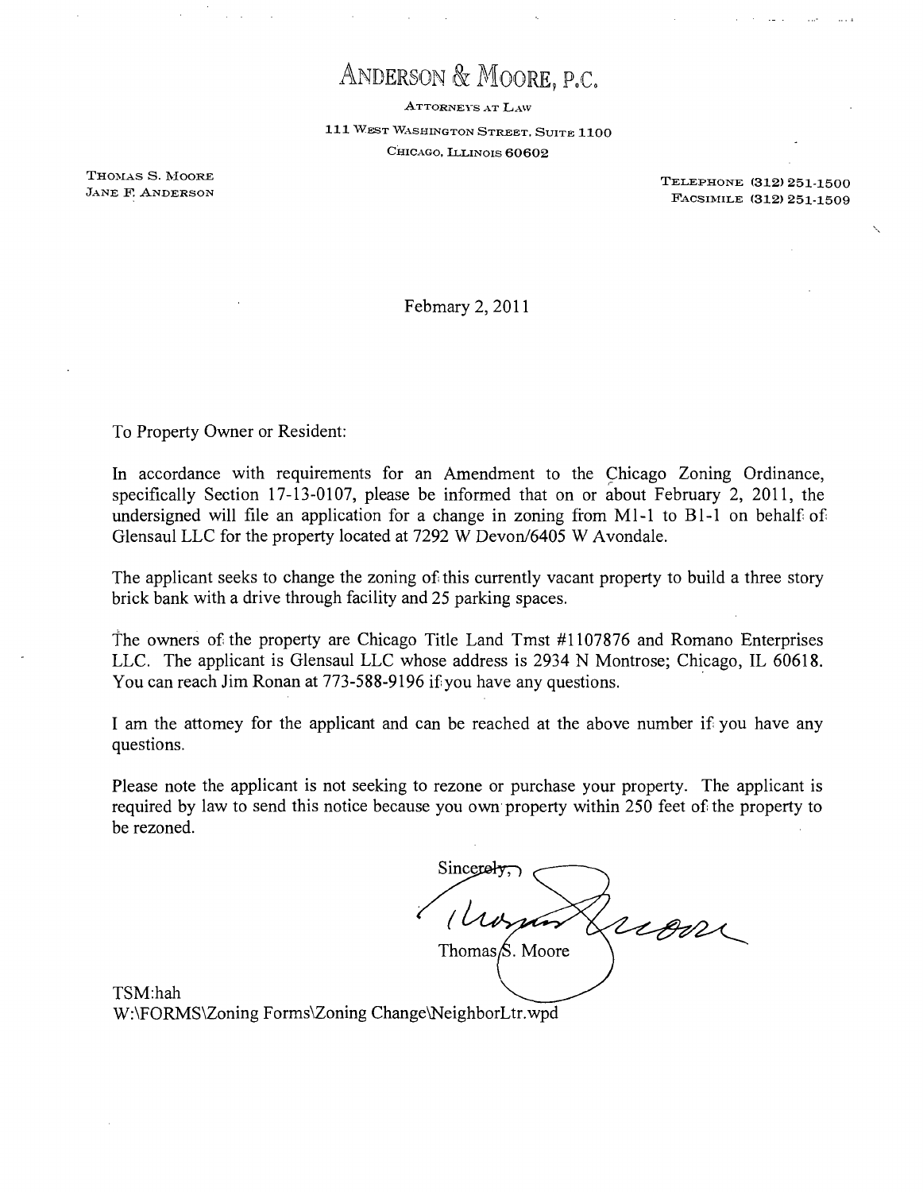# ANDERSON & MOORE, P.C.

ATTORNEYS AT LAW
111 WEST WASHINGTON STREET, SUITE 1100
CHICAGO, ILLINOIS 60602

THOMAS S. MOORE
JANE F. ANDERSON

TELEPHONE (312) 251-1500
FACSIMILE (312) 251-1509

February 2, 2011

To Property Owner or Resident:

In accordance with requirements for an Amendment to the Chicago Zoning Ordinance, specifically Section 17-13-0107, please be informed that on or about February 2, 2011, the undersigned will file an application for a change in zoning from M1-1 to B1-1 on behalf of Glensaul LLC for the property located at 7292 W Devon/6405 W Avondale.

The applicant seeks to change the zoning of this currently vacant property to build a three story brick bank with a drive through facility and 25 parking spaces.

The owners of the property are Chicago Title Land Trust #1107876 and Romano Enterprises LLC. The applicant is Glensaul LLC whose address is 2934 N Montrose; Chicago, IL 60618. You can reach Jim Ronan at 773-588-9196 if you have any questions.

I am the attorney for the applicant and can be reached at the above number if you have any questions.

Please note the applicant is not seeking to rezone or purchase your property. The applicant is required by law to send this notice because you own property within 250 feet of the property to be rezoned.

Sincerely,

Thomas S. Moore

TSM:hah
W:\FORMS\Zoning Forms\Zoning Change\NeighborLtr.wpd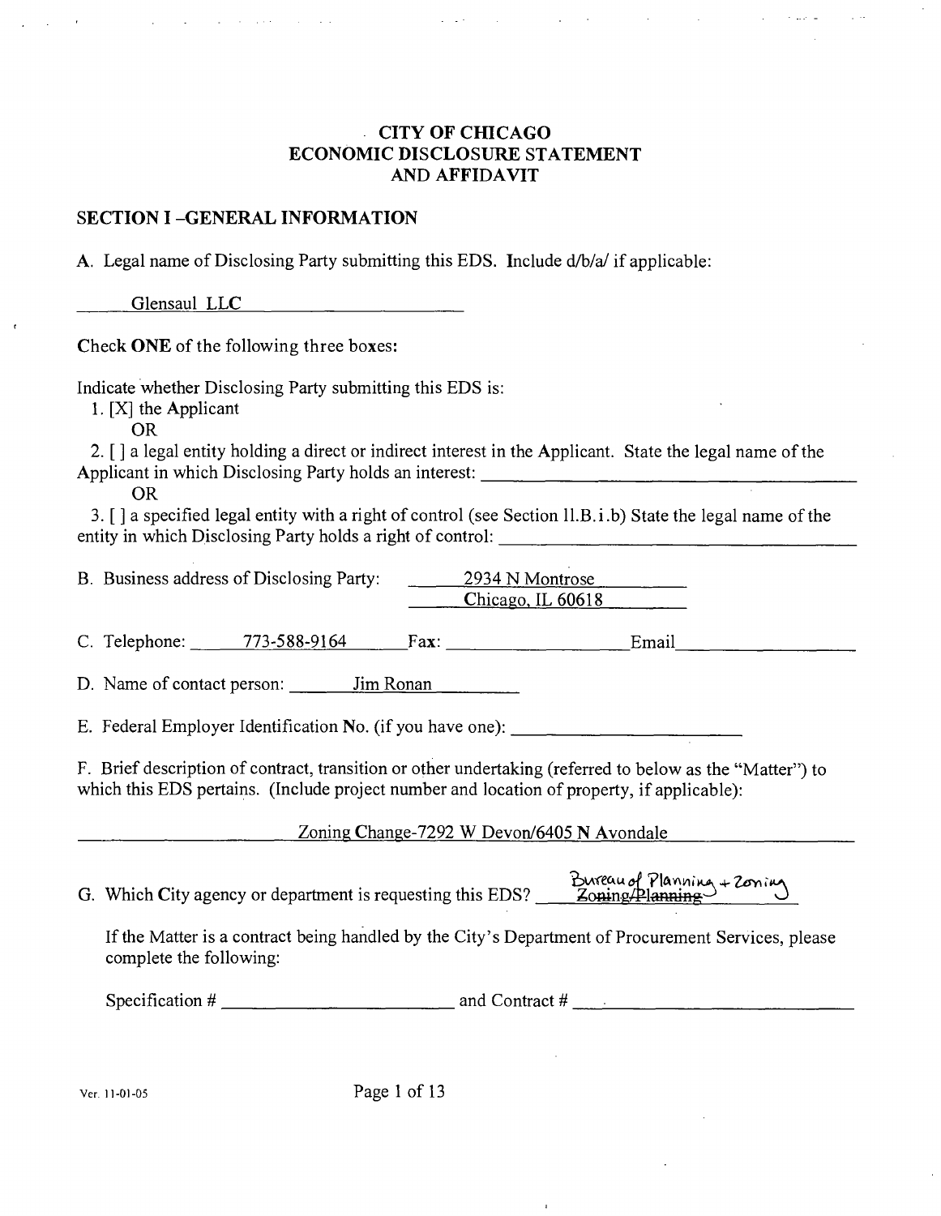# CITY OF CHICAGO
# ECONOMIC DISCLOSURE STATEMENT
# AND AFFIDAVIT

## SECTION I -GENERAL INFORMATION

A. Legal name of Disclosing Party submitting this EDS. Include d/b/a/ if applicable:

Glensaul LLC

Check **ONE** of the following three boxes:

Indicate whether Disclosing Party submitting this EDS is:

1. [X] the Applicant

OR

2. [ ] a legal entity holding a direct or indirect interest in the Applicant. State the legal name of the Applicant in which Disclosing Party holds an interest: ______________________

OR

3. [ ] a specified legal entity with a right of control (see Section II.B.i.b) State the legal name of the entity in which Disclosing Party holds a right of control: ______________________

B. Business address of Disclosing Party: 2934 N Montrose
Chicago, IL 60618

C. Telephone: 773-588-9164 Fax: ______________ Email ______________

D. Name of contact person: Jim Ronan

E. Federal Employer Identification No. (if you have one): ______________________

F. Brief description of contract, transition or other undertaking (referred to below as the "Matter") to which this EDS pertains. (Include project number and location of property, if applicable):

Zoning Change-7292 W Devon/6405 N Avondale

G. Which City agency or department is requesting this EDS? ~~Zoning/Planning~~ Bureau of Planning + Zoning

If the Matter is a contract being handled by the City's Department of Procurement Services, please complete the following:

Specification # ______________________ and Contract # ______________________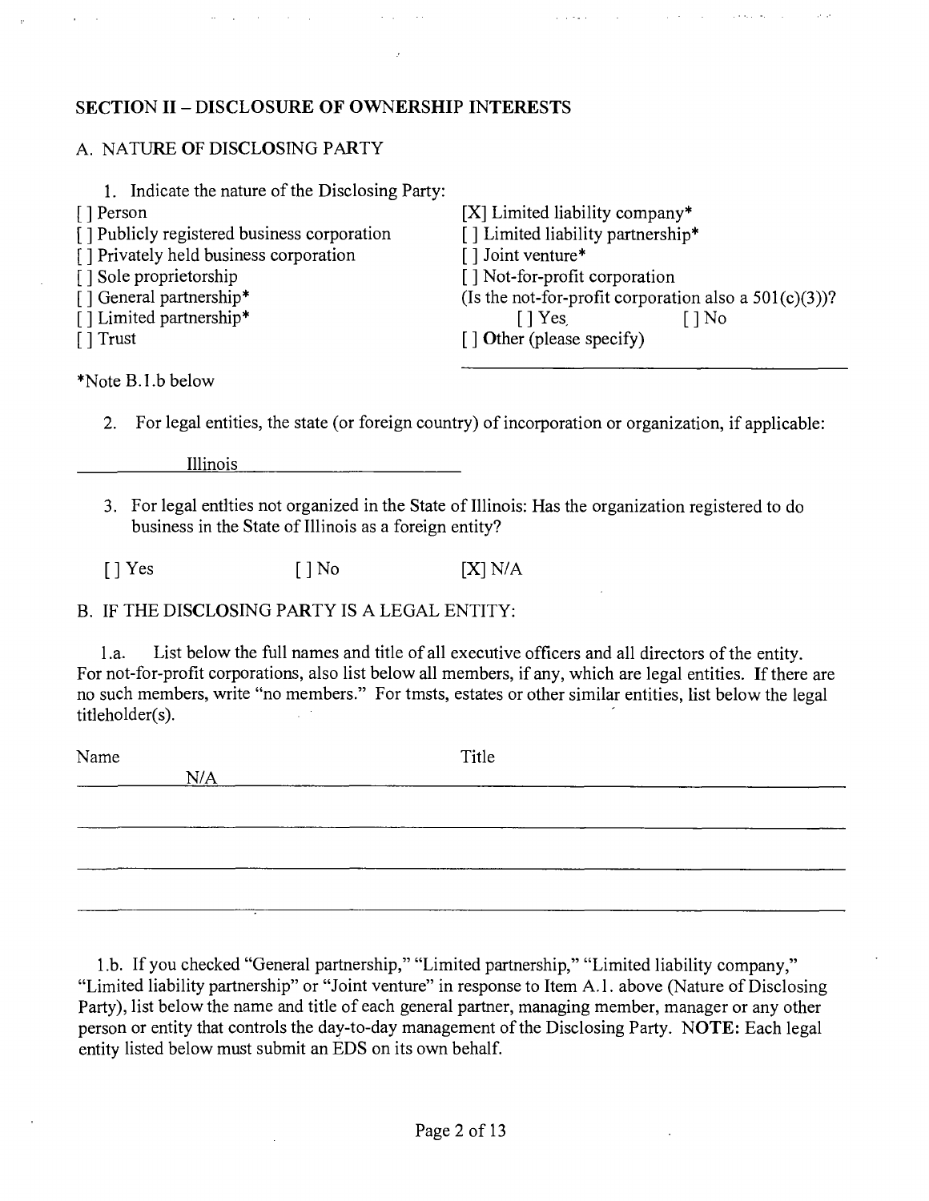## SECTION II – DISCLOSURE OF OWNERSHIP INTERESTS

### A. NATURE OF DISCLOSING PARTY

1. Indicate the nature of the Disclosing Party:

[ ] Person
[ ] Publicly registered business corporation
[ ] Privately held business corporation
[ ] Sole proprietorship
[ ] General partnership*
[ ] Limited partnership*
[ ] Trust
[X] Limited liability company*
[ ] Limited liability partnership*
[ ] Joint venture*
[ ] Not-for-profit corporation
(Is the not-for-profit corporation also a 501(c)(3))?
[ ] Yes [ ] No
[ ] Other (please specify)

*Note B.1.b below

2. For legal entities, the state (or foreign country) of incorporation or organization, if applicable:

Illinois

3. For legal entities not organized in the State of Illinois: Has the organization registered to do business in the State of Illinois as a foreign entity?

[ ] Yes [ ] No [X] N/A

### B. IF THE DISCLOSING PARTY IS A LEGAL ENTITY:

1.a. List below the full names and title of all executive officers and all directors of the entity. For not-for-profit corporations, also list below all members, if any, which are legal entities. If there are no such members, write "no members." For trusts, estates or other similar entities, list below the legal titleholder(s).

| Name | Title |
|---|---|
| N/A | |
| | |
| | |
| | |

1.b. If you checked "General partnership," "Limited partnership," "Limited liability company," "Limited liability partnership" or "Joint venture" in response to Item A.1. above (Nature of Disclosing Party), list below the name and title of each general partner, managing member, manager or any other person or entity that controls the day-to-day management of the Disclosing Party. **NOTE:** Each legal entity listed below must submit an EDS on its own behalf.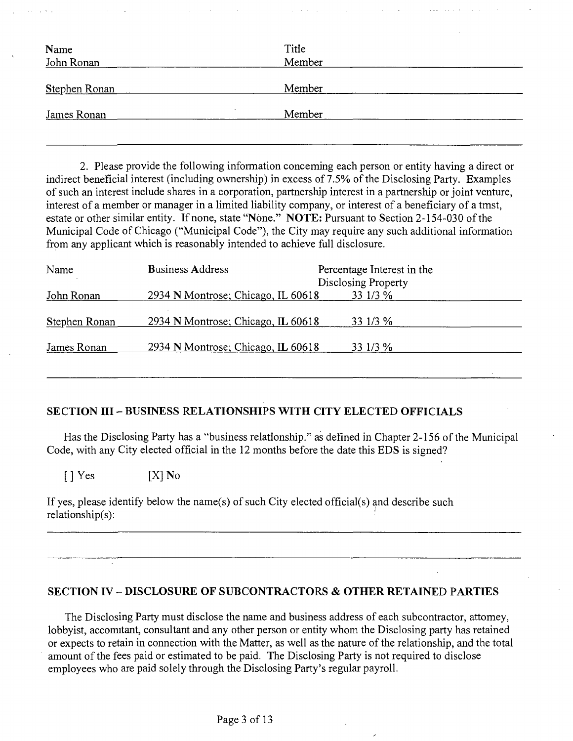| Name | Title |
|---|---|
| John Ronan | Member |
| Stephen Ronan | Member |
| James Ronan | Member |

2. Please provide the following information conceming each person or entity having a direct or indirect beneficial interest (including ownership) in excess of 7.5% of the Disclosing Party. Examples of such an interest include shares in a corporation, partnership interest in a partnership or joint venture, interest of a member or manager in a limited liability company, or interest of a beneficiary of a tmst, estate or other similar entity. If none, state "None." **NOTE:** Pursuant to Section 2-154-030 of the Municipal Code of Chicago ("Municipal Code"), the City may require any such additional information from any applicant which is reasonably intended to achieve full disclosure.

| Name | Business Address | Percentage Interest in the Disclosing Property |
|---|---|---|
| John Ronan | 2934 N Montrose; Chicago, IL 60618 | 33 1/3 % |
| Stephen Ronan | 2934 N Montrose; Chicago, IL 60618 | 33 1/3 % |
| James Ronan | 2934 N Montrose; Chicago, IL 60618 | 33 1/3 % |

## SECTION III – BUSINESS RELATIONSHIPS WITH CITY ELECTED OFFICIALS

Has the Disclosing Party has a "business relatlonship." as defined in Chapter 2-156 of the Municipal Code, with any City elected official in the 12 months before the date this EDS is signed?

[ ] Yes [X] No

If yes, please identify below the name(s) of such City elected official(s) and describe such relationship(s):

## SECTION IV – DISCLOSURE OF SUBCONTRACTORS & OTHER RETAINED PARTIES

The Disclosing Party must disclose the name and business address of each subcontractor, attomey, lobbyist, accomitant, consultant and any other person or entity whom the Disclosing party has retained or expects to retain in connection with the Matter, as well as the nature of the relationship, and the total amount of the fees paid or estimated to be paid. The Disclosing Party is not required to disclose employees who are paid solely through the Disclosing Party's regular payroll.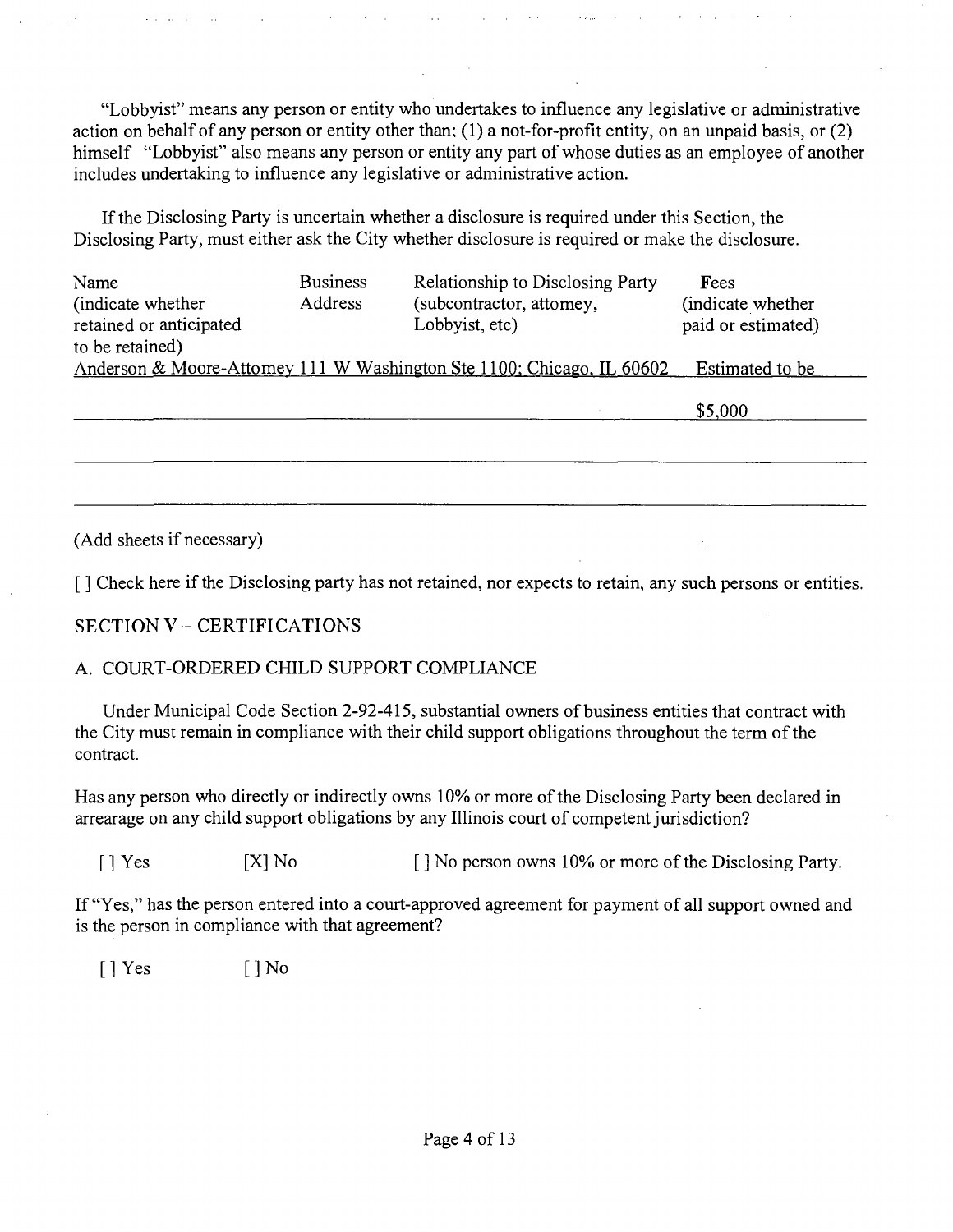"Lobbyist" means any person or entity who undertakes to influence any legislative or administrative action on behalf of any person or entity other than: (1) a not-for-profit entity, on an unpaid basis, or (2) himself "Lobbyist" also means any person or entity any part of whose duties as an employee of another includes undertaking to influence any legislative or administrative action.

If the Disclosing Party is uncertain whether a disclosure is required under this Section, the Disclosing Party, must either ask the City whether disclosure is required or make the disclosure.

| Name (indicate whether retained or anticipated to be retained) | Business Address | Relationship to Disclosing Party (subcontractor, attomey, Lobbyist, etc) | Fees (indicate whether paid or estimated) |
|---|---|---|---|
| Anderson & Moore-Attomey 111 W Washington Ste 1100; Chicago, IL 60602 | | | Estimated to be $5,000 |
| | | | |
| | | | |

(Add sheets if necessary)

[ ] Check here if the Disclosing party has not retained, nor expects to retain, any such persons or entities.

## SECTION V – CERTIFICATIONS

### A. COURT-ORDERED CHILD SUPPORT COMPLIANCE

Under Municipal Code Section 2-92-415, substantial owners of business entities that contract with the City must remain in compliance with their child support obligations throughout the term of the contract.

Has any person who directly or indirectly owns 10% or more of the Disclosing Party been declared in arrearage on any child support obligations by any Illinois court of competent jurisdiction?

[ ] Yes [X] No [ ] No person owns 10% or more of the Disclosing Party.

If "Yes," has the person entered into a court-approved agreement for payment of all support owned and is the person in compliance with that agreement?

[ ] Yes [ ] No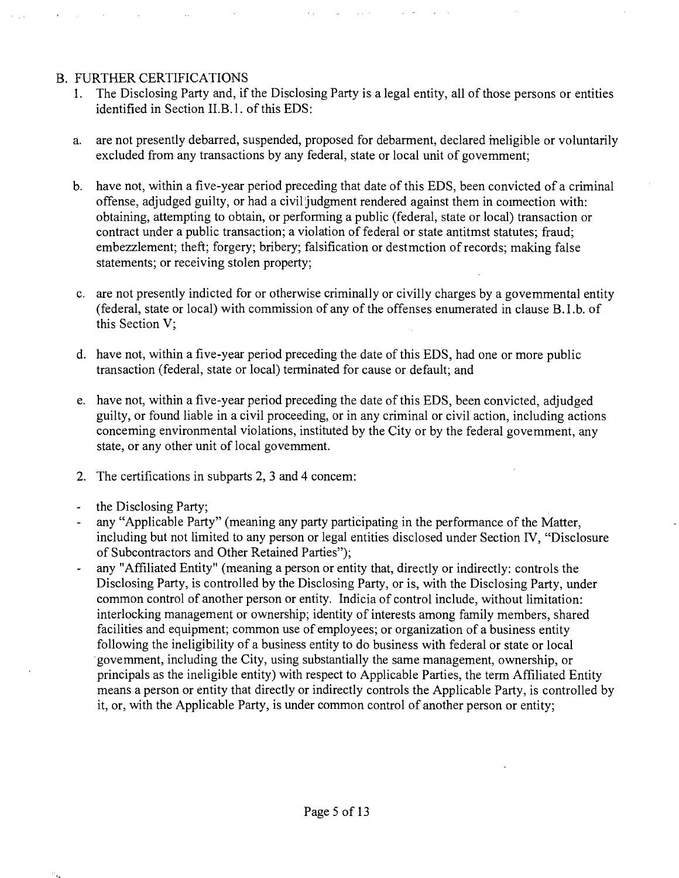## B. FURTHER CERTIFICATIONS

1. The Disclosing Party and, if the Disclosing Party is a legal entity, all of those persons or entities identified in Section II.B.1. of this EDS:

   a. are not presently debarred, suspended, proposed for debarment, declared ineligible or voluntarily excluded from any transactions by any federal, state or local unit of government;

   b. have not, within a five-year period preceding that date of this EDS, been convicted of a criminal offense, adjudged guilty, or had a civil judgment rendered against them in connection with: obtaining, attempting to obtain, or performing a public (federal, state or local) transaction or contract under a public transaction; a violation of federal or state antitrust statutes; fraud; embezzlement; theft; forgery; bribery; falsification or destruction of records; making false statements; or receiving stolen property;

   c. are not presently indicted for or otherwise criminally or civilly charges by a governmental entity (federal, state or local) with commission of any of the offenses enumerated in clause B.1.b. of this Section V;

   d. have not, within a five-year period preceding the date of this EDS, had one or more public transaction (federal, state or local) terminated for cause or default; and

   e. have not, within a five-year period preceding the date of this EDS, been convicted, adjudged guilty, or found liable in a civil proceeding, or in any criminal or civil action, including actions concerning environmental violations, instituted by the City or by the federal government, any state, or any other unit of local government.

2. The certifications in subparts 2, 3 and 4 concern:

- the Disclosing Party;
- any "Applicable Party" (meaning any party participating in the performance of the Matter, including but not limited to any person or legal entities disclosed under Section IV, "Disclosure of Subcontractors and Other Retained Parties");
- any "Affiliated Entity" (meaning a person or entity that, directly or indirectly: controls the Disclosing Party, is controlled by the Disclosing Party, or is, with the Disclosing Party, under common control of another person or entity. Indicia of control include, without limitation: interlocking management or ownership; identity of interests among family members, shared facilities and equipment; common use of employees; or organization of a business entity following the ineligibility of a business entity to do business with federal or state or local government, including the City, using substantially the same management, ownership, or principals as the ineligible entity) with respect to Applicable Parties, the term Affiliated Entity means a person or entity that directly or indirectly controls the Applicable Party, is controlled by it, or, with the Applicable Party, is under common control of another person or entity;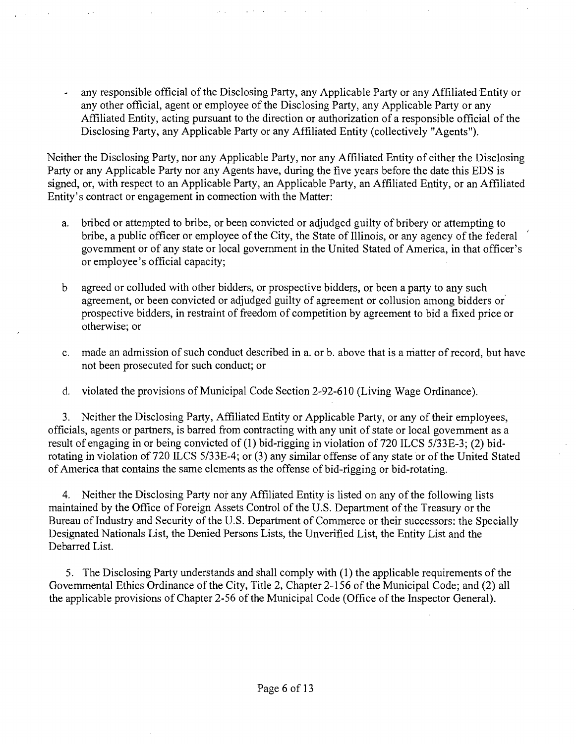- any responsible official of the Disclosing Party, any Applicable Party or any Affiliated Entity or any other official, agent or employee of the Disclosing Party, any Applicable Party or any Affiliated Entity, acting pursuant to the direction or authorization of a responsible official of the Disclosing Party, any Applicable Party or any Affiliated Entity (collectively "Agents").

Neither the Disclosing Party, nor any Applicable Party, nor any Affiliated Entity of either the Disclosing Party or any Applicable Party nor any Agents have, during the five years before the date this EDS is signed, or, with respect to an Applicable Party, an Applicable Party, an Affiliated Entity, or an Affiliated Entity's contract or engagement in connection with the Matter:

a. bribed or attempted to bribe, or been convicted or adjudged guilty of bribery or attempting to bribe, a public officer or employee of the City, the State of Illinois, or any agency of the federal government or of any state or local government in the United Stated of America, in that officer's or employee's official capacity;

b agreed or colluded with other bidders, or prospective bidders, or been a party to any such agreement, or been convicted or adjudged guilty of agreement or collusion among bidders or prospective bidders, in restraint of freedom of competition by agreement to bid a fixed price or otherwise; or

c. made an admission of such conduct described in a. or b. above that is a matter of record, but have not been prosecuted for such conduct; or

d. violated the provisions of Municipal Code Section 2-92-610 (Living Wage Ordinance).

3. Neither the Disclosing Party, Affiliated Entity or Applicable Party, or any of their employees, officials, agents or partners, is barred from contracting with any unit of state or local government as a result of engaging in or being convicted of (1) bid-rigging in violation of 720 ILCS 5/33E-3; (2) bid-rotating in violation of 720 ILCS 5/33E-4; or (3) any similar offense of any state or of the United Stated of America that contains the same elements as the offense of bid-rigging or bid-rotating.

4. Neither the Disclosing Party nor any Affiliated Entity is listed on any of the following lists maintained by the Office of Foreign Assets Control of the U.S. Department of the Treasury or the Bureau of Industry and Security of the U.S. Department of Commerce or their successors: the Specially Designated Nationals List, the Denied Persons Lists, the Unverified List, the Entity List and the Debarred List.

5. The Disclosing Party understands and shall comply with (1) the applicable requirements of the Governmental Ethics Ordinance of the City, Title 2, Chapter 2-156 of the Municipal Code; and (2) all the applicable provisions of Chapter 2-56 of the Municipal Code (Office of the Inspector General).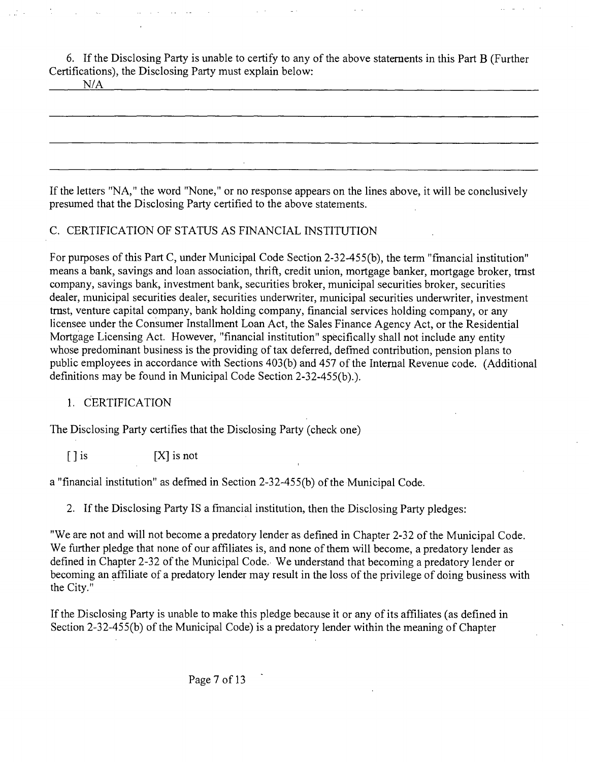6. If the Disclosing Party is unable to certify to any of the above statements in this Part B (Further Certifications), the Disclosing Party must explain below:

N/A

If the letters "NA," the word "None," or no response appears on the lines above, it will be conclusively presumed that the Disclosing Party certified to the above statements.

C. CERTIFICATION OF STATUS AS FINANCIAL INSTITUTION

For purposes of this Part C, under Municipal Code Section 2-32-455(b), the term "fmancial institution" means a bank, savings and loan association, thrift, credit union, mortgage banker, mortgage broker, trnst company, savings bank, investment bank, securities broker, municipal securities broker, securities dealer, municipal securities dealer, securities underwriter, municipal securities underwriter, investment trnst, venture capital company, bank holding company, financial services holding company, or any licensee under the Consumer Installment Loan Act, the Sales Finance Agency Act, or the Residential Mortgage Licensing Act. However, "financial institution" specifically shall not include any entity whose predominant business is the providing of tax deferred, defmed contribution, pension plans to public employees in accordance with Sections 403(b) and 457 of the Internal Revenue code. (Additional definitions may be found in Municipal Code Section 2-32-455(b).).

1. CERTIFICATION

The Disclosing Party certifies that the Disclosing Party (check one)

[ ] is [X] is not

a "financial institution" as defmed in Section 2-32-455(b) of the Municipal Code.

2. If the Disclosing Party IS a fmancial institution, then the Disclosing Party pledges:

"We are not and will not become a predatory lender as defined in Chapter 2-32 of the Municipal Code. We further pledge that none of our affiliates is, and none of them will become, a predatory lender as defined in Chapter 2-32 of the Municipal Code. We understand that becoming a predatory lender or becoming an affiliate of a predatory lender may result in the loss of the privilege of doing business with the City."

If the Disclosing Party is unable to make this pledge because it or any of its affiliates (as defined in Section 2-32-455(b) of the Municipal Code) is a predatory lender within the meaning of Chapter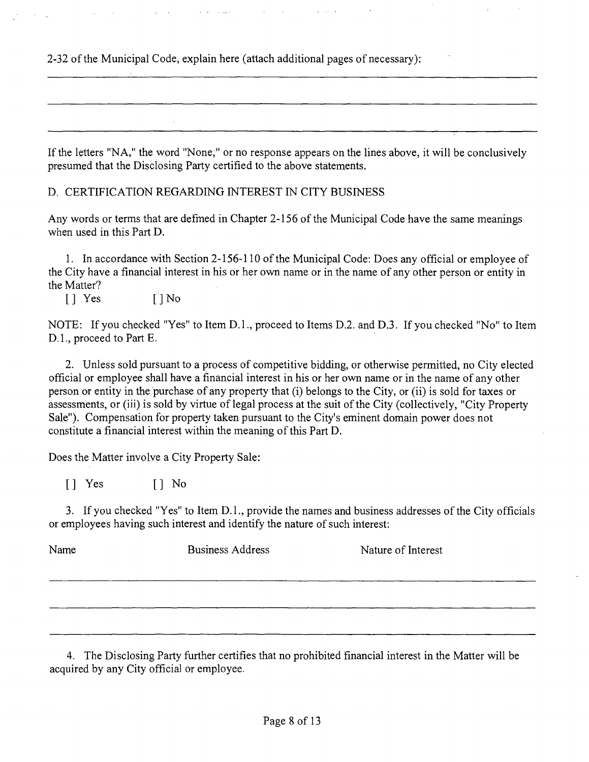2-32 of the Municipal Code, explain here (attach additional pages of necessary):

_______________________________________________________________________________

_______________________________________________________________________________

_______________________________________________________________________________

If the letters "NA," the word "None," or no response appears on the lines above, it will be conclusively presumed that the Disclosing Party certified to the above statements.

D. CERTIFICATION REGARDING INTEREST IN CITY BUSINESS

Any words or terms that are defined in Chapter 2-156 of the Municipal Code have the same meanings when used in this Part D.

1. In accordance with Section 2-156-110 of the Municipal Code: Does any official or employee of the City have a financial interest in his or her own name or in the name of any other person or entity in the Matter?

[] Yes [] No

NOTE: If you checked "Yes" to Item D.1., proceed to Items D.2. and D.3. If you checked "No" to Item D.1., proceed to Part E.

2. Unless sold pursuant to a process of competitive bidding, or otherwise permitted, no City elected official or employee shall have a financial interest in his or her own name or in the name of any other person or entity in the purchase of any property that (i) belongs to the City, or (ii) is sold for taxes or assessments, or (iii) is sold by virtue of legal process at the suit of the City (collectively, "City Property Sale"). Compensation for property taken pursuant to the City's eminent domain power does not constitute a financial interest within the meaning of this Part D.

Does the Matter involve a City Property Sale:

[] Yes [] No

3. If you checked "Yes" to Item D.1., provide the names and business addresses of the City officials or employees having such interest and identify the nature of such interest:

| Name | Business Address | Nature of Interest |
|---|---|---|
| | | |
| | | |
| | | |

4. The Disclosing Party further certifies that no prohibited financial interest in the Matter will be acquired by any City official or employee.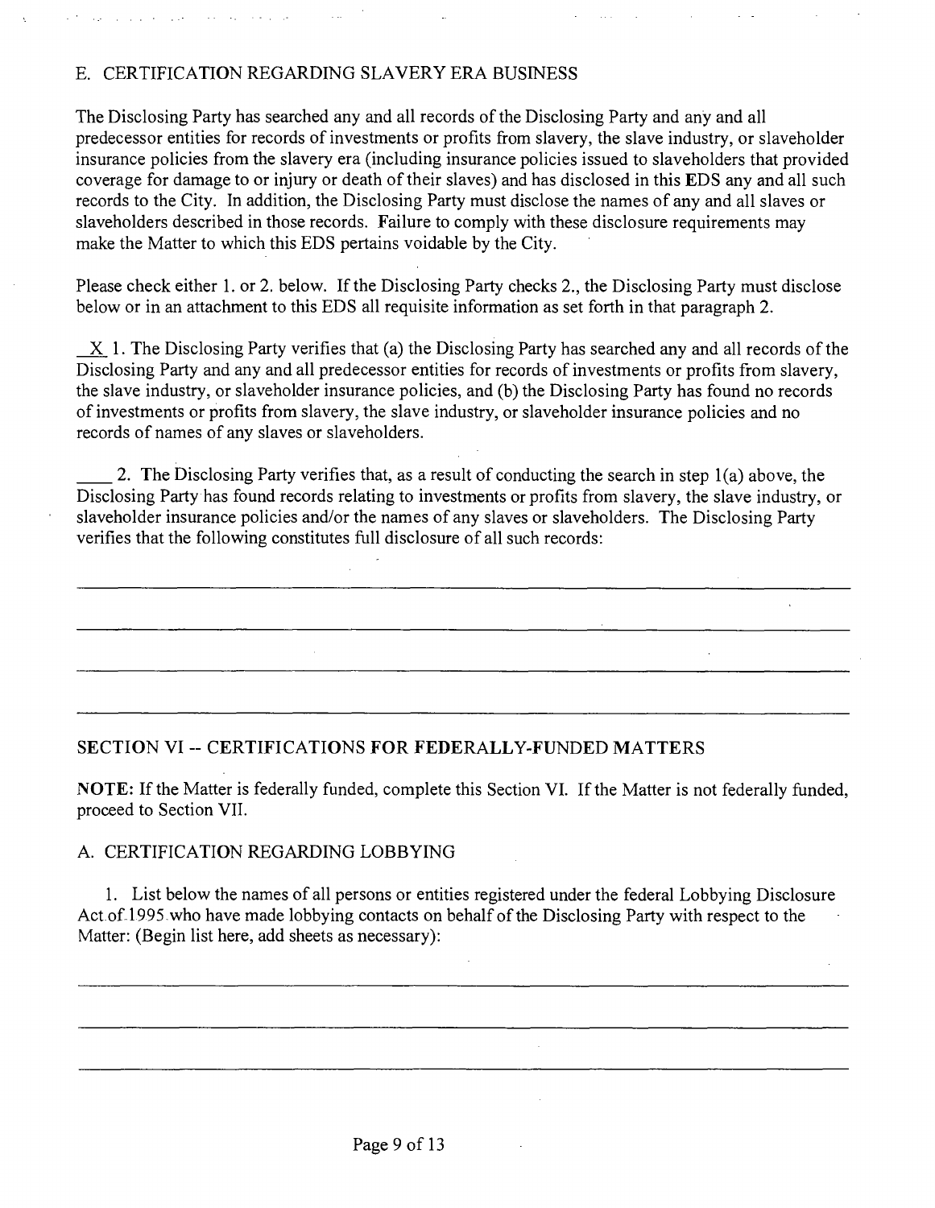### E. CERTIFICATION REGARDING SLAVERY ERA BUSINESS

The Disclosing Party has searched any and all records of the Disclosing Party and any and all predecessor entities for records of investments or profits from slavery, the slave industry, or slaveholder insurance policies from the slavery era (including insurance policies issued to slaveholders that provided coverage for damage to or injury or death of their slaves) and has disclosed in this EDS any and all such records to the City. In addition, the Disclosing Party must disclose the names of any and all slaves or slaveholders described in those records. Failure to comply with these disclosure requirements may make the Matter to which this EDS pertains voidable by the City.

Please check either 1. or 2. below. If the Disclosing Party checks 2., the Disclosing Party must disclose below or in an attachment to this EDS all requisite information as set forth in that paragraph 2.

_X_ 1. The Disclosing Party verifies that (a) the Disclosing Party has searched any and all records of the Disclosing Party and any and all predecessor entities for records of investments or profits from slavery, the slave industry, or slaveholder insurance policies, and (b) the Disclosing Party has found no records of investments or profits from slavery, the slave industry, or slaveholder insurance policies and no records of names of any slaves or slaveholders.

____ 2. The Disclosing Party verifies that, as a result of conducting the search in step 1(a) above, the Disclosing Party has found records relating to investments or profits from slavery, the slave industry, or slaveholder insurance policies and/or the names of any slaves or slaveholders. The Disclosing Party verifies that the following constitutes full disclosure of all such records:

______________________________________________________________________________

______________________________________________________________________________

______________________________________________________________________________

______________________________________________________________________________

## SECTION VI -- CERTIFICATIONS FOR FEDERALLY-FUNDED MATTERS

**NOTE:** If the Matter is federally funded, complete this Section VI. If the Matter is not federally funded, proceed to Section VII.

### A. CERTIFICATION REGARDING LOBBYING

1. List below the names of all persons or entities registered under the federal Lobbying Disclosure Act of 1995 who have made lobbying contacts on behalf of the Disclosing Party with respect to the Matter: (Begin list here, add sheets as necessary):

______________________________________________________________________________

______________________________________________________________________________

______________________________________________________________________________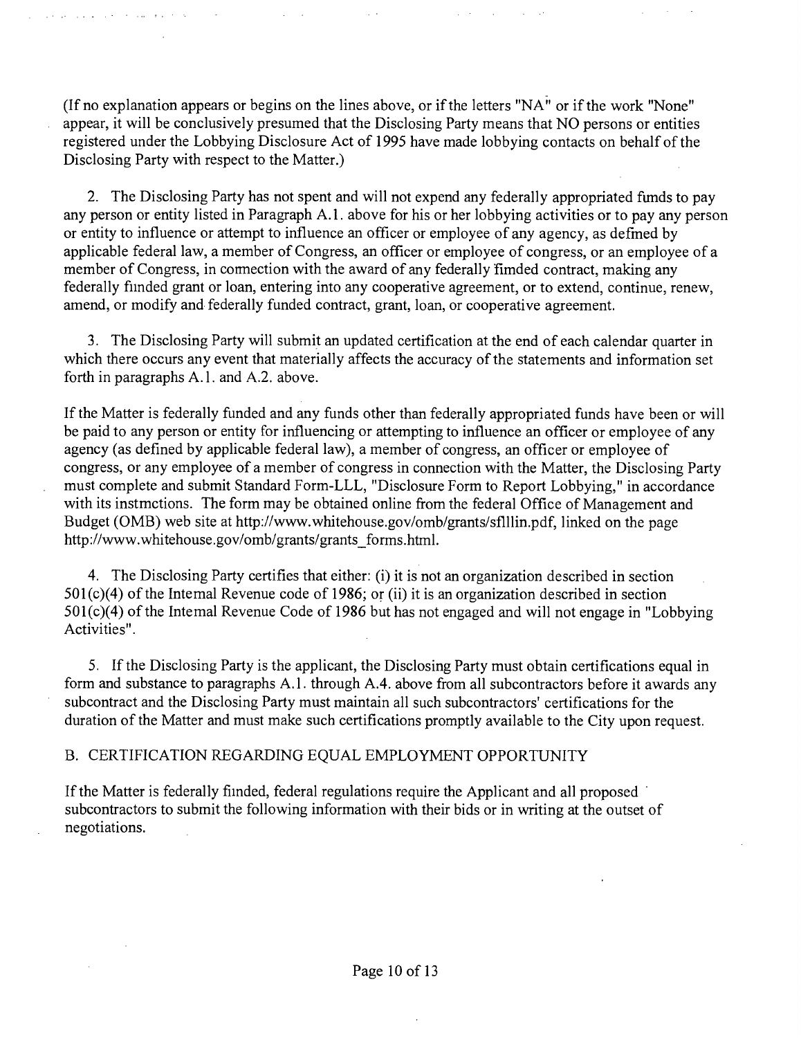(If no explanation appears or begins on the lines above, or if the letters "NA" or if the work "None" appear, it will be conclusively presumed that the Disclosing Party means that NO persons or entities registered under the Lobbying Disclosure Act of 1995 have made lobbying contacts on behalf of the Disclosing Party with respect to the Matter.)

2. The Disclosing Party has not spent and will not expend any federally appropriated funds to pay any person or entity listed in Paragraph A.1. above for his or her lobbying activities or to pay any person or entity to influence or attempt to influence an officer or employee of any agency, as defined by applicable federal law, a member of Congress, an officer or employee of congress, or an employee of a member of Congress, in connection with the award of any federally fimded contract, making any federally fimded grant or loan, entering into any cooperative agreement, or to extend, continue, renew, amend, or modify and federally funded contract, grant, loan, or cooperative agreement.

3. The Disclosing Party will submit an updated certification at the end of each calendar quarter in which there occurs any event that materially affects the accuracy of the statements and information set forth in paragraphs A.1. and A.2. above.

If the Matter is federally funded and any funds other than federally appropriated funds have been or will be paid to any person or entity for influencing or attempting to influence an officer or employee of any agency (as defined by applicable federal law), a member of congress, an officer or employee of congress, or any employee of a member of congress in connection with the Matter, the Disclosing Party must complete and submit Standard Form-LLL, "Disclosure Form to Report Lobbying," in accordance with its instmctions. The form may be obtained online from the federal Office of Management and Budget (OMB) web site at http://www.whitehouse.gov/omb/grants/sflllin.pdf, linked on the page http://www.whitehouse.gov/omb/grants/grants_forms.html.

4. The Disclosing Party certifies that either: (i) it is not an organization described in section 501(c)(4) of the Intemal Revenue code of 1986; or (ii) it is an organization described in section 501(c)(4) of the Intemal Revenue Code of 1986 but has not engaged and will not engage in "Lobbying Activities".

5. If the Disclosing Party is the applicant, the Disclosing Party must obtain certifications equal in form and substance to paragraphs A.1. through A.4. above from all subcontractors before it awards any subcontract and the Disclosing Party must maintain all such subcontractors' certifications for the duration of the Matter and must make such certifications promptly available to the City upon request.

## B. CERTIFICATION REGARDING EQUAL EMPLOYMENT OPPORTUNITY

If the Matter is federally fimded, federal regulations require the Applicant and all proposed subcontractors to submit the following information with their bids or in writing at the outset of negotiations.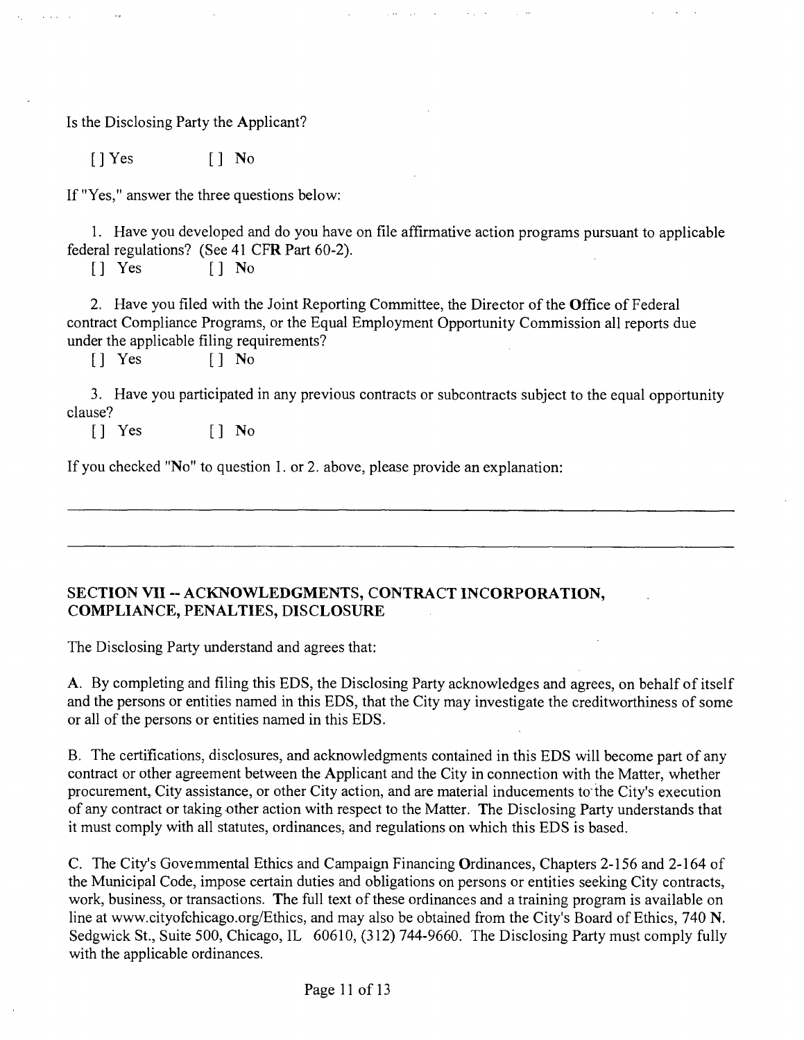Is the Disclosing Party the Applicant?

[] Yes [] No

If "Yes," answer the three questions below:

1. Have you developed and do you have on file affirmative action programs pursuant to applicable federal regulations? (See 41 CFR Part 60-2).

[] Yes [] No

2. Have you filed with the Joint Reporting Committee, the Director of the Office of Federal contract Compliance Programs, or the Equal Employment Opportunity Commission all reports due under the applicable filing requirements?

[] Yes [] No

3. Have you participated in any previous contracts or subcontracts subject to the equal opportunity clause?

[] Yes [] No

If you checked "No" to question 1. or 2. above, please provide an explanation:

______________________________________________________________________________

______________________________________________________________________________

## SECTION VII -- ACKNOWLEDGMENTS, CONTRACT INCORPORATION, COMPLIANCE, PENALTIES, DISCLOSURE

The Disclosing Party understand and agrees that:

A. By completing and filing this EDS, the Disclosing Party acknowledges and agrees, on behalf of itself and the persons or entities named in this EDS, that the City may investigate the creditworthiness of some or all of the persons or entities named in this EDS.

B. The certifications, disclosures, and acknowledgments contained in this EDS will become part of any contract or other agreement between the Applicant and the City in connection with the Matter, whether procurement, City assistance, or other City action, and are material inducements to the City's execution of any contract or taking other action with respect to the Matter. The Disclosing Party understands that it must comply with all statutes, ordinances, and regulations on which this EDS is based.

C. The City's Governmental Ethics and Campaign Financing Ordinances, Chapters 2-156 and 2-164 of the Municipal Code, impose certain duties and obligations on persons or entities seeking City contracts, work, business, or transactions. The full text of these ordinances and a training program is available on line at www.cityofchicago.org/Ethics, and may also be obtained from the City's Board of Ethics, 740 N. Sedgwick St., Suite 500, Chicago, IL 60610, (312) 744-9660. The Disclosing Party must comply fully with the applicable ordinances.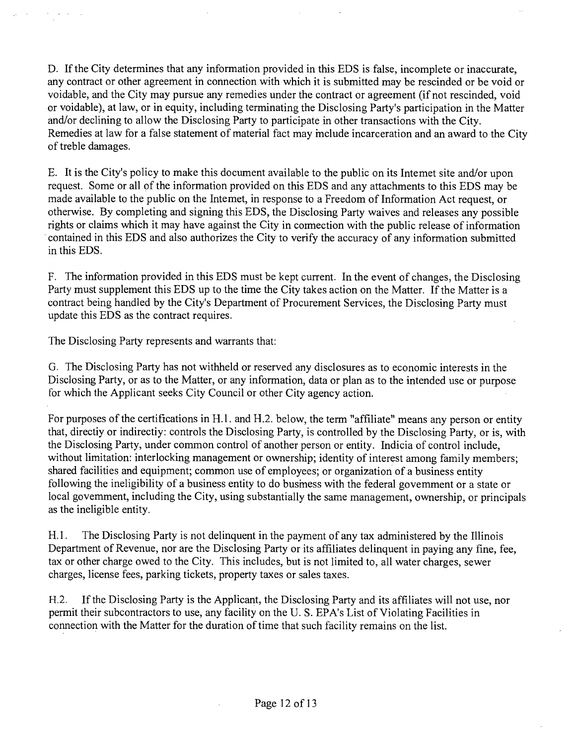D. If the City determines that any information provided in this EDS is false, incomplete or inaccurate, any contract or other agreement in connection with which it is submitted may be rescinded or be void or voidable, and the City may pursue any remedies under the contract or agreement (if not rescinded, void or voidable), at law, or in equity, including terminating the Disclosing Party's participation in the Matter and/or declining to allow the Disclosing Party to participate in other transactions with the City. Remedies at law for a false statement of material fact may include incarceration and an award to the City of treble damages.

E. It is the City's policy to make this document available to the public on its Intemet site and/or upon request. Some or all of the information provided on this EDS and any attachments to this EDS may be made available to the public on the Intemet, in response to a Freedom of Information Act request, or otherwise. By completing and signing this EDS, the Disclosing Party waives and releases any possible rights or claims which it may have against the City in comnection with the public release of information contained in this EDS and also authorizes the City to verify the accuracy of any information submitted in this EDS.

F. The information provided in this EDS must be kept current. In the event of changes, the Disclosing Party must supplement this EDS up to the time the City takes action on the Matter. If the Matter is a contract being handled by the City's Department of Procurement Services, the Disclosing Party must update this EDS as the contract requires.

The Disclosing Party represents and warrants that:

G. The Disclosing Party has not withheld or reserved any disclosures as to economic interests in the Disclosing Party, or as to the Matter, or any information, data or plan as to the intended use or purpose for which the Applicant seeks City Council or other City agency action.

For purposes of the certifications in H.1. and H.2. below, the term "affiliate" means any person or entity that, directiy or indirectiy: controls the Disclosing Party, is controlled by the Disclosing Party, or is, with the Disclosing Party, under common control of another person or entity. Indicia of control include, without limitation: interlocking management or ownership; identity of interest among family members; shared facilities and equipment; common use of employees; or organization of a business entity following the ineligibility of a business entity to do business with the federal govemment or a state or local govemment, including the City, using substantially the same management, ownership, or principals as the ineligible entity.

H.1. The Disclosing Party is not delinquent in the payment of any tax administered by the Illinois Department of Revenue, nor are the Disclosing Party or its affiliates delinquent in paying any fine, fee, tax or other charge owed to the City. This includes, but is not limited to, all water charges, sewer charges, license fees, parking tickets, property taxes or sales taxes.

H.2. If the Disclosing Party is the Applicant, the Disclosing Party and its affiliates will not use, nor permit their subcontractors to use, any facility on the U. S. EPA's List of Violating Facilities in connection with the Matter for the duration of time that such facility remains on the list.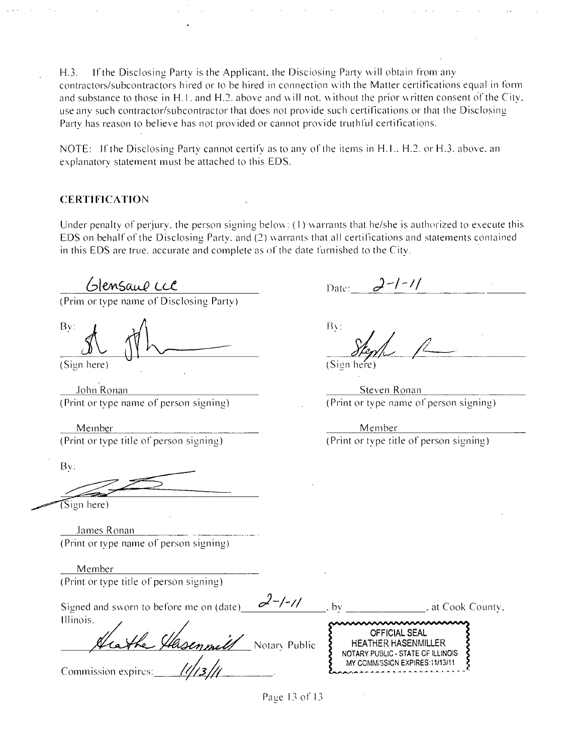H.3. If the Disclosing Party is the Applicant, the Disclosing Party will obtain from any contractors/subcontractors hired or to be hired in connection with the Matter certifications equal in form and substance to those in H.1. and H.2. above and will not, without the prior written consent of the City, use any such contractor/subcontractor that does not provide such certifications or that the Disclosing Party has reason to believe has not provided or cannot provide truthful certifications.

NOTE: If the Disclosing Party cannot certify as to any of the items in H.1., H.2. or H.3. above, an explanatory statement must be attached to this EDS.

## CERTIFICATION

Under penalty of perjury, the person signing below: (1) warrants that he/she is authorized to execute this EDS on behalf of the Disclosing Party, and (2) warrants that all certifications and statements contained in this EDS are true, accurate and complete as of the date furnished to the City.

Glensaul LLC
(Print or type name of Disclosing Party)

Date: 2-1-11

By: [signature]
(Sign here)

John Ronan
(Print or type name of person signing)

Member
(Print or type title of person signing)

By: [signature]
(Sign here)

Steven Ronan
(Print or type name of person signing)

Member
(Print or type title of person signing)

By: [signature]
(Sign here)

James Ronan
(Print or type name of person signing)

Member
(Print or type title of person signing)

Signed and sworn to before me on (date) 2-1-11, by ______________, at Cook County, Illinois.

[signature] Heather Hasenmiller Notary Public

Commission expires: 11/13/11

OFFICIAL SEAL
HEATHER HASENMILLER
NOTARY PUBLIC - STATE OF ILLINOIS
MY COMMISSION EXPIRES: 11/13/11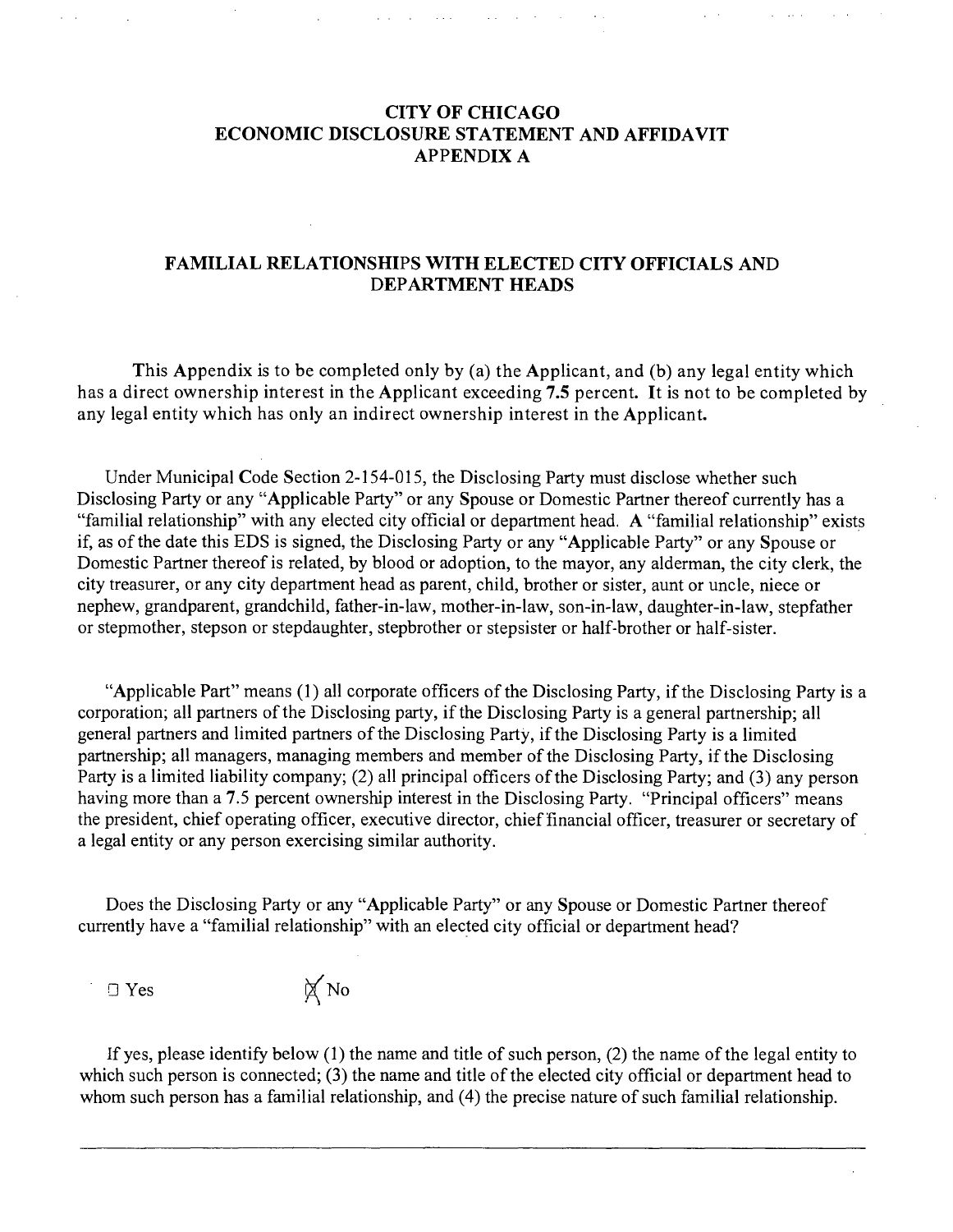# CITY OF CHICAGO
# ECONOMIC DISCLOSURE STATEMENT AND AFFIDAVIT
# APPENDIX A

## FAMILIAL RELATIONSHIPS WITH ELECTED CITY OFFICIALS AND DEPARTMENT HEADS

This Appendix is to be completed only by (a) the Applicant, and (b) any legal entity which has a direct ownership interest in the Applicant exceeding 7.5 percent. It is not to be completed by any legal entity which has only an indirect ownership interest in the Applicant.

Under Municipal Code Section 2-154-015, the Disclosing Party must disclose whether such Disclosing Party or any "Applicable Party" or any Spouse or Domestic Partner thereof currently has a "familial relationship" with any elected city official or department head. A "familial relationship" exists if, as of the date this EDS is signed, the Disclosing Party or any "Applicable Party" or any Spouse or Domestic Partner thereof is related, by blood or adoption, to the mayor, any alderman, the city clerk, the city treasurer, or any city department head as parent, child, brother or sister, aunt or uncle, niece or nephew, grandparent, grandchild, father-in-law, mother-in-law, son-in-law, daughter-in-law, stepfather or stepmother, stepson or stepdaughter, stepbrother or stepsister or half-brother or half-sister.

"Applicable Part" means (1) all corporate officers of the Disclosing Party, if the Disclosing Party is a corporation; all partners of the Disclosing party, if the Disclosing Party is a general partnership; all general partners and limited partners of the Disclosing Party, if the Disclosing Party is a limited partnership; all managers, managing members and member of the Disclosing Party, if the Disclosing Party is a limited liability company; (2) all principal officers of the Disclosing Party; and (3) any person having more than a 7.5 percent ownership interest in the Disclosing Party. "Principal officers" means the president, chief operating officer, executive director, chief financial officer, treasurer or secretary of a legal entity or any person exercising similar authority.

Does the Disclosing Party or any "Applicable Party" or any Spouse or Domestic Partner thereof currently have a "familial relationship" with an elected city official or department head?

☐ Yes ☒ No

If yes, please identify below (1) the name and title of such person, (2) the name of the legal entity to which such person is connected; (3) the name and title of the elected city official or department head to whom such person has a familial relationship, and (4) the precise nature of such familial relationship.

---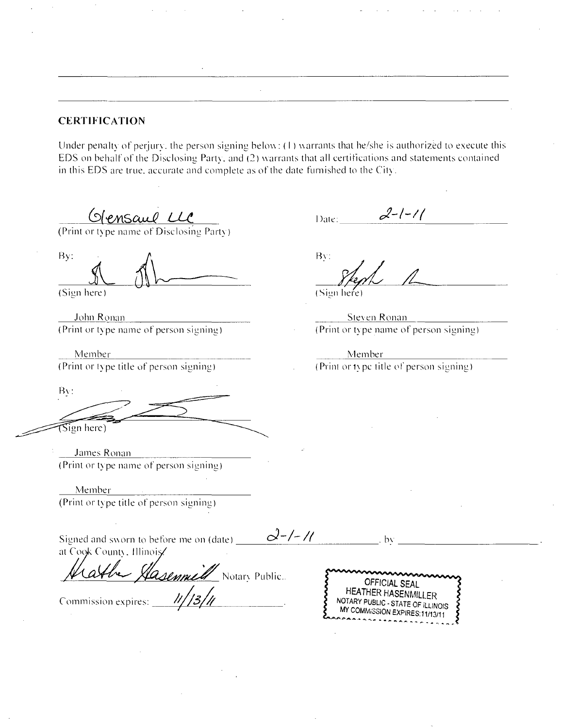## CERTIFICATION

Under penalty of perjury, the person signing below: (1) warrants that he/she is authorized to execute this EDS on behalf of the Disclosing Party, and (2) warrants that all certifications and statements contained in this EDS are true, accurate and complete as of the date furnished to the City.

Glensaul LLC
(Print or type name of Disclosing Party)

Date: 2-1-11

By:
(Sign here)

John Ronan
(Print or type name of person signing)

Member
(Print or type title of person signing)

By:
(Sign here)

Steven Ronan
(Print or type name of person signing)

Member
(Print or type title of person signing)

By:
(Sign here)

James Ronan
(Print or type name of person signing)

Member
(Print or type title of person signing)

Signed and sworn to before me on (date) 2-1-11, by ______________.
at Cook County, Illinois.

Heather Hasenmiller Notary Public.

Commission expires: 11/13/11

OFFICIAL SEAL
HEATHER HASENMILLER
NOTARY PUBLIC - STATE OF ILLINOIS
MY COMMISSION EXPIRES:11/13/11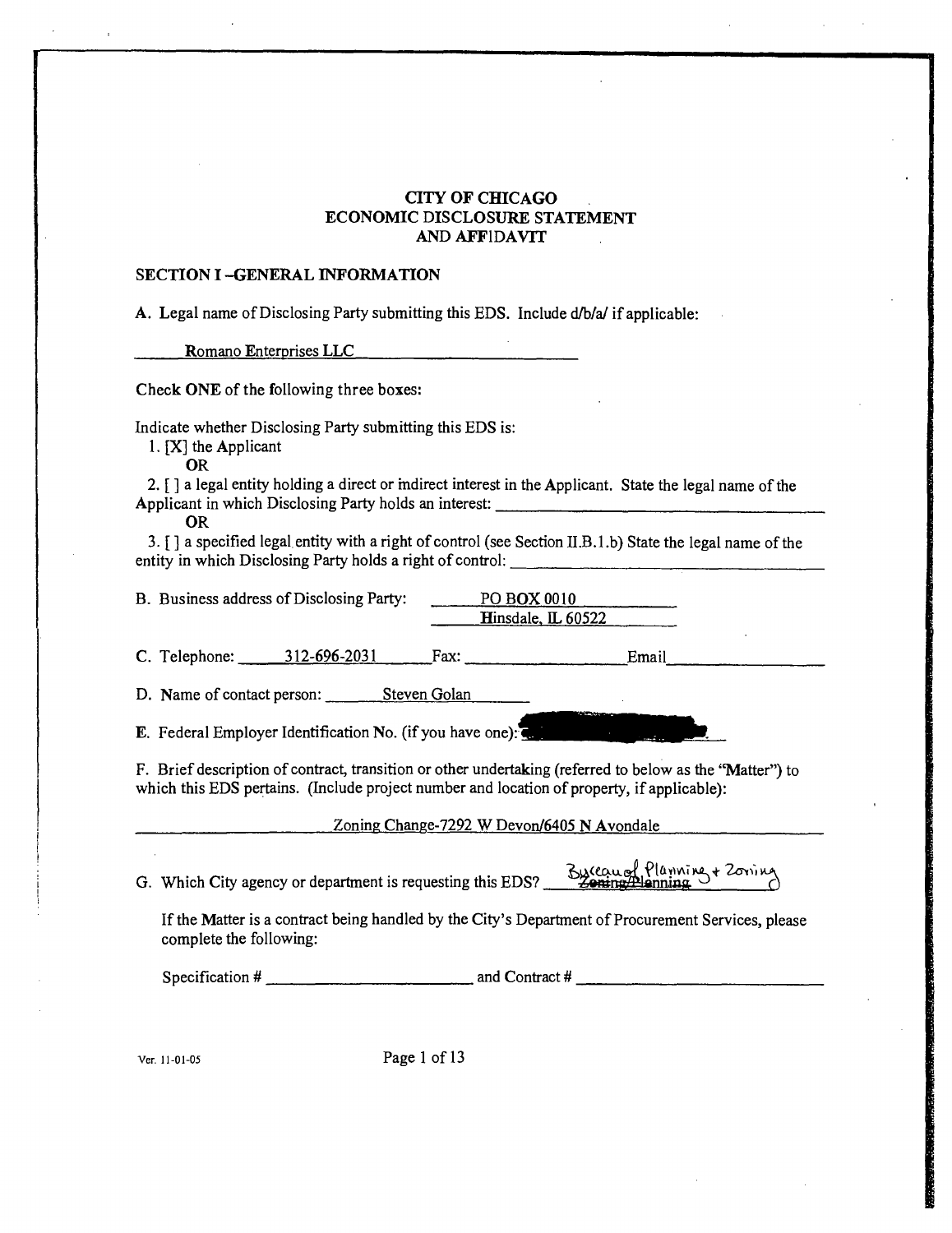# CITY OF CHICAGO
# ECONOMIC DISCLOSURE STATEMENT AND AFFIDAVIT

## SECTION I –GENERAL INFORMATION

A. Legal name of Disclosing Party submitting this EDS. Include d/b/a/ if applicable:

Romano Enterprises LLC

Check **ONE** of the following three boxes:

Indicate whether Disclosing Party submitting this EDS is:

1. [X] the Applicant

   **OR**

2. [ ] a legal entity holding a direct or indirect interest in the Applicant. State the legal name of the Applicant in which Disclosing Party holds an interest: ______________________

   **OR**

3. [ ] a specified legal entity with a right of control (see Section II.B.1.b) State the legal name of the entity in which Disclosing Party holds a right of control: ______________________

B. Business address of Disclosing Party: PO BOX 0010
Hinsdale, IL 60522

C. Telephone: 312-696-2031 Fax: __________ Email __________

D. Name of contact person: Steven Golan

E. Federal Employer Identification No. (if you have one): [redacted]

F. Brief description of contract, transition or other undertaking (referred to below as the "Matter") to which this EDS pertains. (Include project number and location of property, if applicable):

Zoning Change-7292 W Devon/6405 N Avondale

G. Which City agency or department is requesting this EDS? ~~Zoning/Planning~~ Bureau of Planning + Zoning

If the Matter is a contract being handled by the City's Department of Procurement Services, please complete the following:

Specification # ______________________ and Contract # ______________________

Ver. 11-01-05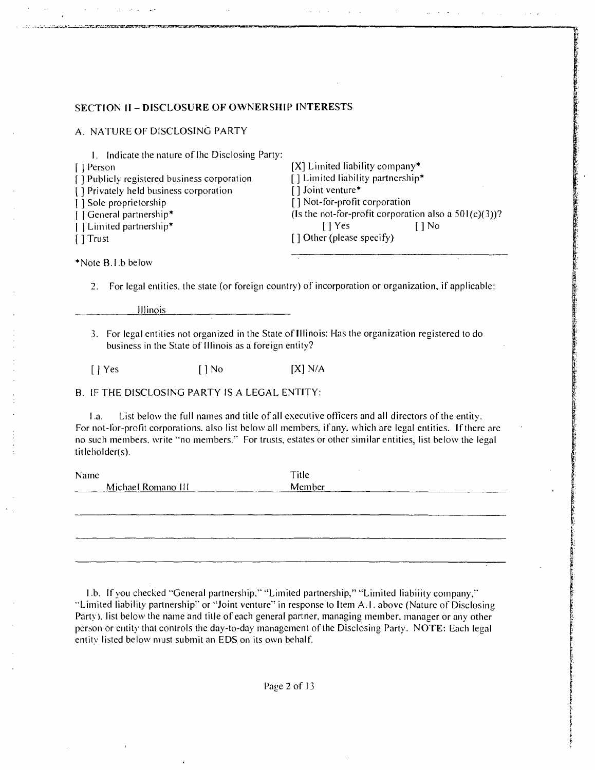## SECTION II – DISCLOSURE OF OWNERSHIP INTERESTS

### A. NATURE OF DISCLOSING PARTY

1. Indicate the nature of the Disclosing Party:

[ ] Person
[ ] Publicly registered business corporation
[ ] Privately held business corporation
[ ] Sole proprietorship
[ ] General partnership*
[ ] Limited partnership*
[ ] Trust
[X] Limited liability company*
[ ] Limited liability partnership*
[ ] Joint venture*
[ ] Not-for-profit corporation
(Is the not-for-profit corporation also a 501(c)(3))?
[ ] Yes [ ] No
[ ] Other (please specify)

*Note B.1.b below

2. For legal entities, the state (or foreign country) of incorporation or organization, if applicable:

Illinois

3. For legal entities not organized in the State of Illinois: Has the organization registered to do business in the State of Illinois as a foreign entity?

[ ] Yes [ ] No [X] N/A

### B. IF THE DISCLOSING PARTY IS A LEGAL ENTITY:

1.a. List below the full names and title of all executive officers and all directors of the entity. For not-for-profit corporations, also list below all members, if any, which are legal entities. If there are no such members, write "no members." For trusts, estates or other similar entities, list below the legal titleholder(s).

| Name | Title |
|---|---|
| Michael Romano III | Member |
| | |
| | |
| | |

1.b. If you checked "General partnership," "Limited partnership," "Limited liability company," "Limited liability partnership" or "Joint venture" in response to Item A.1. above (Nature of Disclosing Party), list below the name and title of each general partner, managing member, manager or any other person or entity that controls the day-to-day management of the Disclosing Party. **NOTE:** Each legal entity listed below must submit an EDS on its own behalf.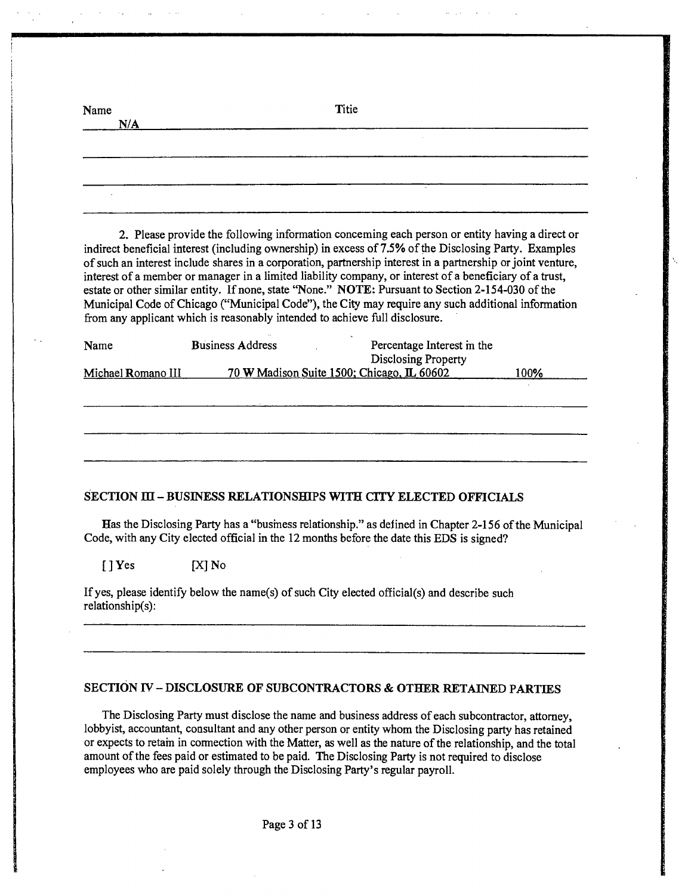| Name | Titie |
|---|---|
| N/A | |

2. Please provide the following information conceming each person or entity having a direct or indirect beneficial interest (including ownership) in excess of 7.5% of the Disclosing Party. Examples of such an interest include shares in a corporation, partnership interest in a partnership or joint venture, interest of a member or manager in a limited liability company, or interest of a beneficiary of a trust, estate or other similar entity. If none, state "None." **NOTE:** Pursuant to Section 2-154-030 of the Municipal Code of Chicago ("Municipal Code"), the City may require any such additional information from any applicant which is reasonably intended to achieve full disclosure.

| Name | Business Address | Percentage Interest in the Disclosing Property |
|---|---|---|
| Michael Romano III | 70 W Madison Suite 1500; Chicago, IL 60602 | 100% |

## SECTION III – BUSINESS RELATIONSHIPS WITH CITY ELECTED OFFICIALS

Has the Disclosing Party has a "business relationship." as defined in Chapter 2-156 of the Municipal Code, with any City elected official in the 12 months before the date this EDS is signed?

[ ] Yes [X] No

If yes, please identify below the name(s) of such City elected official(s) and describe such relationship(s):

## SECTION IV – DISCLOSURE OF SUBCONTRACTORS & OTHER RETAINED PARTIES

The Disclosing Party must disclose the name and business address of each subcontractor, attorney, lobbyist, accountant, consultant and any other person or entity whom the Disclosing party has retained or expects to retain in connection with the Matter, as well as the nature of the relationship, and the total amount of the fees paid or estimated to be paid. The Disclosing Party is not required to disclose employees who are paid solely through the Disclosing Party's regular payroll.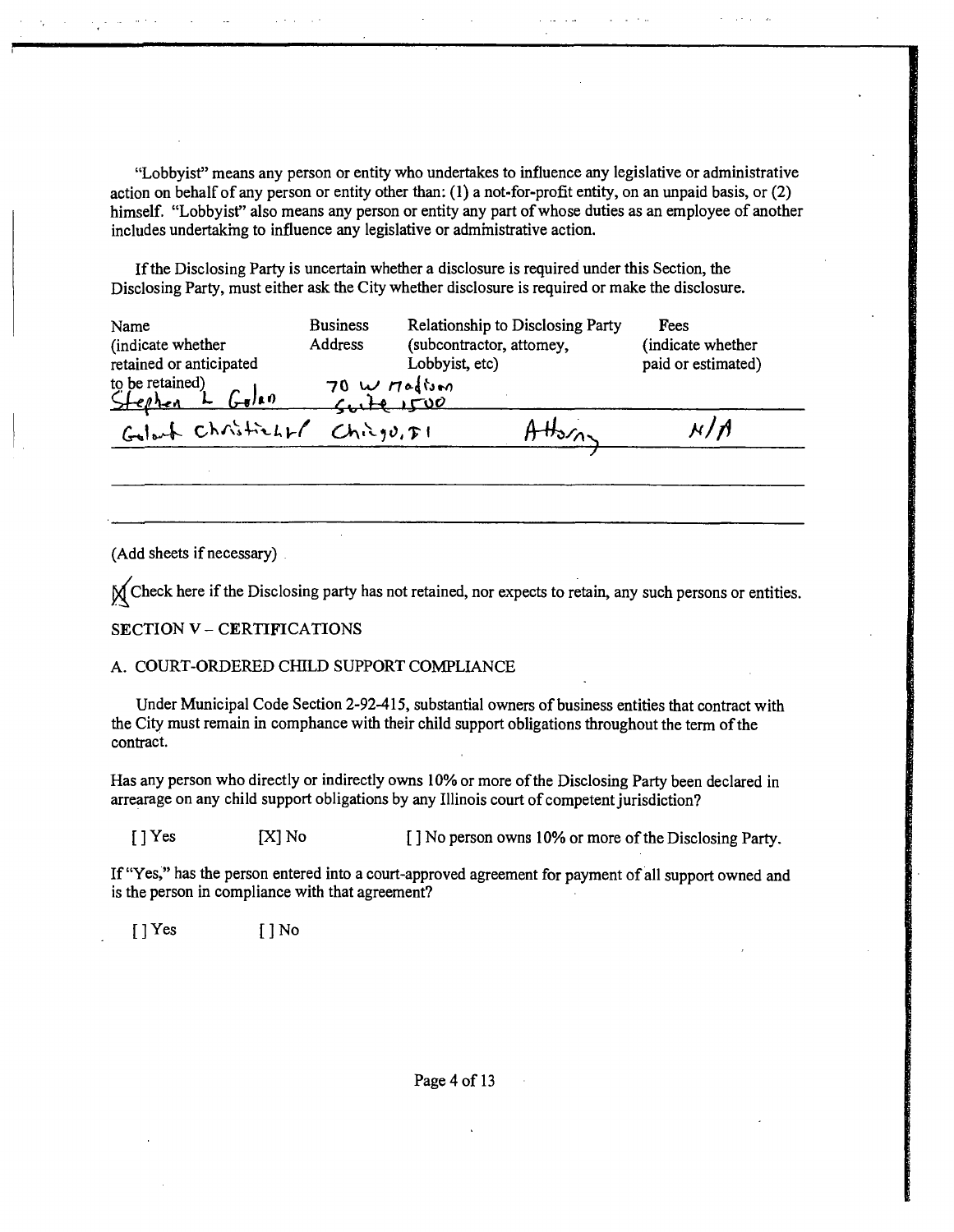"Lobbyist" means any person or entity who undertakes to influence any legislative or administrative action on behalf of any person or entity other than: (1) a not-for-profit entity, on an unpaid basis, or (2) himself. "Lobbyist" also means any person or entity any part of whose duties as an employee of another includes undertaking to influence any legislative or administrative action.

If the Disclosing Party is uncertain whether a disclosure is required under this Section, the Disclosing Party, must either ask the City whether disclosure is required or make the disclosure.

| Name (indicate whether retained or anticipated to be retained) | Business Address | Relationship to Disclosing Party (subcontractor, attorney, Lobbyist, etc) | Fees (indicate whether paid or estimated) |
|---|---|---|---|
| Stephen L Galen Galant Christiehl | 70 W Madison Suite 1500 Chicago, Il | Attorney | N/A |
| | | | |
| | | | |

(Add sheets if necessary)

[X] Check here if the Disclosing party has not retained, nor expects to retain, any such persons or entities.

SECTION V – CERTIFICATIONS

A. COURT-ORDERED CHILD SUPPORT COMPLIANCE

Under Municipal Code Section 2-92-415, substantial owners of business entities that contract with the City must remain in compliance with their child support obligations throughout the term of the contract.

Has any person who directly or indirectly owns 10% or more of the Disclosing Party been declared in arrearage on any child support obligations by any Illinois court of competent jurisdiction?

[ ] Yes [X] No [ ] No person owns 10% or more of the Disclosing Party.

If "Yes," has the person entered into a court-approved agreement for payment of all support owned and is the person in compliance with that agreement?

[ ] Yes [ ] No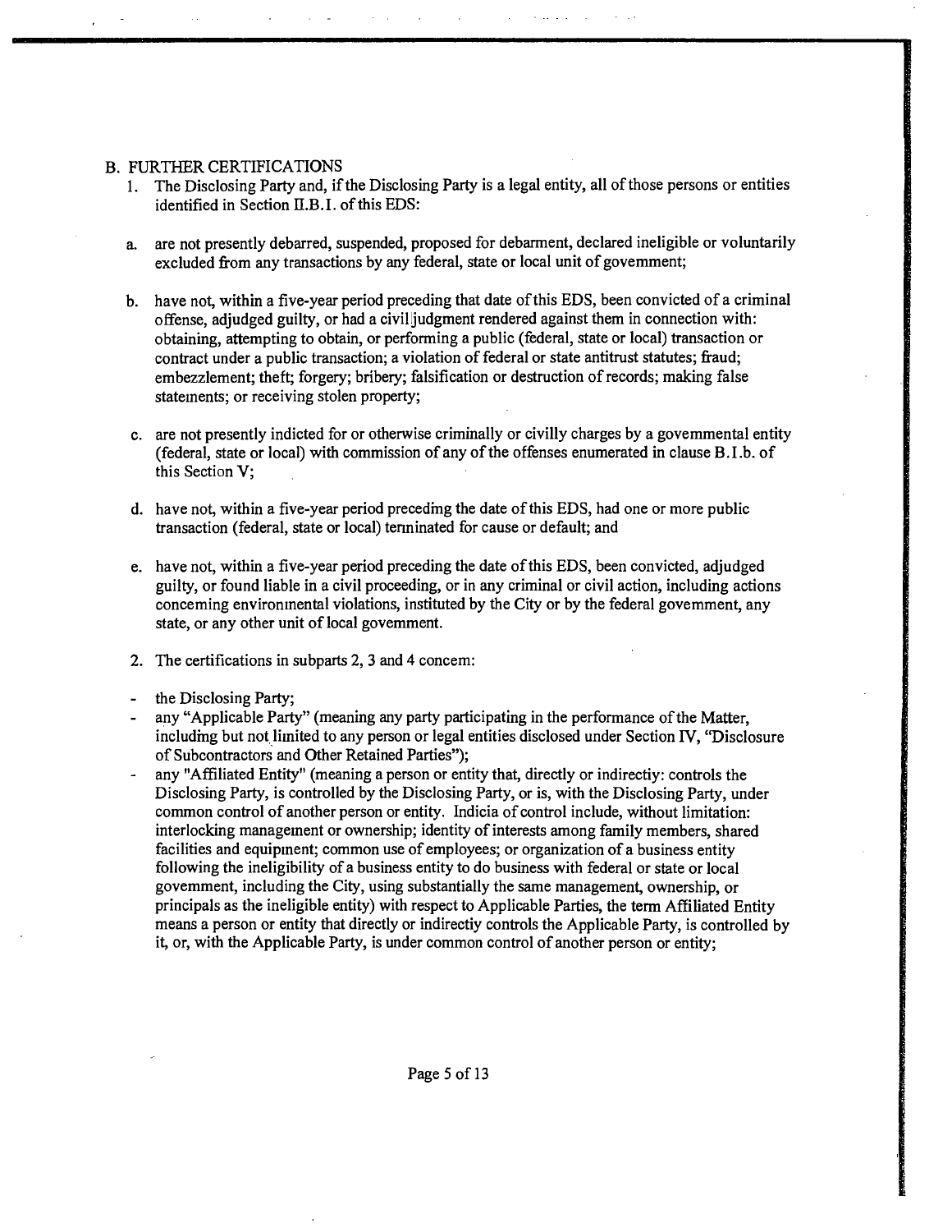B. FURTHER CERTIFICATIONS

1. The Disclosing Party and, if the Disclosing Party is a legal entity, all of those persons or entities identified in Section II.B.1. of this EDS:

a. are not presently debarred, suspended, proposed for debarment, declared ineligible or voluntarily excluded from any transactions by any federal, state or local unit of government;

b. have not, within a five-year period preceding that date of this EDS, been convicted of a criminal offense, adjudged guilty, or had a civil judgment rendered against them in connection with: obtaining, attempting to obtain, or performing a public (federal, state or local) transaction or contract under a public transaction; a violation of federal or state antitrust statutes; fraud; embezzlement; theft; forgery; bribery; falsification or destruction of records; making false statements; or receiving stolen property;

c. are not presently indicted for or otherwise criminally or civilly charges by a governmental entity (federal, state or local) with commission of any of the offenses enumerated in clause B.1.b. of this Section V;

d. have not, within a five-year period preceding the date of this EDS, had one or more public transaction (federal, state or local) terminated for cause or default; and

e. have not, within a five-year period preceding the date of this EDS, been convicted, adjudged guilty, or found liable in a civil proceeding, or in any criminal or civil action, including actions concerning environmental violations, instituted by the City or by the federal government, any state, or any other unit of local government.

2. The certifications in subparts 2, 3 and 4 concern:

- the Disclosing Party;
- any "Applicable Party" (meaning any party participating in the performance of the Matter, including but not limited to any person or legal entities disclosed under Section IV, "Disclosure of Subcontractors and Other Retained Parties");
- any "Affiliated Entity" (meaning a person or entity that, directly or indirectly: controls the Disclosing Party, is controlled by the Disclosing Party, or is, with the Disclosing Party, under common control of another person or entity. Indicia of control include, without limitation: interlocking management or ownership; identity of interests among family members, shared facilities and equipment; common use of employees; or organization of a business entity following the ineligibility of a business entity to do business with federal or state or local government, including the City, using substantially the same management, ownership, or principals as the ineligible entity) with respect to Applicable Parties, the term Affiliated Entity means a person or entity that directly or indirectly controls the Applicable Party, is controlled by it, or, with the Applicable Party, is under common control of another person or entity;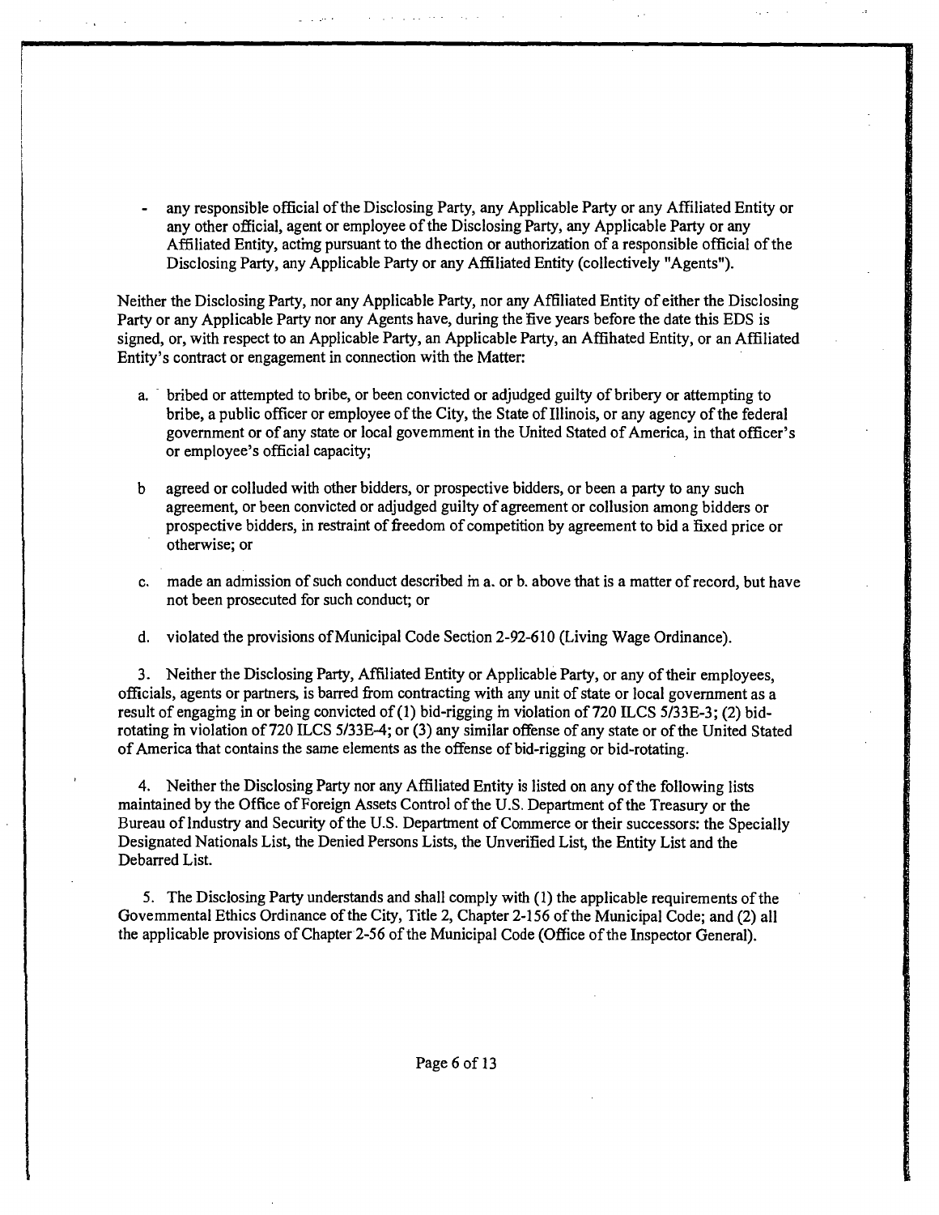- any responsible official of the Disclosing Party, any Applicable Party or any Affiliated Entity or any other official, agent or employee of the Disclosing Party, any Applicable Party or any Affiliated Entity, acting pursuant to the dhection or authorization of a responsible official of the Disclosing Party, any Applicable Party or any Affiliated Entity (collectively "Agents").

Neither the Disclosing Party, nor any Applicable Party, nor any Affiliated Entity of either the Disclosing Party or any Applicable Party nor any Agents have, during the five years before the date this EDS is signed, or, with respect to an Applicable Party, an Applicable Party, an Affihated Entity, or an Affiliated Entity's contract or engagement in connection with the Matter:

a. bribed or attempted to bribe, or been convicted or adjudged guilty of bribery or attempting to bribe, a public officer or employee of the City, the State of Illinois, or any agency of the federal government or of any state or local govemment in the United Stated of America, in that officer's or employee's official capacity;

b agreed or colluded with other bidders, or prospective bidders, or been a party to any such agreement, or been convicted or adjudged guilty of agreement or collusion among bidders or prospective bidders, in restraint of freedom of competition by agreement to bid a fixed price or otherwise; or

c. made an admission of such conduct described in a. or b. above that is a matter of record, but have not been prosecuted for such conduct; or

d. violated the provisions of Municipal Code Section 2-92-610 (Living Wage Ordinance).

3. Neither the Disclosing Party, Affiliated Entity or Applicable Party, or any of their employees, officials, agents or partners, is barred from contracting with any unit of state or local government as a result of engaging in or being convicted of (1) bid-rigging in violation of 720 ILCS 5/33E-3; (2) bid-rotating in violation of 720 ILCS 5/33E-4; or (3) any similar offense of any state or of the United Stated of America that contains the same elements as the offense of bid-rigging or bid-rotating.

4. Neither the Disclosing Party nor any Affiliated Entity is listed on any of the following lists maintained by the Office of Foreign Assets Control of the U.S. Department of the Treasury or the Bureau of Industry and Security of the U.S. Department of Commerce or their successors: the Specially Designated Nationals List, the Denied Persons Lists, the Unverified List, the Entity List and the Debarred List.

5. The Disclosing Party understands and shall comply with (1) the applicable requirements of the Govemmental Ethics Ordinance of the City, Title 2, Chapter 2-156 of the Municipal Code; and (2) all the applicable provisions of Chapter 2-56 of the Municipal Code (Office of the Inspector General).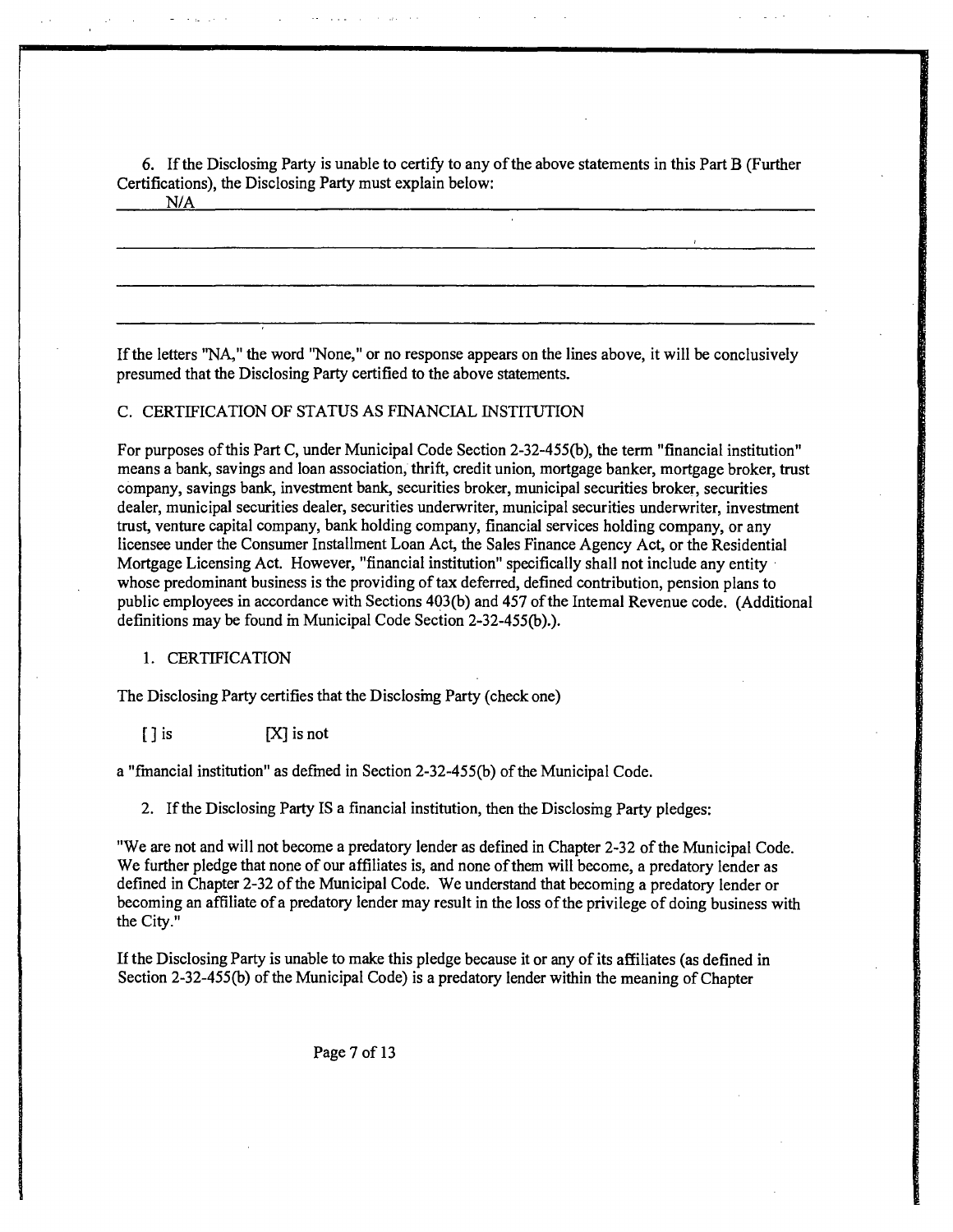6. If the Disclosing Party is unable to certify to any of the above statements in this Part B (Further Certifications), the Disclosing Party must explain below:

N/A

If the letters "NA," the word "None," or no response appears on the lines above, it will be conclusively presumed that the Disclosing Party certified to the above statements.

C. CERTIFICATION OF STATUS AS FINANCIAL INSTITUTION

For purposes of this Part C, under Municipal Code Section 2-32-455(b), the term "financial institution" means a bank, savings and loan association, thrift, credit union, mortgage banker, mortgage broker, trust company, savings bank, investment bank, securities broker, municipal securities broker, securities dealer, municipal securities dealer, securities underwriter, municipal securities underwriter, investment trust, venture capital company, bank holding company, financial services holding company, or any licensee under the Consumer Installment Loan Act, the Sales Finance Agency Act, or the Residential Mortgage Licensing Act. However, "financial institution" specifically shall not include any entity whose predominant business is the providing of tax deferred, defined contribution, pension plans to public employees in accordance with Sections 403(b) and 457 of the Internal Revenue code. (Additional definitions may be found in Municipal Code Section 2-32-455(b).).

1. CERTIFICATION

The Disclosing Party certifies that the Disclosing Party (check one)

[ ] is [X] is not

a "financial institution" as defined in Section 2-32-455(b) of the Municipal Code.

2. If the Disclosing Party IS a financial institution, then the Disclosing Party pledges:

"We are not and will not become a predatory lender as defined in Chapter 2-32 of the Municipal Code. We further pledge that none of our affiliates is, and none of them will become, a predatory lender as defined in Chapter 2-32 of the Municipal Code. We understand that becoming a predatory lender or becoming an affiliate of a predatory lender may result in the loss of the privilege of doing business with the City."

If the Disclosing Party is unable to make this pledge because it or any of its affiliates (as defined in Section 2-32-455(b) of the Municipal Code) is a predatory lender within the meaning of Chapter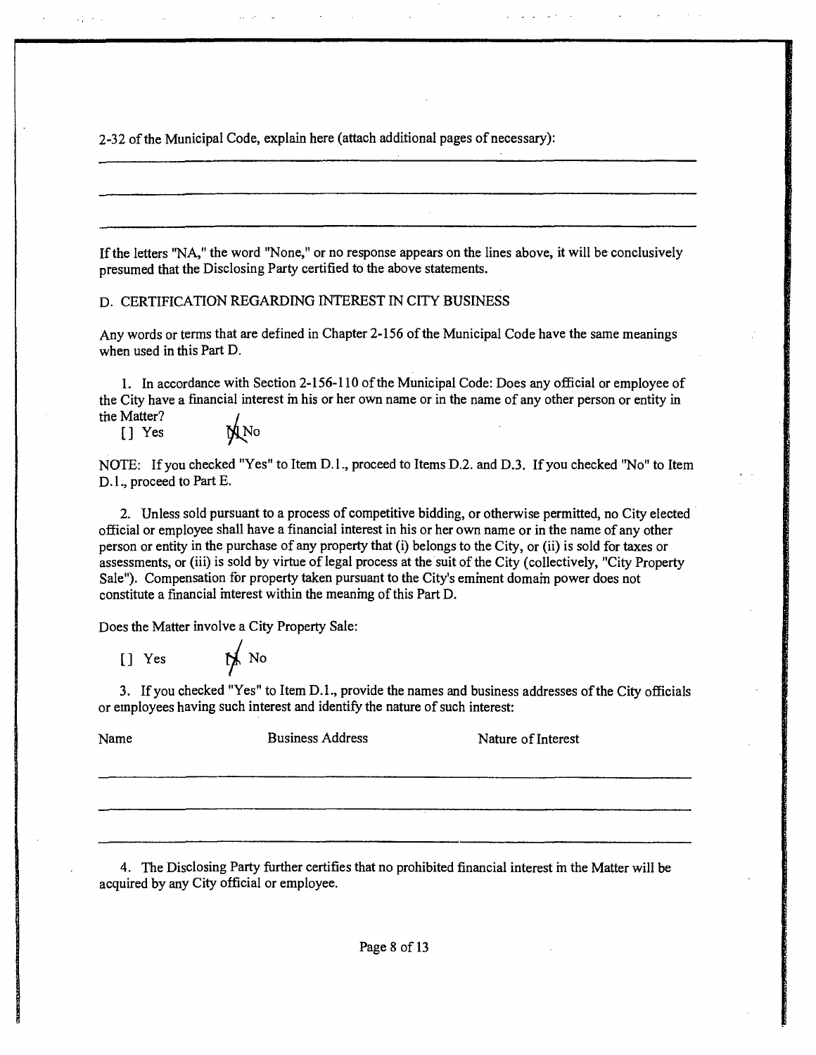2-32 of the Municipal Code, explain here (attach additional pages of necessary):

\_\_\_\_\_\_\_\_\_\_\_\_\_\_\_\_\_\_\_\_\_\_\_\_\_\_\_\_\_\_\_\_\_\_\_\_\_\_\_\_\_\_\_\_\_\_\_\_\_\_\_\_\_\_\_\_\_\_\_\_

\_\_\_\_\_\_\_\_\_\_\_\_\_\_\_\_\_\_\_\_\_\_\_\_\_\_\_\_\_\_\_\_\_\_\_\_\_\_\_\_\_\_\_\_\_\_\_\_\_\_\_\_\_\_\_\_\_\_\_\_

\_\_\_\_\_\_\_\_\_\_\_\_\_\_\_\_\_\_\_\_\_\_\_\_\_\_\_\_\_\_\_\_\_\_\_\_\_\_\_\_\_\_\_\_\_\_\_\_\_\_\_\_\_\_\_\_\_\_\_\_

If the letters "NA," the word "None," or no response appears on the lines above, it will be conclusively presumed that the Disclosing Party certified to the above statements.

D. CERTIFICATION REGARDING INTEREST IN CITY BUSINESS

Any words or terms that are defined in Chapter 2-156 of the Municipal Code have the same meanings when used in this Part D.

1. In accordance with Section 2-156-110 of the Municipal Code: Does any official or employee of the City have a financial interest in his or her own name or in the name of any other person or entity in the Matter?

[ ] Yes [X] No

NOTE: If you checked "Yes" to Item D.1., proceed to Items D.2. and D.3. If you checked "No" to Item D.1., proceed to Part E.

2. Unless sold pursuant to a process of competitive bidding, or otherwise permitted, no City elected official or employee shall have a financial interest in his or her own name or in the name of any other person or entity in the purchase of any property that (i) belongs to the City, or (ii) is sold for taxes or assessments, or (iii) is sold by virtue of legal process at the suit of the City (collectively, "City Property Sale"). Compensation for property taken pursuant to the City's eminent domain power does not constitute a financial interest within the meaning of this Part D.

Does the Matter involve a City Property Sale:

[ ] Yes [X] No

3. If you checked "Yes" to Item D.1., provide the names and business addresses of the City officials or employees having such interest and identify the nature of such interest:

| Name | Business Address | Nature of Interest |
| --- | --- | --- |
| | | |
| | | |
| | | |

4. The Disclosing Party further certifies that no prohibited financial interest in the Matter will be acquired by any City official or employee.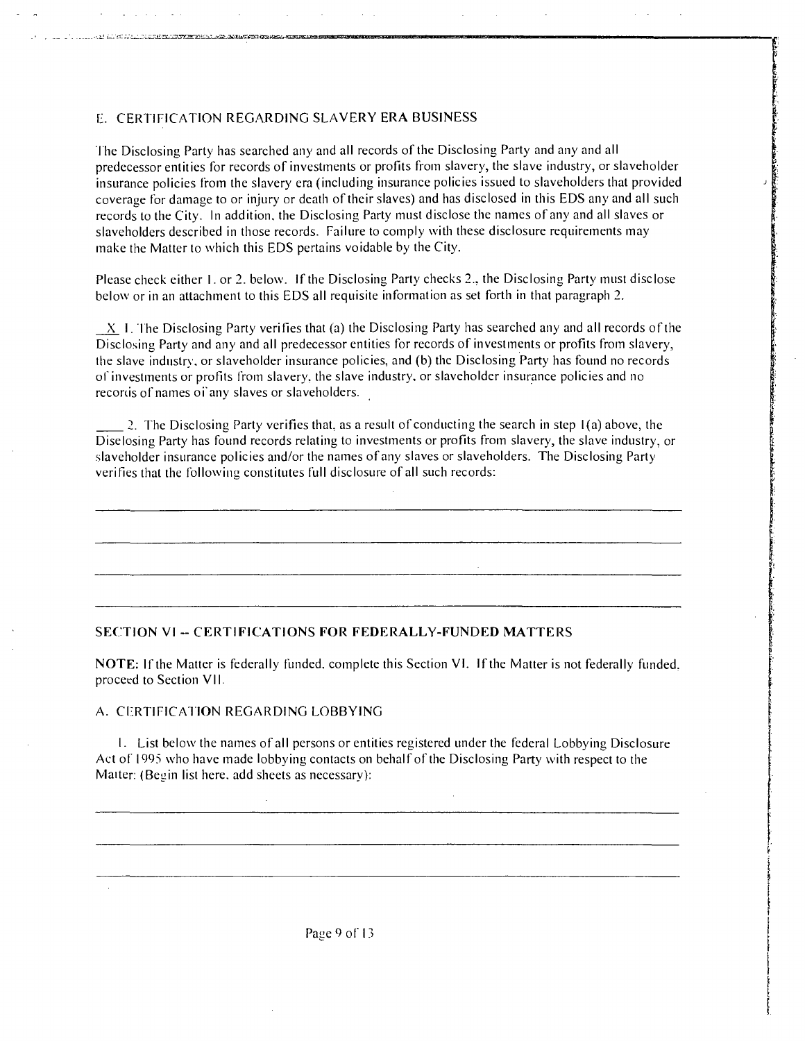### E. CERTIFICATION REGARDING SLAVERY ERA BUSINESS

The Disclosing Party has searched any and all records of the Disclosing Party and any and all predecessor entities for records of investments or profits from slavery, the slave industry, or slaveholder insurance policies from the slavery era (including insurance policies issued to slaveholders that provided coverage for damage to or injury or death of their slaves) and has disclosed in this EDS any and all such records to the City. In addition, the Disclosing Party must disclose the names of any and all slaves or slaveholders described in those records. Failure to comply with these disclosure requirements may make the Matter to which this EDS pertains voidable by the City.

Please check either 1. or 2. below. If the Disclosing Party checks 2., the Disclosing Party must disclose below or in an attachment to this EDS all requisite information as set forth in that paragraph 2.

X 1. The Disclosing Party verifies that (a) the Disclosing Party has searched any and all records of the Disclosing Party and any and all predecessor entities for records of investments or profits from slavery, the slave industry, or slaveholder insurance policies, and (b) the Disclosing Party has found no records of investments or profits from slavery, the slave industry, or slaveholder insurance policies and no records of names of any slaves or slaveholders.

____ 2. The Disclosing Party verifies that, as a result of conducting the search in step 1(a) above, the Disclosing Party has found records relating to investments or profits from slavery, the slave industry, or slaveholder insurance policies and/or the names of any slaves or slaveholders. The Disclosing Party verifies that the following constitutes full disclosure of all such records:

______________________________________________________________________

______________________________________________________________________

______________________________________________________________________

______________________________________________________________________

## SECTION VI -- CERTIFICATIONS FOR FEDERALLY-FUNDED MATTERS

**NOTE:** If the Matter is federally funded, complete this Section VI. If the Matter is not federally funded, proceed to Section VII.

### A. CERTIFICATION REGARDING LOBBYING

1. List below the names of all persons or entities registered under the federal Lobbying Disclosure Act of 1995 who have made lobbying contacts on behalf of the Disclosing Party with respect to the Matter: (Begin list here, add sheets as necessary):

______________________________________________________________________

______________________________________________________________________

______________________________________________________________________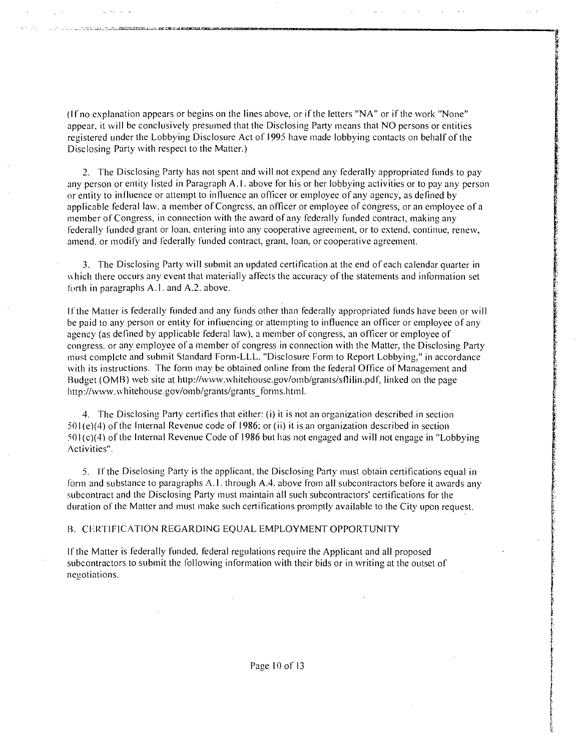(If no explanation appears or begins on the lines above, or if the letters "NA" or if the work "None" appear, it will be conclusively presumed that the Disclosing Party means that NO persons or entities registered under the Lobbying Disclosure Act of 1995 have made lobbying contacts on behalf of the Disclosing Party with respect to the Matter.)

2. The Disclosing Party has not spent and will not expend any federally appropriated funds to pay any person or entity listed in Paragraph A.1. above for his or her lobbying activities or to pay any person or entity to influence or attempt to influence an officer or employee of any agency, as defined by applicable federal law, a member of Congress, an officer or employee of congress, or an employee of a member of Congress, in connection with the award of any federally funded contract, making any federally funded grant or loan, entering into any cooperative agreement, or to extend, continue, renew, amend, or modify and federally funded contract, grant, loan, or cooperative agreement.

3. The Disclosing Party will submit an updated certification at the end of each calendar quarter in which there occurs any event that materially affects the accuracy of the statements and information set forth in paragraphs A.1. and A.2. above.

If the Matter is federally funded and any funds other than federally appropriated funds have been or will be paid to any person or entity for influencing or attempting to influence an officer or employee of any agency (as defined by applicable federal law), a member of congress, an officer or employee of congress, or any employee of a member of congress in connection with the Matter, the Disclosing Party must complete and submit Standard Form-LLL, "Disclosure Form to Report Lobbying," in accordance with its instructions. The form may be obtained online from the federal Office of Management and Budget (OMB) web site at http://www.whitehouse.gov/omb/grants/sflilin.pdf, linked on the page http://www.whitehouse.gov/omb/grants/grants_forms.html.

4. The Disclosing Party certifies that either: (i) it is not an organization described in section 501(e)(4) of the Internal Revenue code of 1986; or (ii) it is an organization described in section 501(c)(4) of the Internal Revenue Code of 1986 but has not engaged and will not engage in "Lobbying Activities".

5. If the Diselosing Party is the applicant, the Disclosing Party must obtain certifications equal in form and substance to paragraphs A.1. through A.4. above from all subcontractors before it awards any subcontract and the Disclosing Party must maintain all such subcontractors' certifications for the duration of the Matter and must make such certifications promptly available to the City upon request.

B. CERTIFICATION REGARDING EQUAL EMPLOYMENT OPPORTUNITY

If the Matter is federally funded, federal regulations require the Applicant and all proposed subcontractors to submit the following information with their bids or in writing at the outset of negotiations.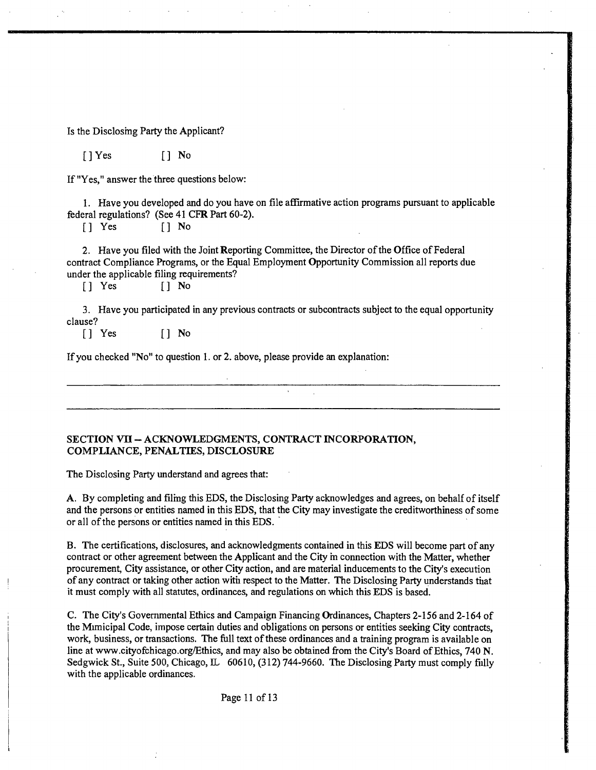Is the Disclosing Party the Applicant?

[ ] Yes [ ] No

If "Yes," answer the three questions below:

1. Have you developed and do you have on file affirmative action programs pursuant to applicable federal regulations? (See 41 CFR Part 60-2).
   [ ] Yes [ ] No

2. Have you filed with the Joint Reporting Committee, the Director of the Office of Federal contract Compliance Programs, or the Equal Employment Opportunity Commission all reports due under the applicable filing requirements?
   [ ] Yes [ ] No

3. Have you participated in any previous contracts or subcontracts subject to the equal opportunity clause?
   [ ] Yes [ ] No

If you checked "No" to question 1. or 2. above, please provide an explanation:

___

___

**SECTION VII – ACKNOWLEDGMENTS, CONTRACT INCORPORATION, COMPLIANCE, PENALTIES, DISCLOSURE**

The Disclosing Party understand and agrees that:

A. By completing and filing this EDS, the Disclosing Party acknowledges and agrees, on behalf of itself and the persons or entities named in this EDS, that the City may investigate the creditworthiness of some or all of the persons or entities named in this EDS.

B. The certifications, disclosures, and acknowledgments contained in this EDS will become part of any contract or other agreement between the Applicant and the City in connection with the Matter, whether procurement, City assistance, or other City action, and are material inducements to the City's execution of any contract or taking other action with respect to the Matter. The Disclosing Party understands that it must comply with all statutes, ordinances, and regulations on which this EDS is based.

C. The City's Governmental Ethics and Campaign Financing Ordinances, Chapters 2-156 and 2-164 of the Municipal Code, impose certain duties and obligations on persons or entities seeking City contracts, work, business, or transactions. The full text of these ordinances and a training program is available on line at www.cityofchicago.org/Ethics, and may also be obtained from the City's Board of Ethics, 740 N. Sedgwick St., Suite 500, Chicago, IL 60610, (312) 744-9660. The Disclosing Party must comply fully with the applicable ordinances.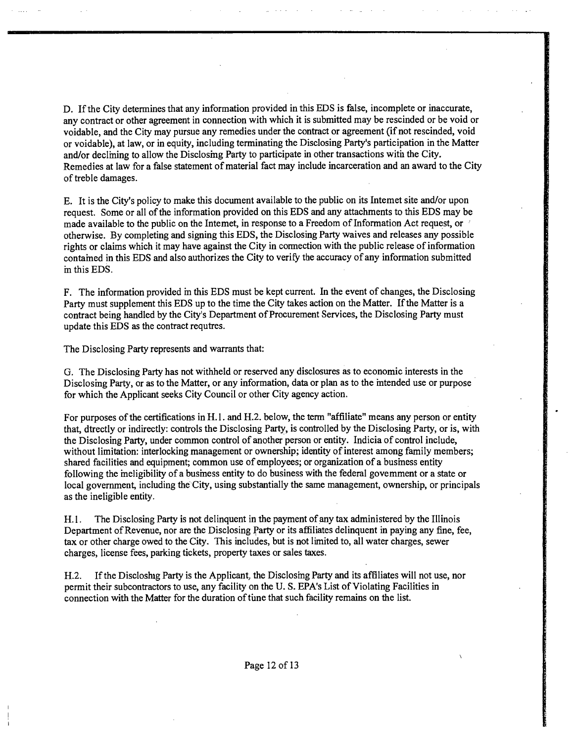D. If the City determines that any information provided in this EDS is false, incomplete or inaccurate, any contract or other agreement in connection with which it is submitted may be rescinded or be void or voidable, and the City may pursue any remedies under the contract or agreement (if not rescinded, void or voidable), at law, or in equity, including terminating the Disclosing Party's participation in the Matter and/or declining to allow the Disclosing Party to participate in other transactions with the City. Remedies at law for a false statement of material fact may include incarceration and an award to the City of treble damages.

E. It is the City's policy to make this document available to the public on its Internet site and/or upon request. Some or all of the information provided on this EDS and any attachments to this EDS may be made available to the public on the Internet, in response to a Freedom of Information Act request, or otherwise. By completing and signing this EDS, the Disclosing Party waives and releases any possible rights or claims which it may have against the City in connection with the public release of information contained in this EDS and also authorizes the City to verify the accuracy of any information submitted in this EDS.

F. The information provided in this EDS must be kept current. In the event of changes, the Disclosing Party must supplement this EDS up to the time the City takes action on the Matter. If the Matter is a contract being handled by the City's Department of Procurement Services, the Disclosing Party must update this EDS as the contract requires.

The Disclosing Party represents and warrants that:

G. The Disclosing Party has not withheld or reserved any disclosures as to economic interests in the Disclosing Party, or as to the Matter, or any information, data or plan as to the intended use or purpose for which the Applicant seeks City Council or other City agency action.

For purposes of the certifications in H.1. and H.2. below, the term "affiliate" means any person or entity that, directly or indirectly: controls the Disclosing Party, is controlled by the Disclosing Party, or is, with the Disclosing Party, under common control of another person or entity. Indicia of control include, without limitation: interlocking management or ownership; identity of interest among family members; shared facilities and equipment; common use of employees; or organization of a business entity following the ineligibility of a business entity to do business with the federal government or a state or local government, including the City, using substantially the same management, ownership, or principals as the ineligible entity.

H.1. The Disclosing Party is not delinquent in the payment of any tax administered by the Illinois Department of Revenue, nor are the Disclosing Party or its affiliates delinquent in paying any fine, fee, tax or other charge owed to the City. This includes, but is not limited to, all water charges, sewer charges, license fees, parking tickets, property taxes or sales taxes.

H.2. If the Disclosing Party is the Applicant, the Disclosing Party and its affiliates will not use, nor permit their subcontractors to use, any facility on the U. S. EPA's List of Violating Facilities in connection with the Matter for the duration of time that such facility remains on the list.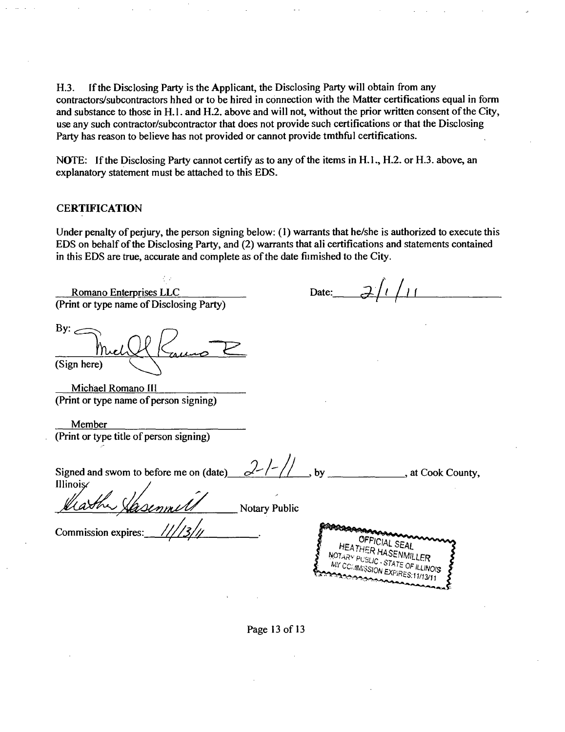H.3. If the Disclosing Party is the Applicant, the Disclosing Party will obtain from any contractors/subcontractors hhed or to be hired in connection with the Matter certifications equal in form and substance to those in H.1. and H.2. above and will not, without the prior written consent of the City, use any such contractor/subcontractor that does not provide such certifications or that the Disclosing Party has reason to believe has not provided or cannot provide tmthful certifications.

NOTE: If the Disclosing Party cannot certify as to any of the items in H.1., H.2. or H.3. above, an explanatory statement must be attached to this EDS.

## CERTIFICATION

Under penalty of perjury, the person signing below: (1) warrants that he/she is authorized to execute this EDS on behalf of the Disclosing Party, and (2) warrants that ali certifications and statements contained in this EDS are true, accurate and complete as of the date fiimished to the City.

Romano Enterprises LLC
(Print or type name of Disclosing Party)

Date: 2/1/11

By: [signature]
(Sign here)

Michael Romano III
(Print or type name of person signing)

Member
(Print or type title of person signing)

Signed and swom to before me on (date) 2-1-11, by ____________, at Cook County, Illinois

[signature] Notary Public

Commission expires: 11/13/11.

OFFICIAL SEAL
HEATHER HASENMILLER
NOTARY PUBLIC - STATE OF ILLINOIS
MY COMMISSION EXPIRES:11/13/11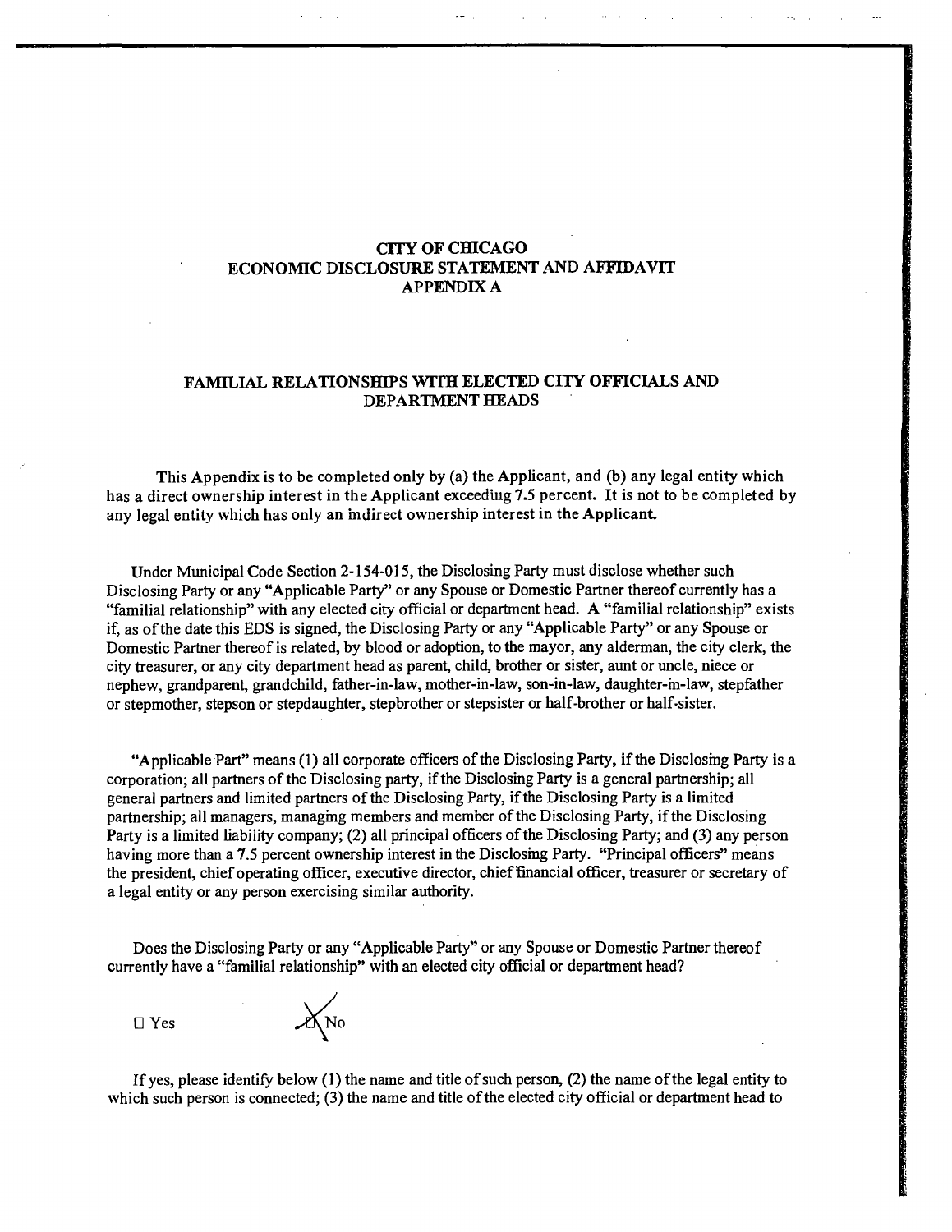# CITY OF CHICAGO
# ECONOMIC DISCLOSURE STATEMENT AND AFFIDAVIT
# APPENDIX A

## FAMILIAL RELATIONSHIPS WITH ELECTED CITY OFFICIALS AND DEPARTMENT HEADS

**This Appendix is to be completed only by (a) the Applicant, and (b) any legal entity which has a direct ownership interest in the Applicant exceedlug 7.5 percent. It is not to be completed by any legal entity which has only an indirect ownership interest in the Applicant.**

Under Municipal Code Section 2-154-015, the Disclosing Party must disclose whether such Disclosing Party or any "Applicable Party" or any Spouse or Domestic Partner thereof currently has a "familial relationship" with any elected city official or department head. A "familial relationship" exists if, as of the date this EDS is signed, the Disclosing Party or any "Applicable Party" or any Spouse or Domestic Partner thereof is related, by blood or adoption, to the mayor, any alderman, the city clerk, the city treasurer, or any city department head as parent, child, brother or sister, aunt or uncle, niece or nephew, grandparent, grandchild, father-in-law, mother-in-law, son-in-law, daughter-in-law, stepfather or stepmother, stepson or stepdaughter, stepbrother or stepsister or half-brother or half-sister.

"Applicable Part" means (1) all corporate officers of the Disclosing Party, if the Disclosing Party is a corporation; all partners of the Disclosing party, if the Disclosing Party is a general partnership; all general partners and limited partners of the Disclosing Party, if the Disclosing Party is a limited partnership; all managers, managing members and member of the Disclosing Party, if the Disclosing Party is a limited liability company; (2) all principal officers of the Disclosing Party; and (3) any person having more than a 7.5 percent ownership interest in the Disclosing Party. "Principal officers" means the president, chief operating officer, executive director, chief financial officer, treasurer or secretary of a legal entity or any person exercising similar authority.

Does the Disclosing Party or any "Applicable Party" or any Spouse or Domestic Partner thereof currently have a "familial relationship" with an elected city official or department head?

☐ Yes ☒ No

If yes, please identify below (1) the name and title of such person, (2) the name of the legal entity to which such person is connected; (3) the name and title of the elected city official or department head to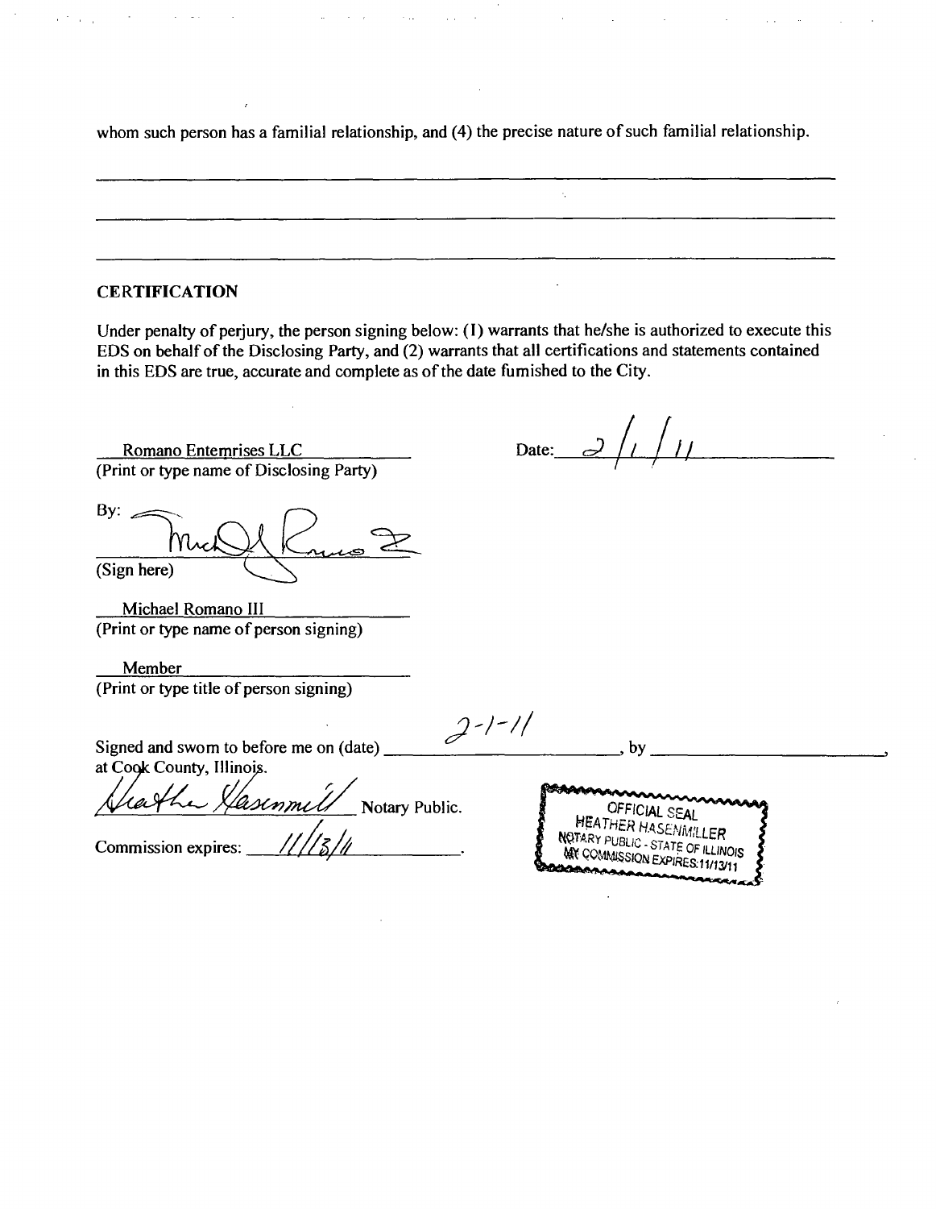whom such person has a familial relationship, and (4) the precise nature of such familial relationship.

______________________________________________________________________________

______________________________________________________________________________

______________________________________________________________________________

## CERTIFICATION

Under penalty of perjury, the person signing below: (1) warrants that he/she is authorized to execute this EDS on behalf of the Disclosing Party, and (2) warrants that all certifications and statements contained in this EDS are true, accurate and complete as of the date furnished to the City.

Romano Enterprises LLC
(Print or type name of Disclosing Party)

Date: 2/1/11

By: [signature]
(Sign here)

Michael Romano III
(Print or type name of person signing)

Member
(Print or type title of person signing)

Signed and sworn to before me on (date) 2-1-11, by ______________________,
at Cook County, Illinois.

[signature] Notary Public.

Commission expires: 11/13/11.

OFFICIAL SEAL
HEATHER HASENMILLER
NOTARY PUBLIC - STATE OF ILLINOIS
MY COMMISSION EXPIRES:11/13/11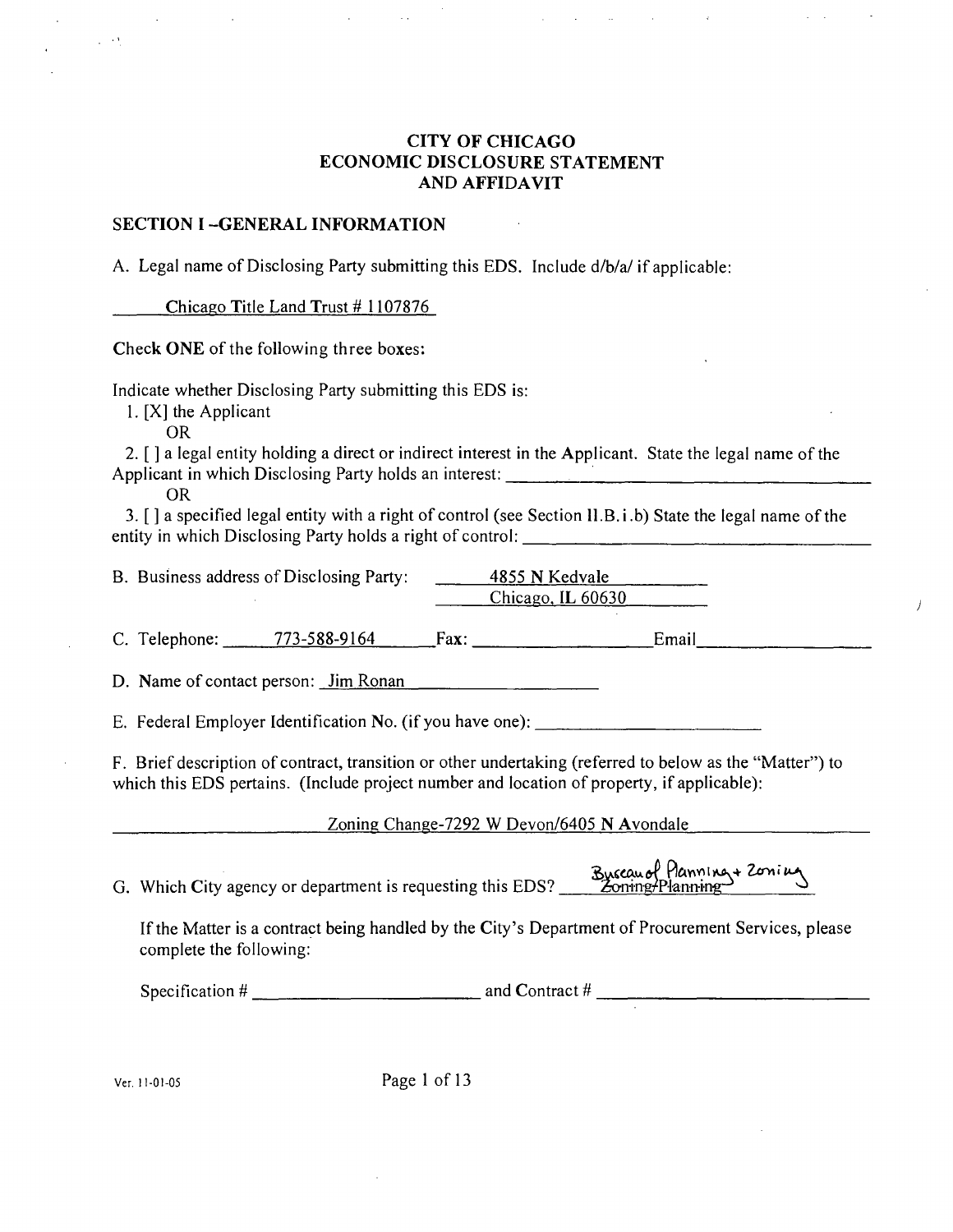# CITY OF CHICAGO
# ECONOMIC DISCLOSURE STATEMENT
# AND AFFIDAVIT

## SECTION I –GENERAL INFORMATION

A. Legal name of Disclosing Party submitting this EDS. Include d/b/a/ if applicable:

Chicago Title Land Trust # 1107876

Check **ONE** of the following three boxes:

Indicate whether Disclosing Party submitting this EDS is:

1. [X] the Applicant

   OR

2. [ ] a legal entity holding a direct or indirect interest in the Applicant. State the legal name of the Applicant in which Disclosing Party holds an interest: ______________________

   OR

3. [ ] a specified legal entity with a right of control (see Section II.B.i.b) State the legal name of the entity in which Disclosing Party holds a right of control: ______________________

B. Business address of Disclosing Party: 4855 N Kedvale
Chicago, IL 60630

C. Telephone: 773-588-9164 Fax: ____________ Email ____________

D. Name of contact person: Jim Ronan

E. Federal Employer Identification No. (if you have one): ____________

F. Brief description of contract, transition or other undertaking (referred to below as the "Matter") to which this EDS pertains. (Include project number and location of property, if applicable):

Zoning Change-7292 W Devon/6405 N Avondale

G. Which City agency or department is requesting this EDS? ~~Zoning/Planning~~ Bureau of Planning + Zoning

If the Matter is a contract being handled by the City's Department of Procurement Services, please complete the following:

Specification # ____________ and Contract # ____________

Ver. 11-01-05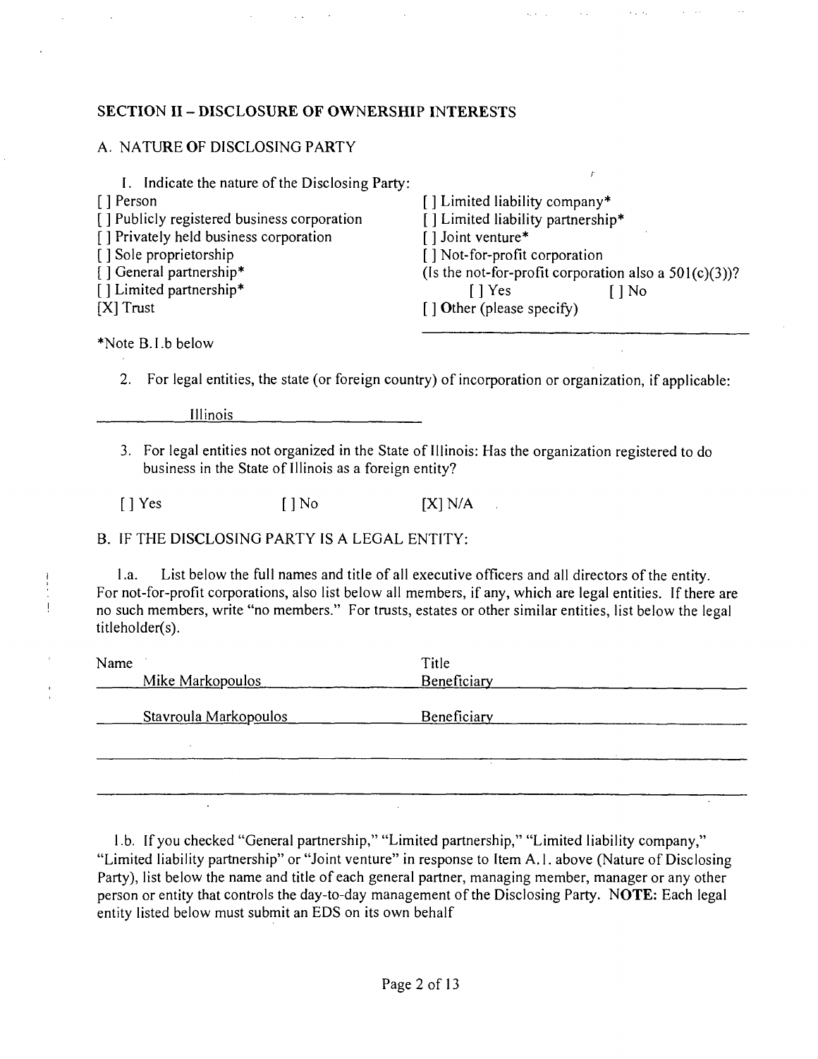## SECTION II – DISCLOSURE OF OWNERSHIP INTERESTS

### A. NATURE OF DISCLOSING PARTY

1. Indicate the nature of the Disclosing Party:

[ ] Person
[ ] Publicly registered business corporation
[ ] Privately held business corporation
[ ] Sole proprietorship
[ ] General partnership*
[ ] Limited partnership*
[X] Trust
[ ] Limited liability company*
[ ] Limited liability partnership*
[ ] Joint venture*
[ ] Not-for-profit corporation
(Is the not-for-profit corporation also a 501(c)(3))?
[ ] Yes [ ] No
[ ] Other (please specify)

*Note B.1.b below

2. For legal entities, the state (or foreign country) of incorporation or organization, if applicable:

Illinois

3. For legal entities not organized in the State of Illinois: Has the organization registered to do business in the State of Illinois as a foreign entity?

[ ] Yes [ ] No [X] N/A

### B. IF THE DISCLOSING PARTY IS A LEGAL ENTITY:

1.a. List below the full names and title of all executive officers and all directors of the entity. For not-for-profit corporations, also list below all members, if any, which are legal entities. If there are no such members, write "no members." For trusts, estates or other similar entities, list below the legal titleholder(s).

| Name | Title |
|---|---|
| Mike Markopoulos | Beneficiary |
| Stavroula Markopoulos | Beneficiary |
| | |
| | |

1.b. If you checked "General partnership," "Limited partnership," "Limited liability company," "Limited liability partnership" or "Joint venture" in response to Item A.1. above (Nature of Disclosing Party), list below the name and title of each general partner, managing member, manager or any other person or entity that controls the day-to-day management of the Disclosing Party. **NOTE:** Each legal entity listed below must submit an EDS on its own behalf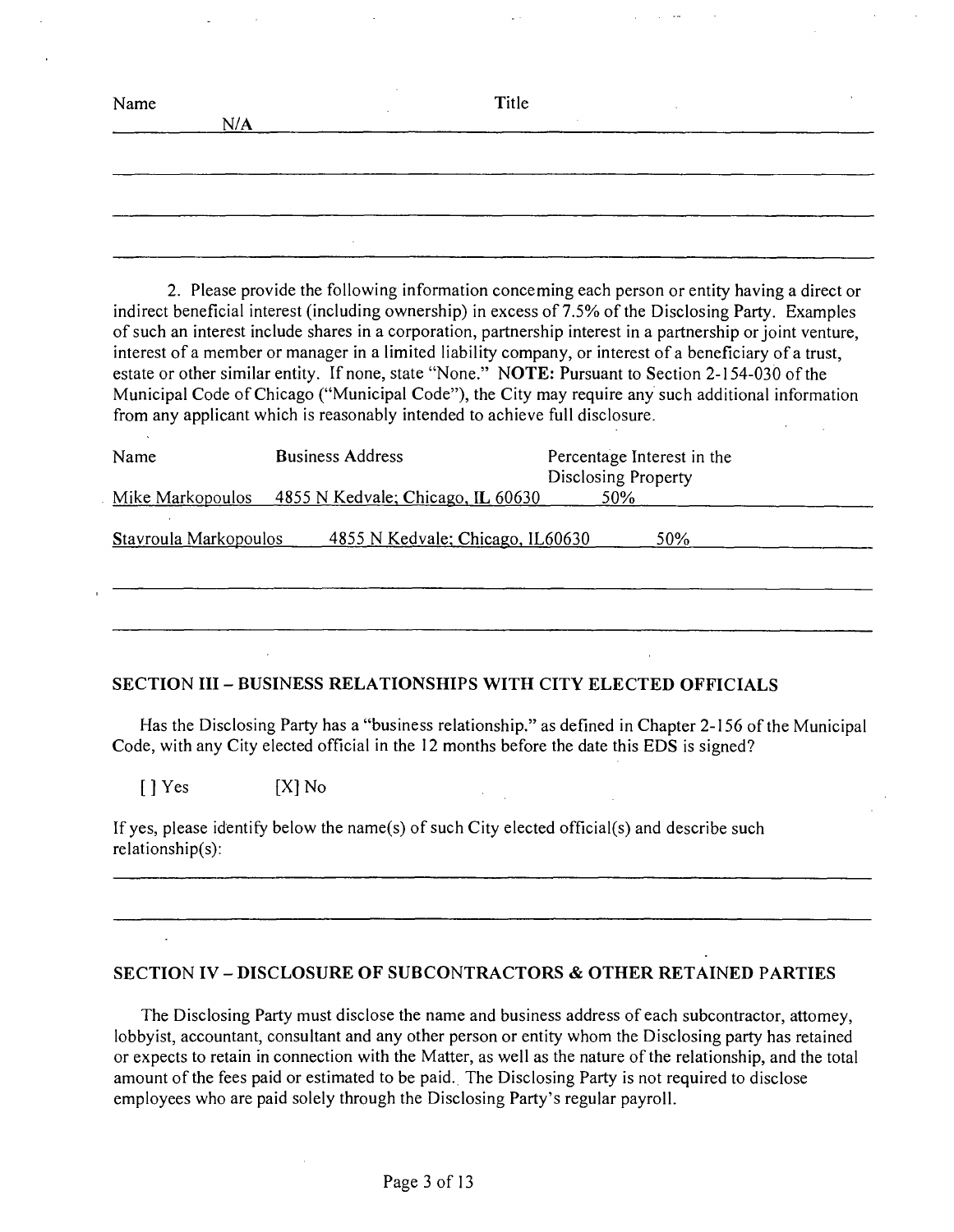| Name | Title |
|---|---|
| N/A | |
| | |
| | |
| | |

2. Please provide the following information concerning each person or entity having a direct or indirect beneficial interest (including ownership) in excess of 7.5% of the Disclosing Party. Examples of such an interest include shares in a corporation, partnership interest in a partnership or joint venture, interest of a member or manager in a limited liability company, or interest of a beneficiary of a trust, estate or other similar entity. If none, state "None." **NOTE:** Pursuant to Section 2-154-030 of the Municipal Code of Chicago ("Municipal Code"), the City may require any such additional information from any applicant which is reasonably intended to achieve full disclosure.

| Name | Business Address | Percentage Interest in the Disclosing Property |
|---|---|---|
| Mike Markopoulos | 4855 N Kedvale; Chicago, IL 60630 | 50% |
| Stavroula Markopoulos | 4855 N Kedvale; Chicago, IL60630 | 50% |
| | | |
| | | |

## SECTION III – BUSINESS RELATIONSHIPS WITH CITY ELECTED OFFICIALS

Has the Disclosing Party has a "business relationship," as defined in Chapter 2-156 of the Municipal Code, with any City elected official in the 12 months before the date this EDS is signed?

[ ] Yes [X] No

If yes, please identify below the name(s) of such City elected official(s) and describe such relationship(s):

______________________________________________________________________

______________________________________________________________________

## SECTION IV – DISCLOSURE OF SUBCONTRACTORS & OTHER RETAINED PARTIES

The Disclosing Party must disclose the name and business address of each subcontractor, attorney, lobbyist, accountant, consultant and any other person or entity whom the Disclosing party has retained or expects to retain in connection with the Matter, as well as the nature of the relationship, and the total amount of the fees paid or estimated to be paid. The Disclosing Party is not required to disclose employees who are paid solely through the Disclosing Party's regular payroll.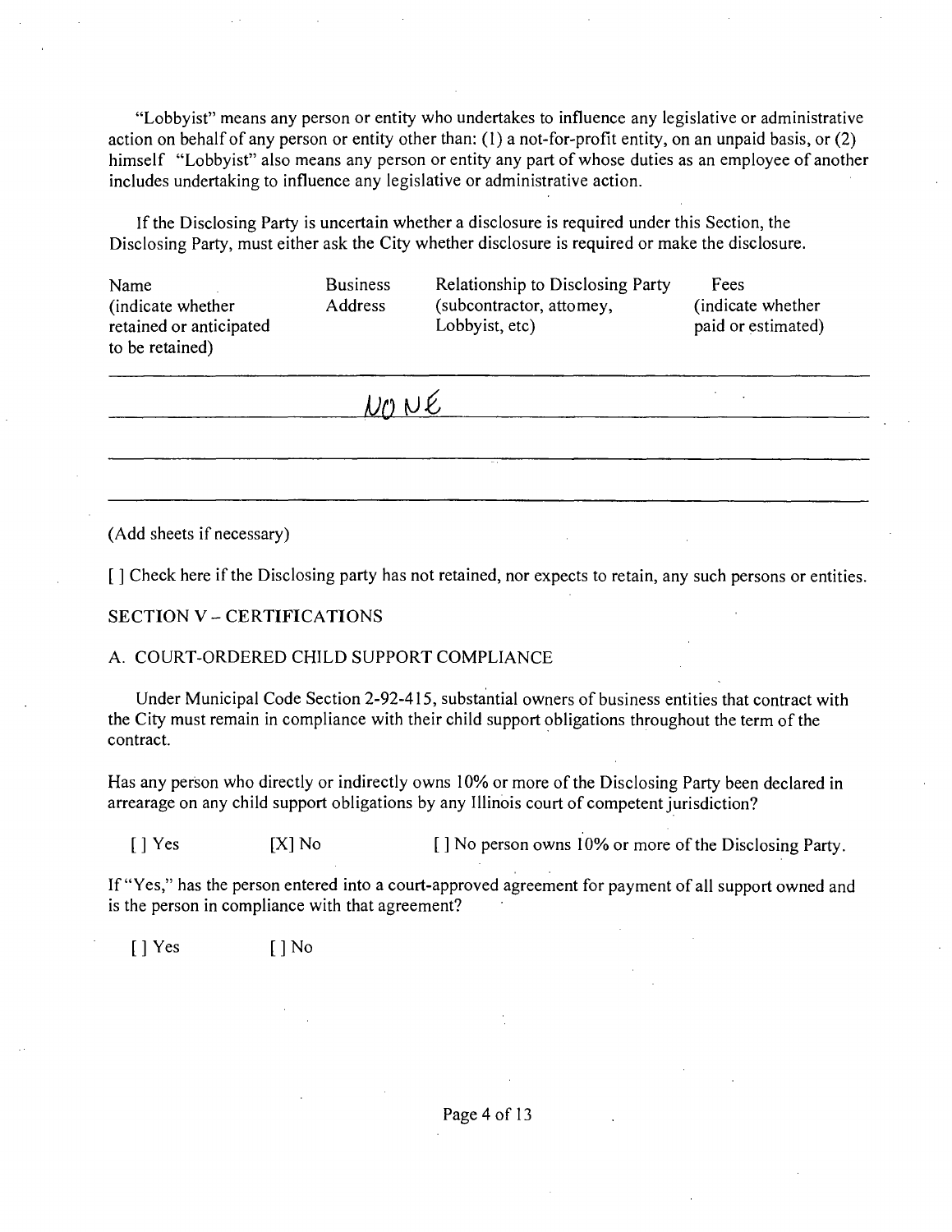"Lobbyist" means any person or entity who undertakes to influence any legislative or administrative action on behalf of any person or entity other than: (1) a not-for-profit entity, on an unpaid basis, or (2) himself "Lobbyist" also means any person or entity any part of whose duties as an employee of another includes undertaking to influence any legislative or administrative action.

If the Disclosing Party is uncertain whether a disclosure is required under this Section, the Disclosing Party, must either ask the City whether disclosure is required or make the disclosure.

| Name (indicate whether retained or anticipated to be retained) | Business Address | Relationship to Disclosing Party (subcontractor, attomey, Lobbyist, etc) | Fees (indicate whether paid or estimated) |
|---|---|---|---|
| | NONE | | |
| | | | |
| | | | |

(Add sheets if necessary)

[ ] Check here if the Disclosing party has not retained, nor expects to retain, any such persons or entities.

SECTION V – CERTIFICATIONS

A. COURT-ORDERED CHILD SUPPORT COMPLIANCE

Under Municipal Code Section 2-92-415, substantial owners of business entities that contract with the City must remain in compliance with their child support obligations throughout the term of the contract.

Has any person who directly or indirectly owns 10% or more of the Disclosing Party been declared in arrearage on any child support obligations by any Illinois court of competent jurisdiction?

[ ] Yes [X] No [ ] No person owns 10% or more of the Disclosing Party.

If "Yes," has the person entered into a court-approved agreement for payment of all support owned and is the person in compliance with that agreement?

[ ] Yes [ ] No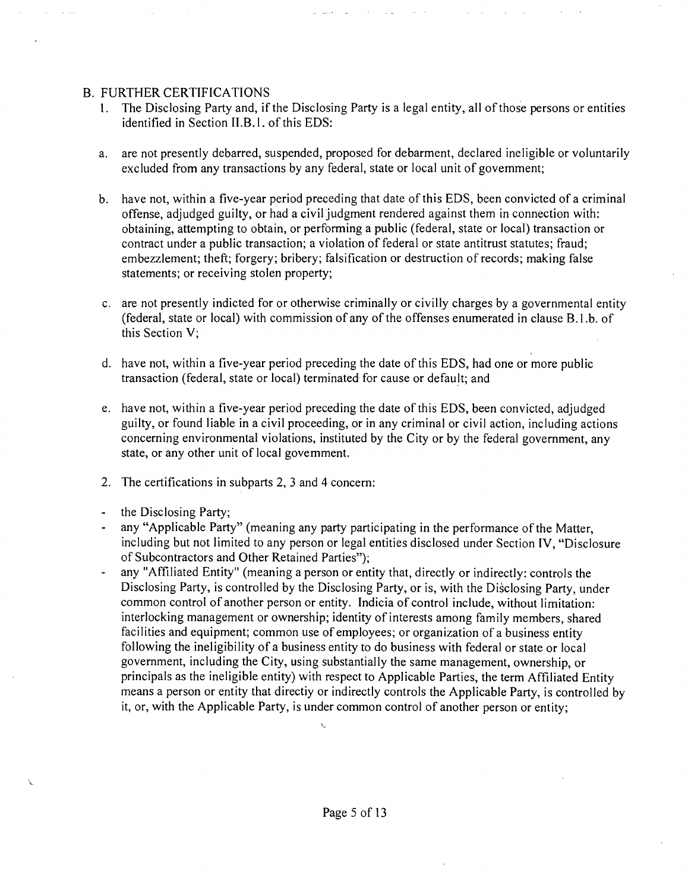## B. FURTHER CERTIFICATIONS

1. The Disclosing Party and, if the Disclosing Party is a legal entity, all of those persons or entities identified in Section II.B.1. of this EDS:

   a. are not presently debarred, suspended, proposed for debarment, declared ineligible or voluntarily excluded from any transactions by any federal, state or local unit of government;

   b. have not, within a five-year period preceding that date of this EDS, been convicted of a criminal offense, adjudged guilty, or had a civil judgment rendered against them in connection with: obtaining, attempting to obtain, or performing a public (federal, state or local) transaction or contract under a public transaction; a violation of federal or state antitrust statutes; fraud; embezzlement; theft; forgery; bribery; falsification or destruction of records; making false statements; or receiving stolen property;

   c. are not presently indicted for or otherwise criminally or civilly charges by a governmental entity (federal, state or local) with commission of any of the offenses enumerated in clause B.1.b. of this Section V;

   d. have not, within a five-year period preceding the date of this EDS, had one or more public transaction (federal, state or local) terminated for cause or default; and

   e. have not, within a five-year period preceding the date of this EDS, been convicted, adjudged guilty, or found liable in a civil proceeding, or in any criminal or civil action, including actions concerning environmental violations, instituted by the City or by the federal government, any state, or any other unit of local government.

2. The certifications in subparts 2, 3 and 4 concern:

- the Disclosing Party;
- any "Applicable Party" (meaning any party participating in the performance of the Matter, including but not limited to any person or legal entities disclosed under Section IV, "Disclosure of Subcontractors and Other Retained Parties");
- any "Affiliated Entity" (meaning a person or entity that, directly or indirectly: controls the Disclosing Party, is controlled by the Disclosing Party, or is, with the Disclosing Party, under common control of another person or entity. Indicia of control include, without limitation: interlocking management or ownership; identity of interests among family members, shared facilities and equipment; common use of employees; or organization of a business entity following the ineligibility of a business entity to do business with federal or state or local government, including the City, using substantially the same management, ownership, or principals as the ineligible entity) with respect to Applicable Parties, the term Affiliated Entity means a person or entity that directiy or indirectly controls the Applicable Party, is controlled by it, or, with the Applicable Party, is under common control of another person or entity;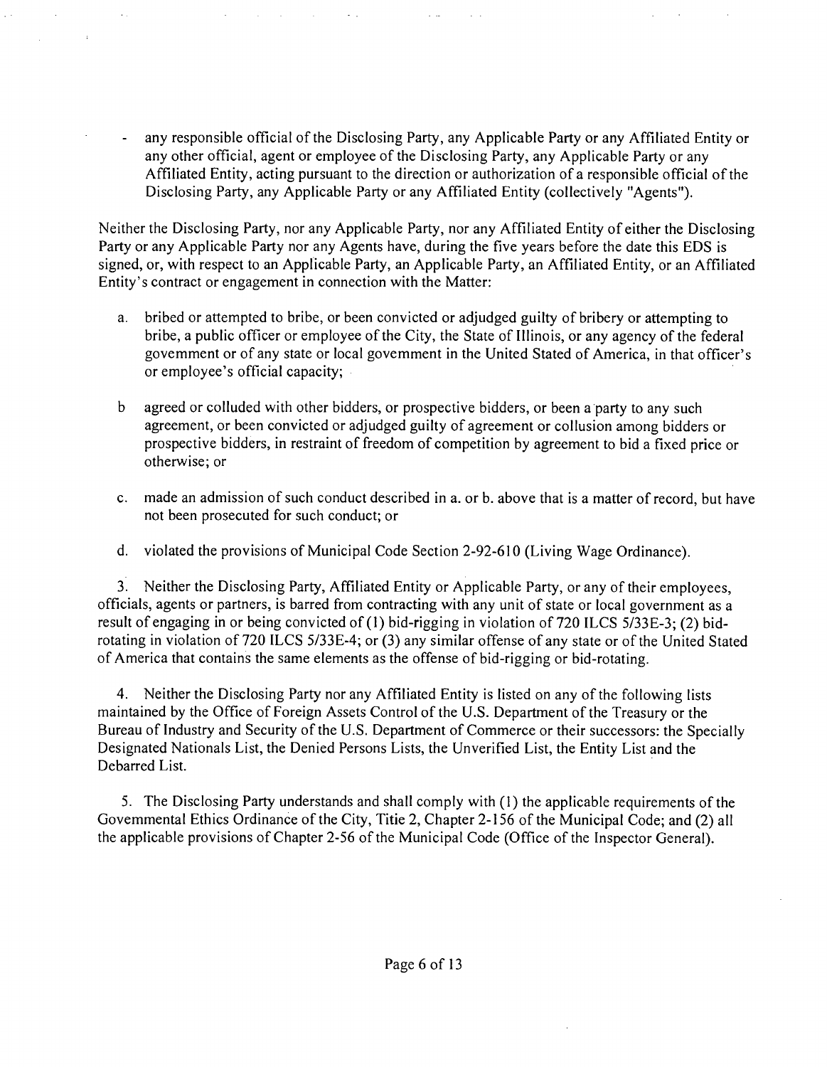- any responsible official of the Disclosing Party, any Applicable Party or any Affiliated Entity or any other official, agent or employee of the Disclosing Party, any Applicable Party or any Affiliated Entity, acting pursuant to the direction or authorization of a responsible official of the Disclosing Party, any Applicable Party or any Affiliated Entity (collectively "Agents").

Neither the Disclosing Party, nor any Applicable Party, nor any Affiliated Entity of either the Disclosing Party or any Applicable Party nor any Agents have, during the five years before the date this EDS is signed, or, with respect to an Applicable Party, an Applicable Party, an Affiliated Entity, or an Affiliated Entity's contract or engagement in connection with the Matter:

a. bribed or attempted to bribe, or been convicted or adjudged guilty of bribery or attempting to bribe, a public officer or employee of the City, the State of Illinois, or any agency of the federal govemment or of any state or local govemment in the United Stated of America, in that officer's or employee's official capacity;

b agreed or colluded with other bidders, or prospective bidders, or been a party to any such agreement, or been convicted or adjudged guilty of agreement or collusion among bidders or prospective bidders, in restraint of freedom of competition by agreement to bid a fixed price or otherwise; or

c. made an admission of such conduct described in a. or b. above that is a matter of record, but have not been prosecuted for such conduct; or

d. violated the provisions of Municipal Code Section 2-92-610 (Living Wage Ordinance).

3. Neither the Disclosing Party, Affiliated Entity or Applicable Party, or any of their employees, officials, agents or partners, is barred from contracting with any unit of state or local government as a result of engaging in or being convicted of (1) bid-rigging in violation of 720 ILCS 5/33E-3; (2) bid-rotating in violation of 720 ILCS 5/33E-4; or (3) any similar offense of any state or of the United Stated of America that contains the same elements as the offense of bid-rigging or bid-rotating.

4. Neither the Disclosing Party nor any Affiliated Entity is listed on any of the following lists maintained by the Office of Foreign Assets Control of the U.S. Department of the Treasury or the Bureau of Industry and Security of the U.S. Department of Commerce or their successors: the Specially Designated Nationals List, the Denied Persons Lists, the Unverified List, the Entity List and the Debarred List.

5. The Disclosing Party understands and shall comply with (1) the applicable requirements of the Govemmental Ethics Ordinance of the City, Titie 2, Chapter 2-156 of the Municipal Code; and (2) all the applicable provisions of Chapter 2-56 of the Municipal Code (Office of the Inspector General).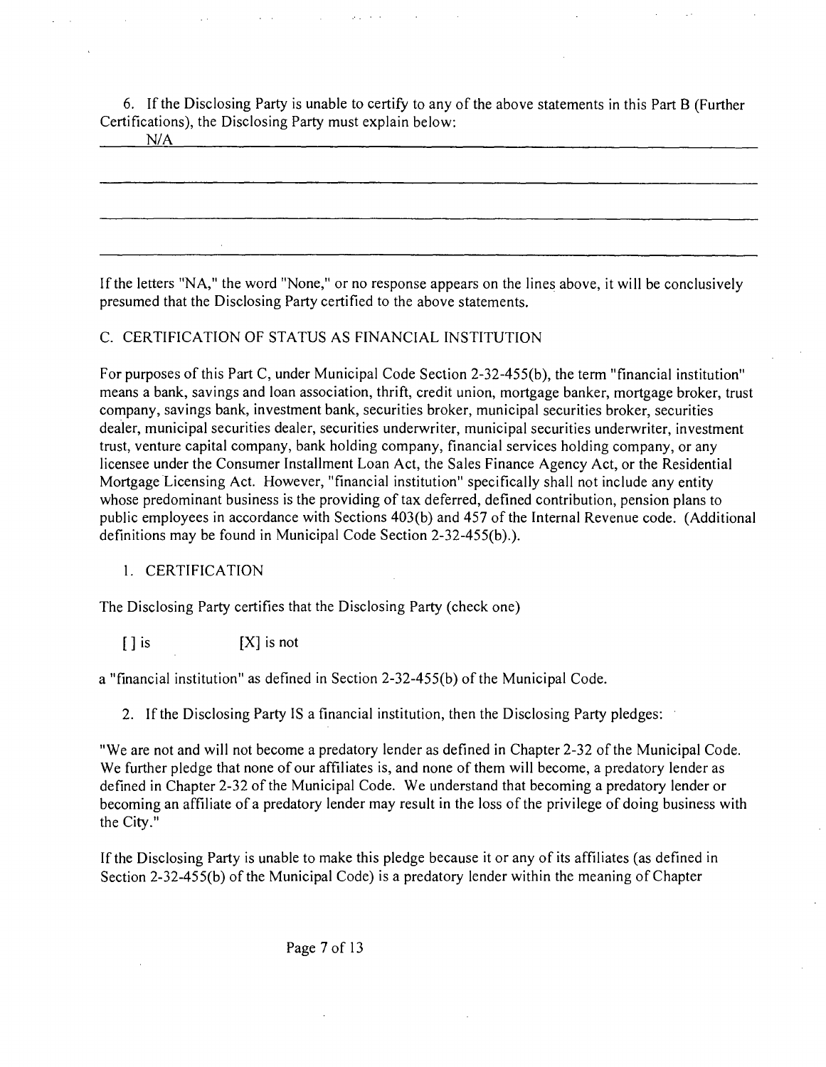6. If the Disclosing Party is unable to certify to any of the above statements in this Part B (Further Certifications), the Disclosing Party must explain below:

N/A

If the letters "NA," the word "None," or no response appears on the lines above, it will be conclusively presumed that the Disclosing Party certified to the above statements.

C. CERTIFICATION OF STATUS AS FINANCIAL INSTITUTION

For purposes of this Part C, under Municipal Code Section 2-32-455(b), the term "financial institution" means a bank, savings and loan association, thrift, credit union, mortgage banker, mortgage broker, trust company, savings bank, investment bank, securities broker, municipal securities broker, securities dealer, municipal securities dealer, securities underwriter, municipal securities underwriter, investment trust, venture capital company, bank holding company, financial services holding company, or any licensee under the Consumer Installment Loan Act, the Sales Finance Agency Act, or the Residential Mortgage Licensing Act. However, "financial institution" specifically shall not include any entity whose predominant business is the providing of tax deferred, defined contribution, pension plans to public employees in accordance with Sections 403(b) and 457 of the Internal Revenue code. (Additional definitions may be found in Municipal Code Section 2-32-455(b).).

1. CERTIFICATION

The Disclosing Party certifies that the Disclosing Party (check one)

[ ] is [X] is not

a "financial institution" as defined in Section 2-32-455(b) of the Municipal Code.

2. If the Disclosing Party IS a financial institution, then the Disclosing Party pledges:

"We are not and will not become a predatory lender as defined in Chapter 2-32 of the Municipal Code. We further pledge that none of our affiliates is, and none of them will become, a predatory lender as defined in Chapter 2-32 of the Municipal Code. We understand that becoming a predatory lender or becoming an affiliate of a predatory lender may result in the loss of the privilege of doing business with the City."

If the Disclosing Party is unable to make this pledge because it or any of its affiliates (as defined in Section 2-32-455(b) of the Municipal Code) is a predatory lender within the meaning of Chapter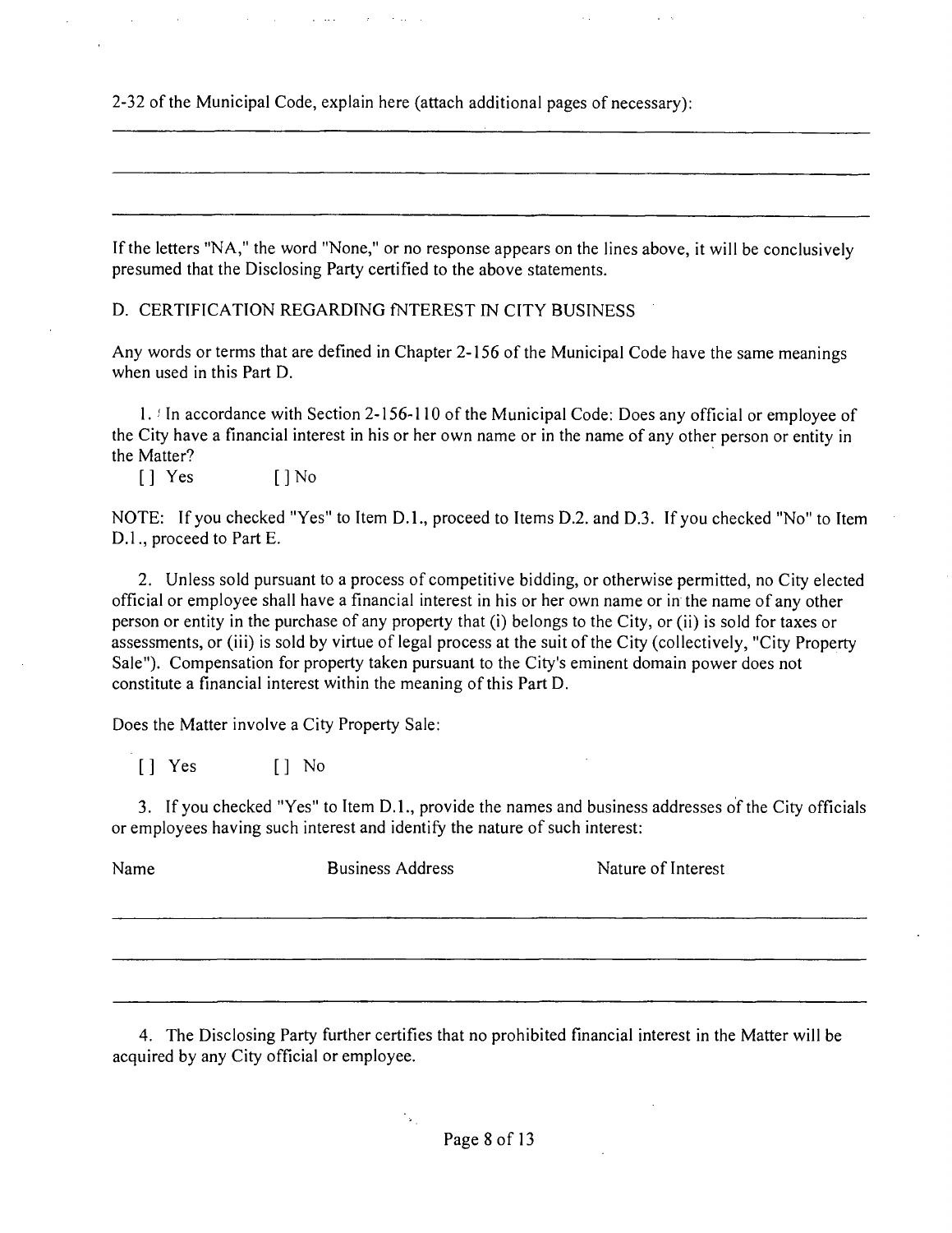2-32 of the Municipal Code, explain here (attach additional pages of necessary):

If the letters "NA," the word "None," or no response appears on the lines above, it will be conclusively presumed that the Disclosing Party certified to the above statements.

D. CERTIFICATION REGARDING INTEREST IN CITY BUSINESS

Any words or terms that are defined in Chapter 2-156 of the Municipal Code have the same meanings when used in this Part D.

1. In accordance with Section 2-156-110 of the Municipal Code: Does any official or employee of the City have a financial interest in his or her own name or in the name of any other person or entity in the Matter?

[ ] Yes [ ] No

NOTE: If you checked "Yes" to Item D.1., proceed to Items D.2. and D.3. If you checked "No" to Item D.1., proceed to Part E.

2. Unless sold pursuant to a process of competitive bidding, or otherwise permitted, no City elected official or employee shall have a financial interest in his or her own name or in the name of any other person or entity in the purchase of any property that (i) belongs to the City, or (ii) is sold for taxes or assessments, or (iii) is sold by virtue of legal process at the suit of the City (collectively, "City Property Sale"). Compensation for property taken pursuant to the City's eminent domain power does not constitute a financial interest within the meaning of this Part D.

Does the Matter involve a City Property Sale:

[ ] Yes [ ] No

3. If you checked "Yes" to Item D.1., provide the names and business addresses of the City officials or employees having such interest and identify the nature of such interest:

| Name | Business Address | Nature of Interest |
| --- | --- | --- |
| | | |
| | | |
| | | |

4. The Disclosing Party further certifies that no prohibited financial interest in the Matter will be acquired by any City official or employee.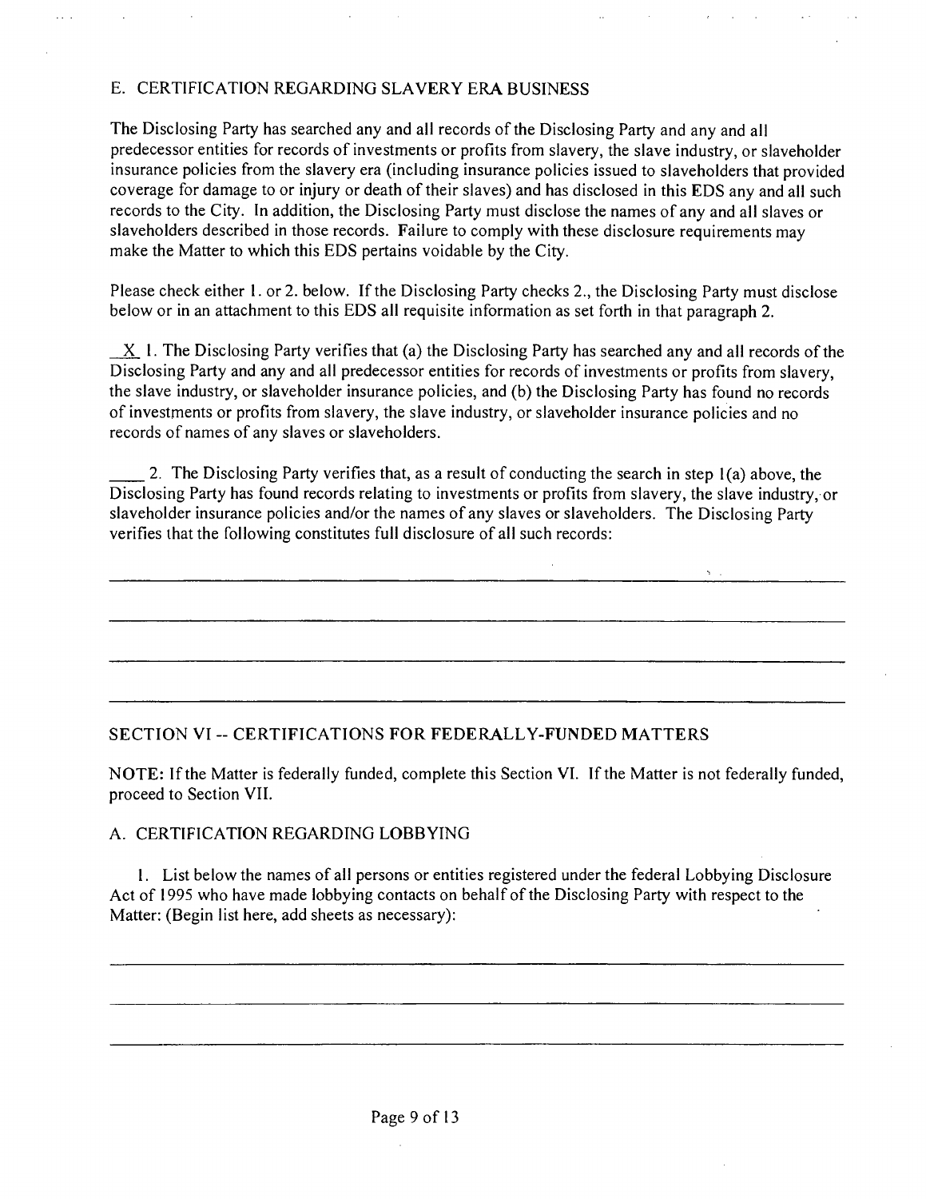## E. CERTIFICATION REGARDING SLAVERY ERA BUSINESS

The Disclosing Party has searched any and all records of the Disclosing Party and any and all predecessor entities for records of investments or profits from slavery, the slave industry, or slaveholder insurance policies from the slavery era (including insurance policies issued to slaveholders that provided coverage for damage to or injury or death of their slaves) and has disclosed in this EDS any and all such records to the City. In addition, the Disclosing Party must disclose the names of any and all slaves or slaveholders described in those records. Failure to comply with these disclosure requirements may make the Matter to which this EDS pertains voidable by the City.

Please check either 1. or 2. below. If the Disclosing Party checks 2., the Disclosing Party must disclose below or in an attachment to this EDS all requisite information as set forth in that paragraph 2.

\_X\_ 1. The Disclosing Party verifies that (a) the Disclosing Party has searched any and all records of the Disclosing Party and any and all predecessor entities for records of investments or profits from slavery, the slave industry, or slaveholder insurance policies, and (b) the Disclosing Party has found no records of investments or profits from slavery, the slave industry, or slaveholder insurance policies and no records of names of any slaves or slaveholders.

\_\_\_\_ 2. The Disclosing Party verifies that, as a result of conducting the search in step 1(a) above, the Disclosing Party has found records relating to investments or profits from slavery, the slave industry, or slaveholder insurance policies and/or the names of any slaves or slaveholders. The Disclosing Party verifies that the following constitutes full disclosure of all such records:

\_\_\_\_\_\_\_\_\_\_\_\_\_\_\_\_\_\_\_\_\_\_\_\_\_\_\_\_\_\_\_\_\_\_\_\_\_\_\_\_\_\_\_\_\_\_\_\_\_\_\_\_\_\_\_\_\_\_\_\_\_\_\_\_\_\_\_\_\_\_

\_\_\_\_\_\_\_\_\_\_\_\_\_\_\_\_\_\_\_\_\_\_\_\_\_\_\_\_\_\_\_\_\_\_\_\_\_\_\_\_\_\_\_\_\_\_\_\_\_\_\_\_\_\_\_\_\_\_\_\_\_\_\_\_\_\_\_\_\_\_

\_\_\_\_\_\_\_\_\_\_\_\_\_\_\_\_\_\_\_\_\_\_\_\_\_\_\_\_\_\_\_\_\_\_\_\_\_\_\_\_\_\_\_\_\_\_\_\_\_\_\_\_\_\_\_\_\_\_\_\_\_\_\_\_\_\_\_\_\_\_

\_\_\_\_\_\_\_\_\_\_\_\_\_\_\_\_\_\_\_\_\_\_\_\_\_\_\_\_\_\_\_\_\_\_\_\_\_\_\_\_\_\_\_\_\_\_\_\_\_\_\_\_\_\_\_\_\_\_\_\_\_\_\_\_\_\_\_\_\_\_

## SECTION VI -- CERTIFICATIONS FOR FEDERALLY-FUNDED MATTERS

**NOTE:** If the Matter is federally funded, complete this Section VI. If the Matter is not federally funded, proceed to Section VII.

### A. CERTIFICATION REGARDING LOBBYING

1. List below the names of all persons or entities registered under the federal Lobbying Disclosure Act of 1995 who have made lobbying contacts on behalf of the Disclosing Party with respect to the Matter: (Begin list here, add sheets as necessary):

\_\_\_\_\_\_\_\_\_\_\_\_\_\_\_\_\_\_\_\_\_\_\_\_\_\_\_\_\_\_\_\_\_\_\_\_\_\_\_\_\_\_\_\_\_\_\_\_\_\_\_\_\_\_\_\_\_\_\_\_\_\_\_\_\_\_\_\_\_\_

\_\_\_\_\_\_\_\_\_\_\_\_\_\_\_\_\_\_\_\_\_\_\_\_\_\_\_\_\_\_\_\_\_\_\_\_\_\_\_\_\_\_\_\_\_\_\_\_\_\_\_\_\_\_\_\_\_\_\_\_\_\_\_\_\_\_\_\_\_\_

\_\_\_\_\_\_\_\_\_\_\_\_\_\_\_\_\_\_\_\_\_\_\_\_\_\_\_\_\_\_\_\_\_\_\_\_\_\_\_\_\_\_\_\_\_\_\_\_\_\_\_\_\_\_\_\_\_\_\_\_\_\_\_\_\_\_\_\_\_\_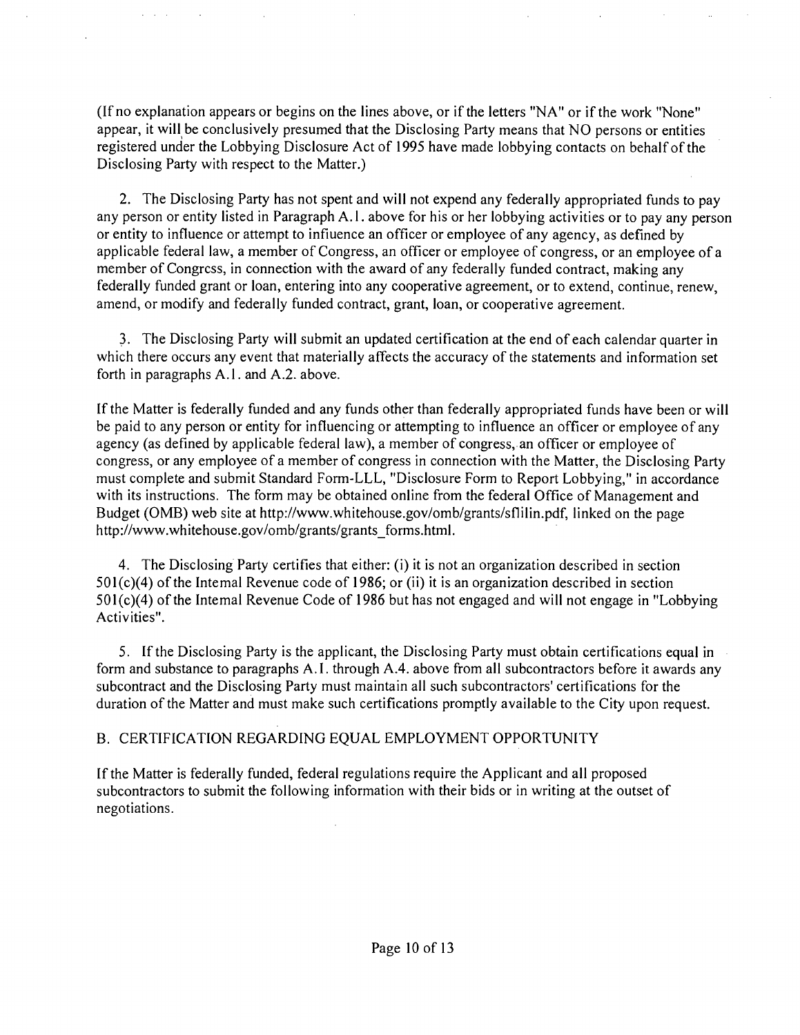(If no explanation appears or begins on the lines above, or if the letters "NA" or if the work "None" appear, it will be conclusively presumed that the Disclosing Party means that NO persons or entities registered under the Lobbying Disclosure Act of 1995 have made lobbying contacts on behalf of the Disclosing Party with respect to the Matter.)

2. The Disclosing Party has not spent and will not expend any federally appropriated funds to pay any person or entity listed in Paragraph A.1. above for his or her lobbying activities or to pay any person or entity to influence or attempt to influence an officer or employee of any agency, as defined by applicable federal law, a member of Congress, an officer or employee of congress, or an employee of a member of Congress, in connection with the award of any federally funded contract, making any federally funded grant or loan, entering into any cooperative agreement, or to extend, continue, renew, amend, or modify and federally funded contract, grant, loan, or cooperative agreement.

3. The Disclosing Party will submit an updated certification at the end of each calendar quarter in which there occurs any event that materially affects the accuracy of the statements and information set forth in paragraphs A.1. and A.2. above.

If the Matter is federally funded and any funds other than federally appropriated funds have been or will be paid to any person or entity for influencing or attempting to influence an officer or employee of any agency (as defined by applicable federal law), a member of congress, an officer or employee of congress, or any employee of a member of congress in connection with the Matter, the Disclosing Party must complete and submit Standard Form-LLL, "Disclosure Form to Report Lobbying," in accordance with its instructions. The form may be obtained online from the federal Office of Management and Budget (OMB) web site at http://www.whitehouse.gov/omb/grants/sflilin.pdf, linked on the page http://www.whitehouse.gov/omb/grants/grants_forms.html.

4. The Disclosing Party certifies that either: (i) it is not an organization described in section 501(c)(4) of the Intemal Revenue code of 1986; or (ii) it is an organization described in section 501(c)(4) of the Intemal Revenue Code of 1986 but has not engaged and will not engage in "Lobbying Activities".

5. If the Disclosing Party is the applicant, the Disclosing Party must obtain certifications equal in form and substance to paragraphs A.1. through A.4. above from all subcontractors before it awards any subcontract and the Disclosing Party must maintain all such subcontractors' certifications for the duration of the Matter and must make such certifications promptly available to the City upon request.

B. CERTIFICATION REGARDING EQUAL EMPLOYMENT OPPORTUNITY

If the Matter is federally funded, federal regulations require the Applicant and all proposed subcontractors to submit the following information with their bids or in writing at the outset of negotiations.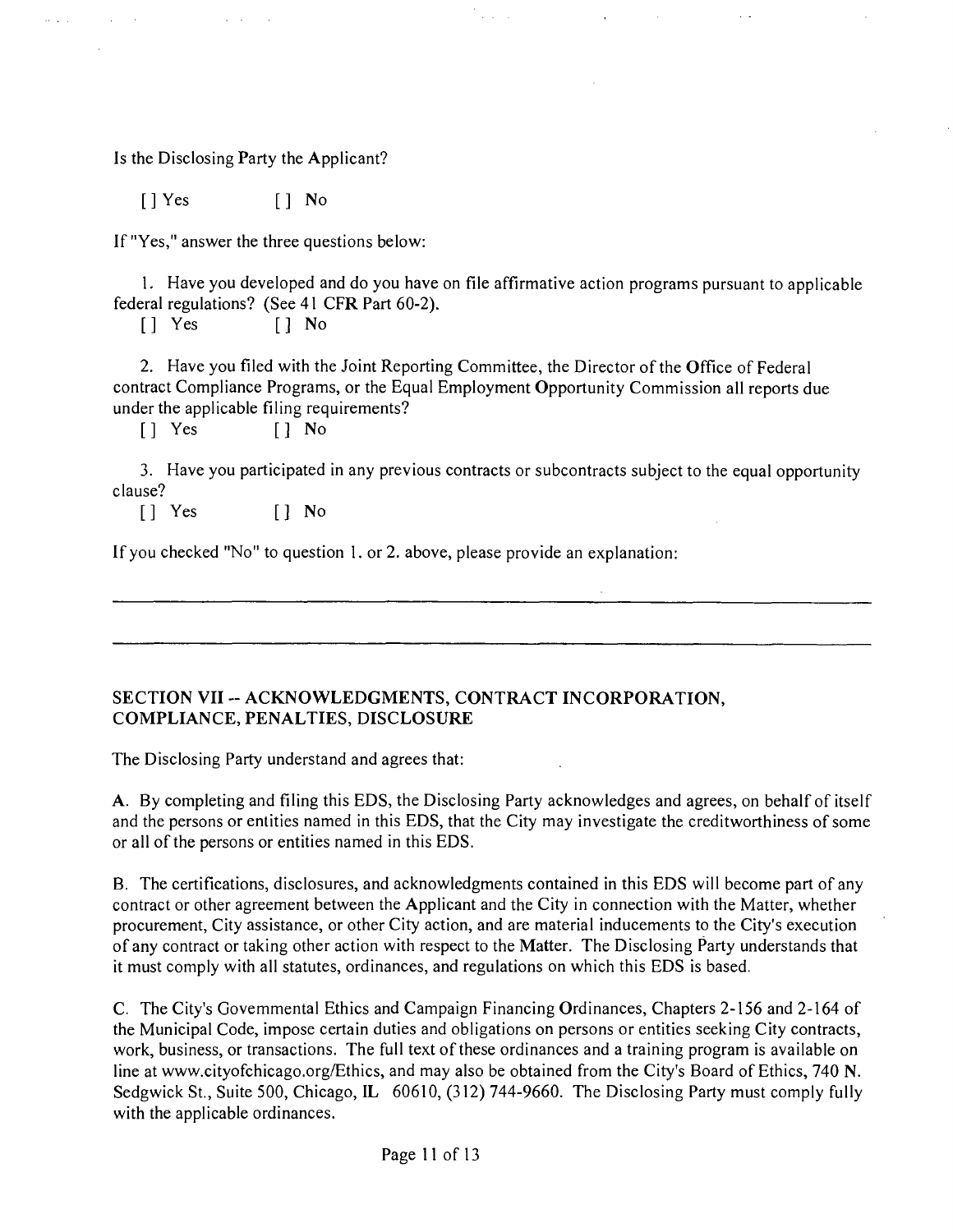Is the Disclosing Party the Applicant?

[] Yes [] No

If "Yes," answer the three questions below:

1. Have you developed and do you have on file affirmative action programs pursuant to applicable federal regulations? (See 41 CFR Part 60-2).

[] Yes [] No

2. Have you filed with the Joint Reporting Committee, the Director of the Office of Federal contract Compliance Programs, or the Equal Employment Opportunity Commission all reports due under the applicable filing requirements?

[] Yes [] No

3. Have you participated in any previous contracts or subcontracts subject to the equal opportunity clause?

[] Yes [] No

If you checked "No" to question 1. or 2. above, please provide an explanation:

______________________________________________________________________________

______________________________________________________________________________

## SECTION VII -- ACKNOWLEDGMENTS, CONTRACT INCORPORATION, COMPLIANCE, PENALTIES, DISCLOSURE

The Disclosing Party understand and agrees that:

A. By completing and filing this EDS, the Disclosing Party acknowledges and agrees, on behalf of itself and the persons or entities named in this EDS, that the City may investigate the creditworthiness of some or all of the persons or entities named in this EDS.

B. The certifications, disclosures, and acknowledgments contained in this EDS will become part of any contract or other agreement between the Applicant and the City in connection with the Matter, whether procurement, City assistance, or other City action, and are material inducements to the City's execution of any contract or taking other action with respect to the Matter. The Disclosing Party understands that it must comply with all statutes, ordinances, and regulations on which this EDS is based.

C. The City's Govemmental Ethics and Campaign Financing Ordinances, Chapters 2-156 and 2-164 of the Municipal Code, impose certain duties and obligations on persons or entities seeking City contracts, work, business, or transactions. The full text of these ordinances and a training program is available on line at www.cityofchicago.org/Ethics, and may also be obtained from the City's Board of Ethics, 740 N. Sedgwick St., Suite 500, Chicago, IL 60610, (312) 744-9660. The Disclosing Party must comply fully with the applicable ordinances.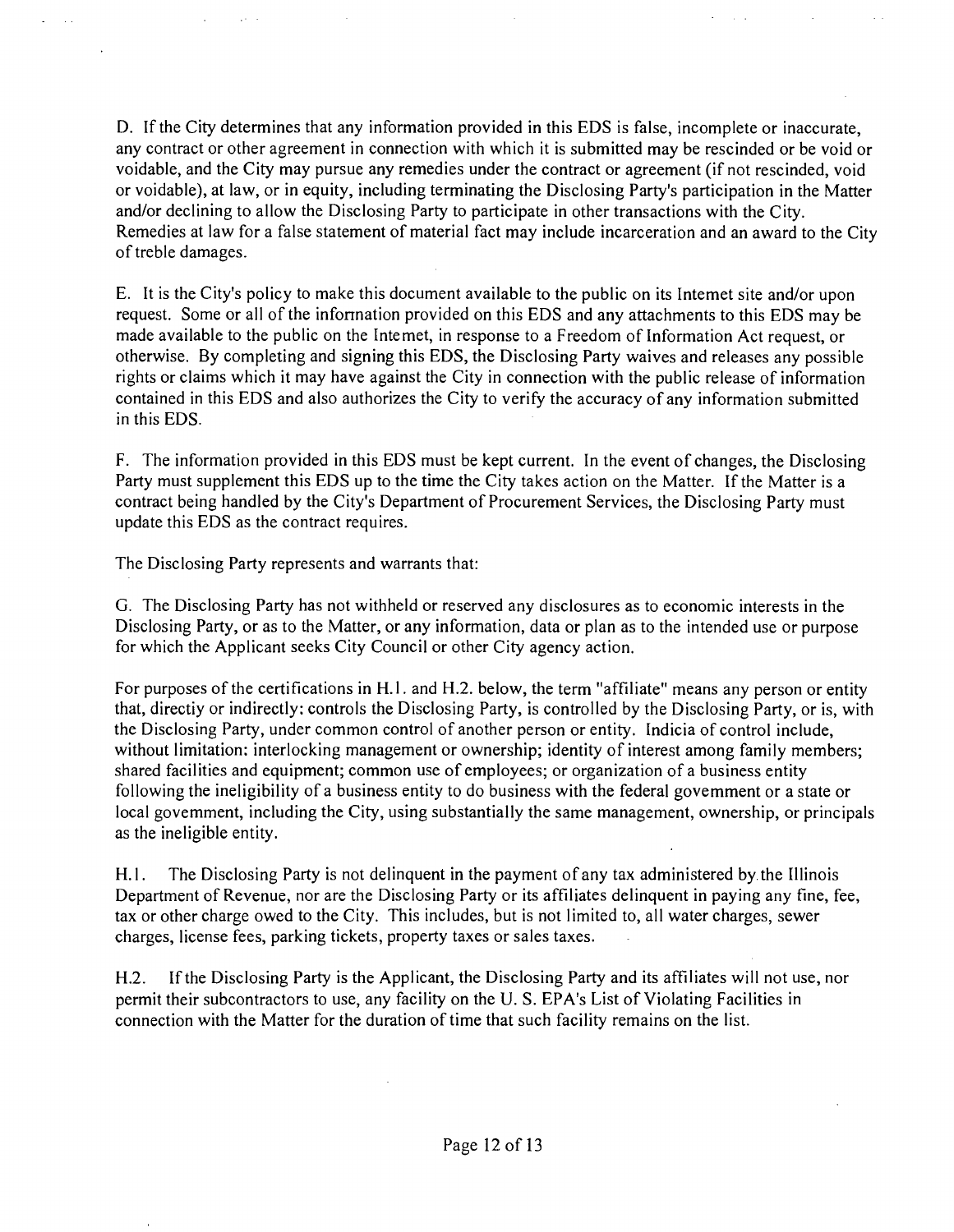D. If the City determines that any information provided in this EDS is false, incomplete or inaccurate, any contract or other agreement in connection with which it is submitted may be rescinded or be void or voidable, and the City may pursue any remedies under the contract or agreement (if not rescinded, void or voidable), at law, or in equity, including terminating the Disclosing Party's participation in the Matter and/or declining to allow the Disclosing Party to participate in other transactions with the City. Remedies at law for a false statement of material fact may include incarceration and an award to the City of treble damages.

E. It is the City's policy to make this document available to the public on its Intemet site and/or upon request. Some or all of the infonnation provided on this EDS and any attachments to this EDS may be made available to the public on the Intemet, in response to a Freedom of Information Act request, or otherwise. By completing and signing this EDS, the Disclosing Party waives and releases any possible rights or claims which it may have against the City in connection with the public release of information contained in this EDS and also authorizes the City to verify the accuracy of any information submitted in this EDS.

F. The information provided in this EDS must be kept current. In the event of changes, the Disclosing Party must supplement this EDS up to the time the City takes action on the Matter. If the Matter is a contract being handled by the City's Department of Procurement Services, the Disclosing Party must update this EDS as the contract requires.

The Disclosing Party represents and warrants that:

G. The Disclosing Party has not withheld or reserved any disclosures as to economic interests in the Disclosing Party, or as to the Matter, or any information, data or plan as to the intended use or purpose for which the Applicant seeks City Council or other City agency action.

For purposes of the certifications in H.1. and H.2. below, the term "affiliate" means any person or entity that, directiy or indirectly: controls the Disclosing Party, is controlled by the Disclosing Party, or is, with the Disclosing Party, under common control of another person or entity. Indicia of control include, without limitation: interlocking management or ownership; identity of interest among family members; shared facilities and equipment; common use of employees; or organization of a business entity following the ineligibility of a business entity to do business with the federal govemment or a state or local govemment, including the City, using substantially the same management, ownership, or principals as the ineligible entity.

H.1. The Disclosing Party is not delinquent in the payment of any tax administered by the Illinois Department of Revenue, nor are the Disclosing Party or its affiliates delinquent in paying any fine, fee, tax or other charge owed to the City. This includes, but is not limited to, all water charges, sewer charges, license fees, parking tickets, property taxes or sales taxes.

H.2. If the Disclosing Party is the Applicant, the Disclosing Party and its affiliates will not use, nor permit their subcontractors to use, any facility on the U. S. EPA's List of Violating Facilities in connection with the Matter for the duration of time that such facility remains on the list.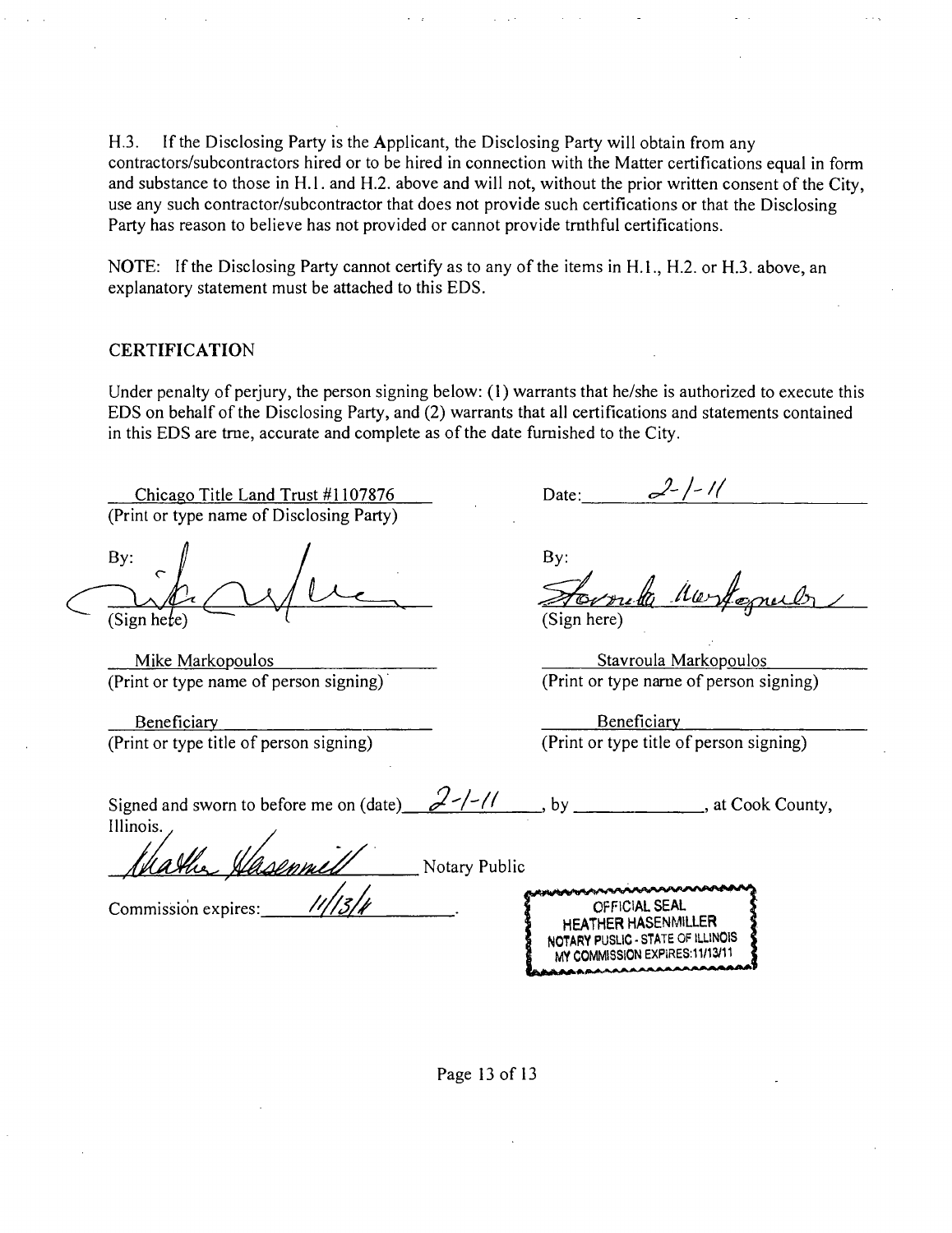H.3. If the Disclosing Party is the Applicant, the Disclosing Party will obtain from any contractors/subcontractors hired or to be hired in connection with the Matter certifications equal in form and substance to those in H.1. and H.2. above and will not, without the prior written consent of the City, use any such contractor/subcontractor that does not provide such certifications or that the Disclosing Party has reason to believe has not provided or cannot provide truthful certifications.

NOTE: If the Disclosing Party cannot certify as to any of the items in H.1., H.2. or H.3. above, an explanatory statement must be attached to this EDS.

## CERTIFICATION

Under penalty of perjury, the person signing below: (1) warrants that he/she is authorized to execute this EDS on behalf of the Disclosing Party, and (2) warrants that all certifications and statements contained in this EDS are true, accurate and complete as of the date furnished to the City.

Chicago Title Land Trust #1107876
(Print or type name of Disclosing Party)

Date: 2-1-11

By: [signature]
(Sign here)

Mike Markopoulos
(Print or type name of person signing)

Beneficiary
(Print or type title of person signing)

By: [signature]
(Sign here)

Stavroula Markopoulos
(Print or type name of person signing)

Beneficiary
(Print or type title of person signing)

Signed and sworn to before me on (date) 2-1-11, by ______________, at Cook County, Illinois.

[signature] Notary Public

Commission expires: 11/13/11

OFFICIAL SEAL
HEATHER HASENMILLER
NOTARY PUBLIC - STATE OF ILLINOIS
MY COMMISSION EXPIRES:11/13/11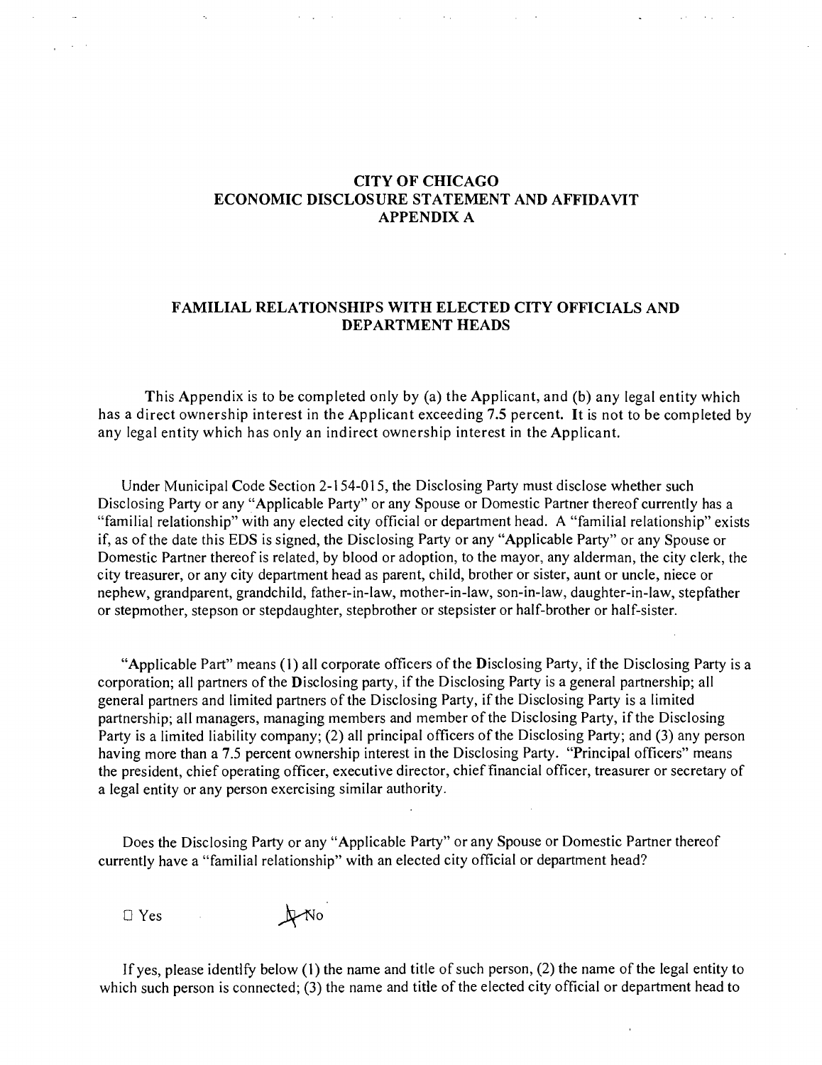# CITY OF CHICAGO
# ECONOMIC DISCLOSURE STATEMENT AND AFFIDAVIT
# APPENDIX A

## FAMILIAL RELATIONSHIPS WITH ELECTED CITY OFFICIALS AND DEPARTMENT HEADS

This Appendix is to be completed only by (a) the Applicant, and (b) any legal entity which has a direct ownership interest in the Applicant exceeding 7.5 percent. It is not to be completed by any legal entity which has only an indirect ownership interest in the Applicant.

Under Municipal Code Section 2-154-015, the Disclosing Party must disclose whether such Disclosing Party or any "Applicable Party" or any Spouse or Domestic Partner thereof currently has a "familial relationship" with any elected city official or department head. A "familial relationship" exists if, as of the date this EDS is signed, the Disclosing Party or any "Applicable Party" or any Spouse or Domestic Partner thereof is related, by blood or adoption, to the mayor, any alderman, the city clerk, the city treasurer, or any city department head as parent, child, brother or sister, aunt or uncle, niece or nephew, grandparent, grandchild, father-in-law, mother-in-law, son-in-law, daughter-in-law, stepfather or stepmother, stepson or stepdaughter, stepbrother or stepsister or half-brother or half-sister.

"Applicable Part" means (1) all corporate officers of the Disclosing Party, if the Disclosing Party is a corporation; all partners of the Disclosing party, if the Disclosing Party is a general partnership; all general partners and limited partners of the Disclosing Party, if the Disclosing Party is a limited partnership; all managers, managing members and member of the Disclosing Party, if the Disclosing Party is a limited liability company; (2) all principal officers of the Disclosing Party; and (3) any person having more than a 7.5 percent ownership interest in the Disclosing Party. "Principal officers" means the president, chief operating officer, executive director, chief financial officer, treasurer or secretary of a legal entity or any person exercising similar authority.

Does the Disclosing Party or any "Applicable Party" or any Spouse or Domestic Partner thereof currently have a "familial relationship" with an elected city official or department head?

☐ Yes ☒ No

If yes, please identify below (1) the name and title of such person, (2) the name of the legal entity to which such person is connected; (3) the name and title of the elected city official or department head to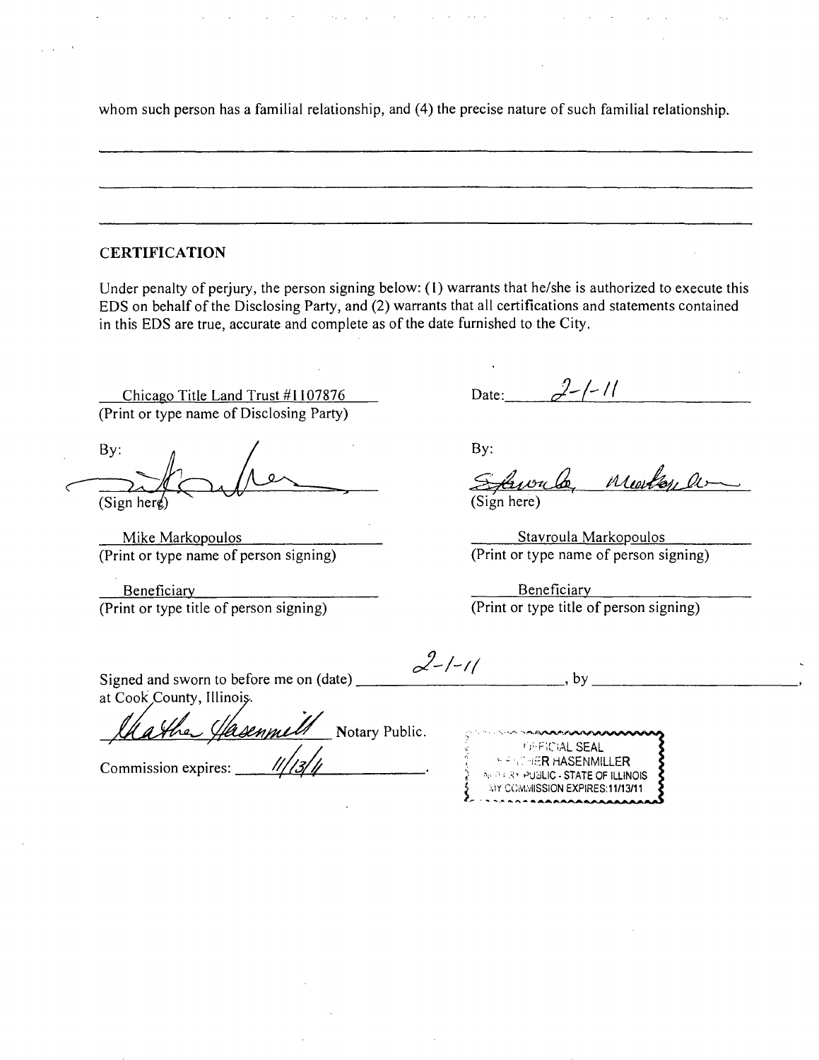whom such person has a familial relationship, and (4) the precise nature of such familial relationship.

---

---

---

## CERTIFICATION

Under penalty of perjury, the person signing below: (1) warrants that he/she is authorized to execute this EDS on behalf of the Disclosing Party, and (2) warrants that all certifications and statements contained in this EDS are true, accurate and complete as of the date furnished to the City.

Chicago Title Land Trust #1107876
(Print or type name of Disclosing Party)

Date: 2-1-11

By: [signature]
(Sign here)

By: [signature]
(Sign here)

Mike Markopoulos
(Print or type name of person signing)

Stavroula Markopoulos
(Print or type name of person signing)

Beneficiary
(Print or type title of person signing)

Beneficiary
(Print or type title of person signing)

Signed and sworn to before me on (date) 2-1-11, by ____________________,
at Cook County, Illinois.

[signature] Notary Public.

Commission expires: 11/13/11.

OFFICIAL SEAL
HEATHER HASENMILLER
NOTARY PUBLIC - STATE OF ILLINOIS
MY COMMISSION EXPIRES:11/13/11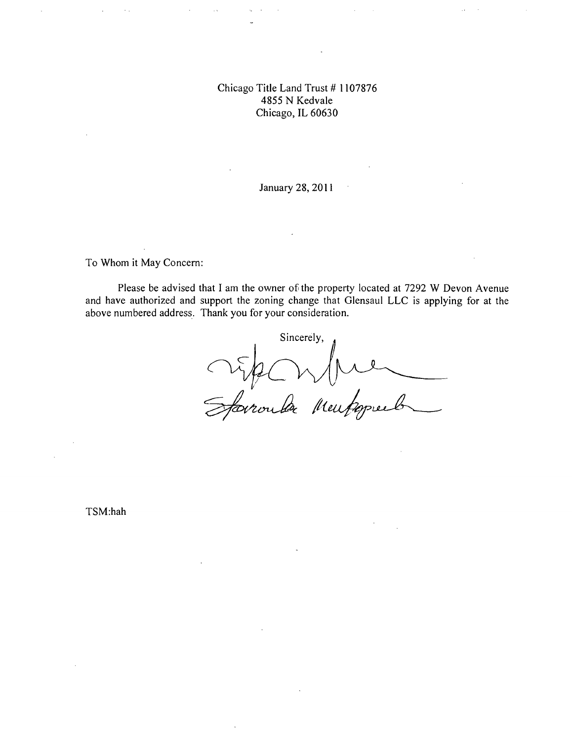Chicago Title Land Trust # 1107876
4855 N Kedvale
Chicago, IL 60630

January 28, 2011

To Whom it May Concern:

Please be advised that I am the owner of the property located at 7292 W Devon Avenue and have authorized and support the zoning change that Glensaul LLC is applying for at the above numbered address. Thank you for your consideration.

Sincerely,

TSM:hah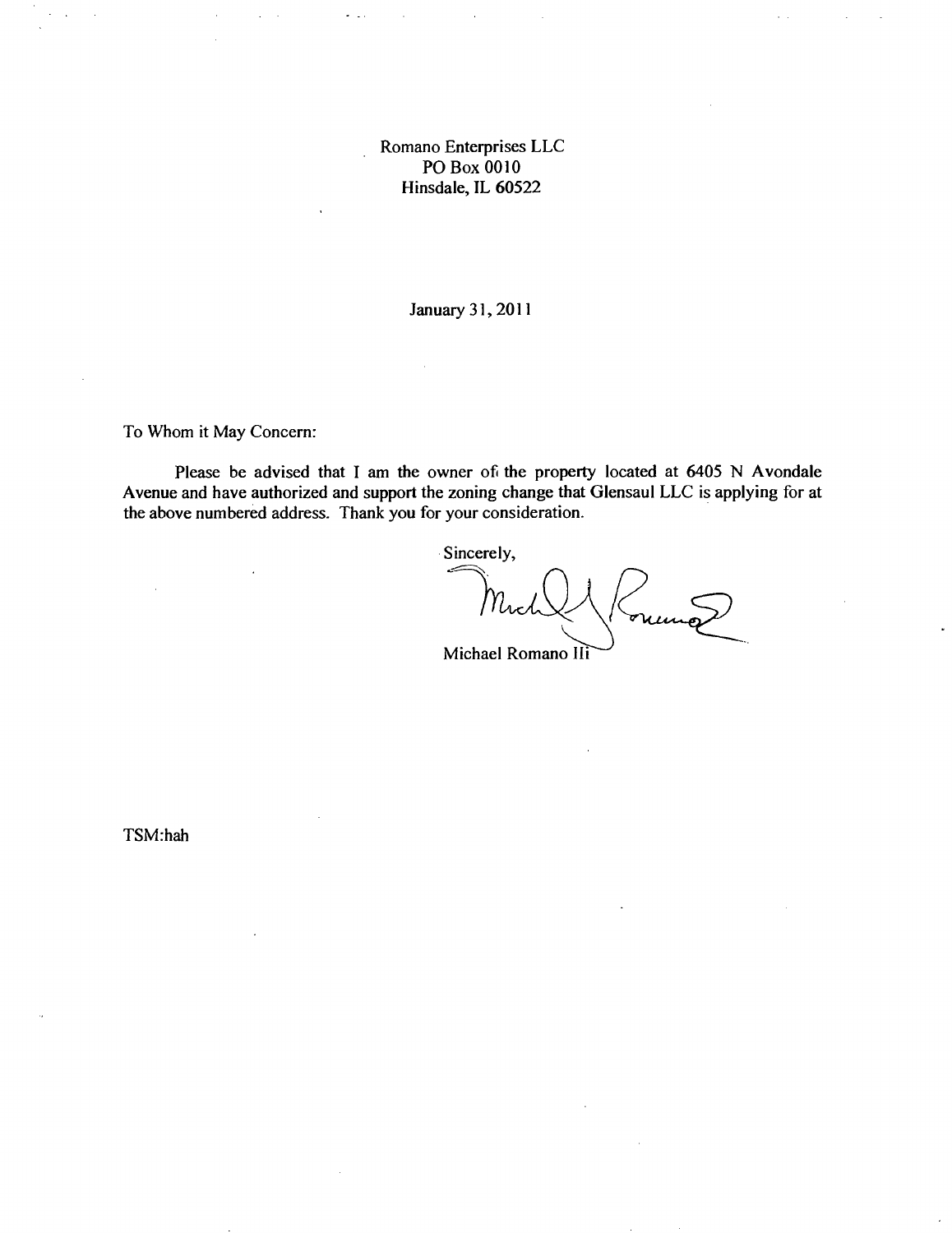Romano Enterprises LLC
PO Box 0010
Hinsdale, IL 60522

January 31, 2011

To Whom it May Concern:

Please be advised that I am the owner of the property located at 6405 N Avondale Avenue and have authorized and support the zoning change that Glensaul LLC is applying for at the above numbered address. Thank you for your consideration.

Sincerely,

Michael Romano III

TSM:hah